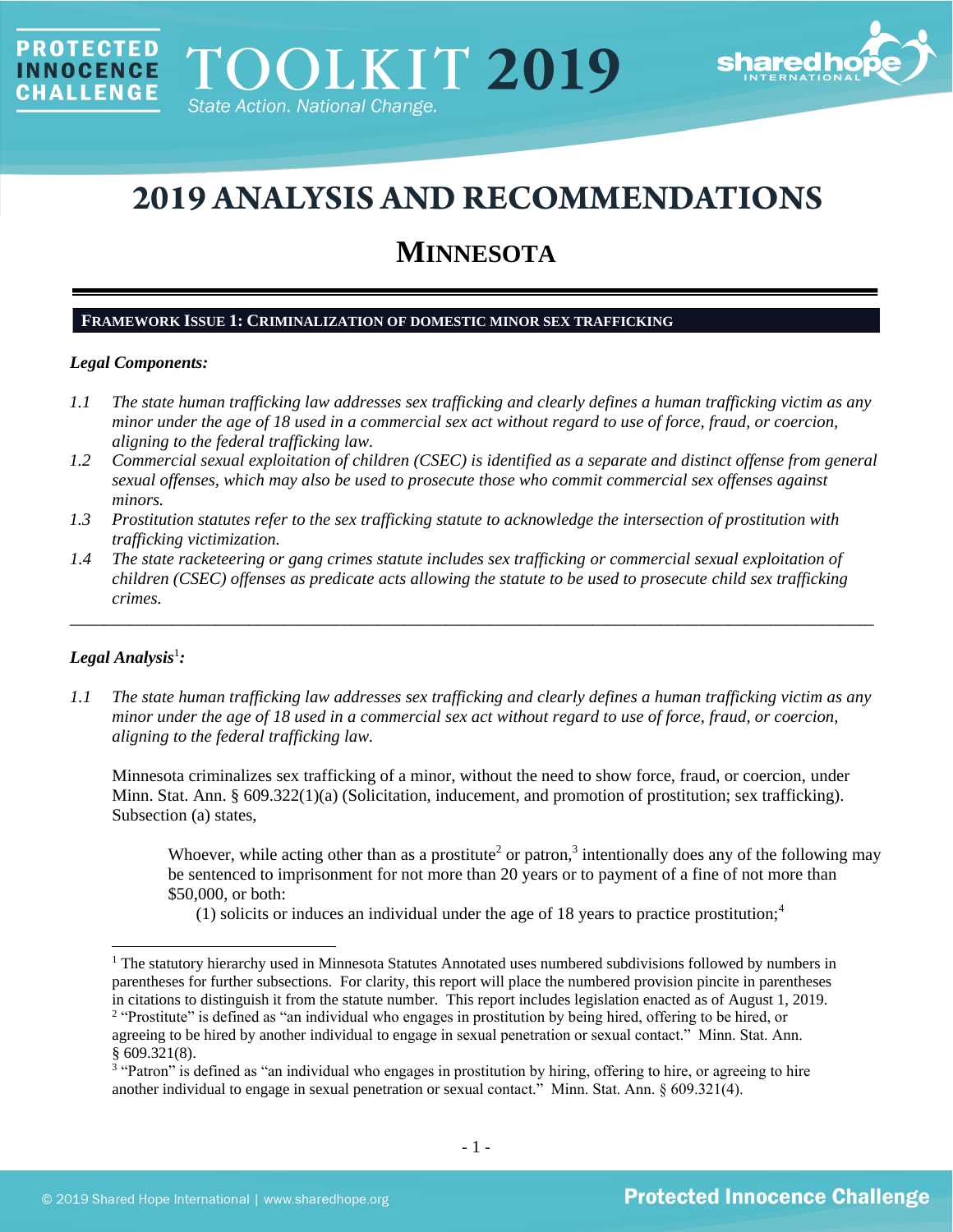# 2019 ANALYSIS AND RECOMMENDATIONS

## MINNESOTA

### FRAMEWORK ISSUE 1: CRIMINALIZATION OF DOMESTIC MINOR SEX TRAFFICKING

***Legal Components:***

*1.1 The state human trafficking law addresses sex trafficking and clearly defines a human trafficking victim as any minor under the age of 18 used in a commercial sex act without regard to use of force, fraud, or coercion, aligning to the federal trafficking law.*

*1.2 Commercial sexual exploitation of children (CSEC) is identified as a separate and distinct offense from general sexual offenses, which may also be used to prosecute those who commit commercial sex offenses against minors.*

*1.3 Prostitution statutes refer to the sex trafficking statute to acknowledge the intersection of prostitution with trafficking victimization.*

*1.4 The state racketeering or gang crimes statute includes sex trafficking or commercial sexual exploitation of children (CSEC) offenses as predicate acts allowing the statute to be used to prosecute child sex trafficking crimes.*

---

***Legal Analysis***[1]***:***

*1.1 The state human trafficking law addresses sex trafficking and clearly defines a human trafficking victim as any minor under the age of 18 used in a commercial sex act without regard to use of force, fraud, or coercion, aligning to the federal trafficking law.*

Minnesota criminalizes sex trafficking of a minor, without the need to show force, fraud, or coercion, under Minn. Stat. Ann. § 609.322(1)(a) (Solicitation, inducement, and promotion of prostitution; sex trafficking). Subsection (a) states,

> Whoever, while acting other than as a prostitute[2] or patron,[3] intentionally does any of the following may be sentenced to imprisonment for not more than 20 years or to payment of a fine of not more than $50,000, or both:
>
> (1) solicits or induces an individual under the age of 18 years to practice prostitution;[4]

---

[1] The statutory hierarchy used in Minnesota Statutes Annotated uses numbered subdivisions followed by numbers in parentheses for further subsections. For clarity, this report will place the numbered provision pincite in parentheses in citations to distinguish it from the statute number. This report includes legislation enacted as of August 1, 2019.

[2] "Prostitute" is defined as "an individual who engages in prostitution by being hired, offering to be hired, or agreeing to be hired by another individual to engage in sexual penetration or sexual contact." Minn. Stat. Ann. § 609.321(8).

[3] "Patron" is defined as "an individual who engages in prostitution by hiring, offering to hire, or agreeing to hire another individual to engage in sexual penetration or sexual contact." Minn. Stat. Ann. § 609.321(4).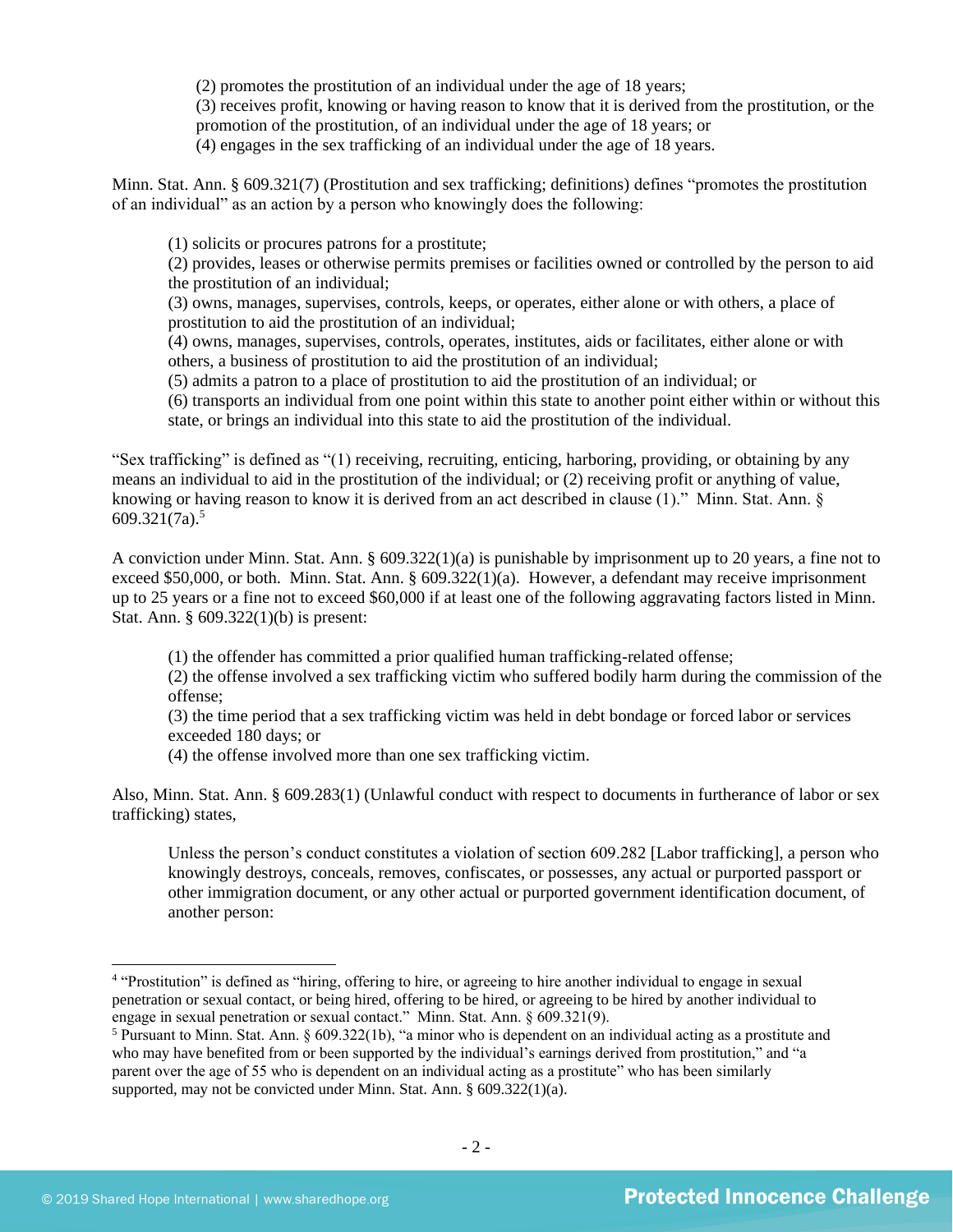> (2) promotes the prostitution of an individual under the age of 18 years;
> (3) receives profit, knowing or having reason to know that it is derived from the prostitution, or the promotion of the prostitution, of an individual under the age of 18 years; or
> (4) engages in the sex trafficking of an individual under the age of 18 years.

Minn. Stat. Ann. § 609.321(7) (Prostitution and sex trafficking; definitions) defines "promotes the prostitution of an individual" as an action by a person who knowingly does the following:

> (1) solicits or procures patrons for a prostitute;
> (2) provides, leases or otherwise permits premises or facilities owned or controlled by the person to aid the prostitution of an individual;
> (3) owns, manages, supervises, controls, keeps, or operates, either alone or with others, a place of prostitution to aid the prostitution of an individual;
> (4) owns, manages, supervises, controls, operates, institutes, aids or facilitates, either alone or with others, a business of prostitution to aid the prostitution of an individual;
> (5) admits a patron to a place of prostitution to aid the prostitution of an individual; or
> (6) transports an individual from one point within this state to another point either within or without this state, or brings an individual into this state to aid the prostitution of the individual.

"Sex trafficking" is defined as "(1) receiving, recruiting, enticing, harboring, providing, or obtaining by any means an individual to aid in the prostitution of the individual; or (2) receiving profit or anything of value, knowing or having reason to know it is derived from an act described in clause (1)." Minn. Stat. Ann. § 609.321(7a).[5]

A conviction under Minn. Stat. Ann. § 609.322(1)(a) is punishable by imprisonment up to 20 years, a fine not to exceed $50,000, or both. Minn. Stat. Ann. § 609.322(1)(a). However, a defendant may receive imprisonment up to 25 years or a fine not to exceed $60,000 if at least one of the following aggravating factors listed in Minn. Stat. Ann. § 609.322(1)(b) is present:

> (1) the offender has committed a prior qualified human trafficking-related offense;
> (2) the offense involved a sex trafficking victim who suffered bodily harm during the commission of the offense;
> (3) the time period that a sex trafficking victim was held in debt bondage or forced labor or services exceeded 180 days; or
> (4) the offense involved more than one sex trafficking victim.

Also, Minn. Stat. Ann. § 609.283(1) (Unlawful conduct with respect to documents in furtherance of labor or sex trafficking) states,

> Unless the person's conduct constitutes a violation of section 609.282 [Labor trafficking], a person who knowingly destroys, conceals, removes, confiscates, or possesses, any actual or purported passport or other immigration document, or any other actual or purported government identification document, of another person:

---

[4] "Prostitution" is defined as "hiring, offering to hire, or agreeing to hire another individual to engage in sexual penetration or sexual contact, or being hired, offering to be hired, or agreeing to be hired by another individual to engage in sexual penetration or sexual contact." Minn. Stat. Ann. § 609.321(9).

[5] Pursuant to Minn. Stat. Ann. § 609.322(1b), "a minor who is dependent on an individual acting as a prostitute and who may have benefited from or been supported by the individual's earnings derived from prostitution," and "a parent over the age of 55 who is dependent on an individual acting as a prostitute" who has been similarly supported, may not be convicted under Minn. Stat. Ann. § 609.322(1)(a).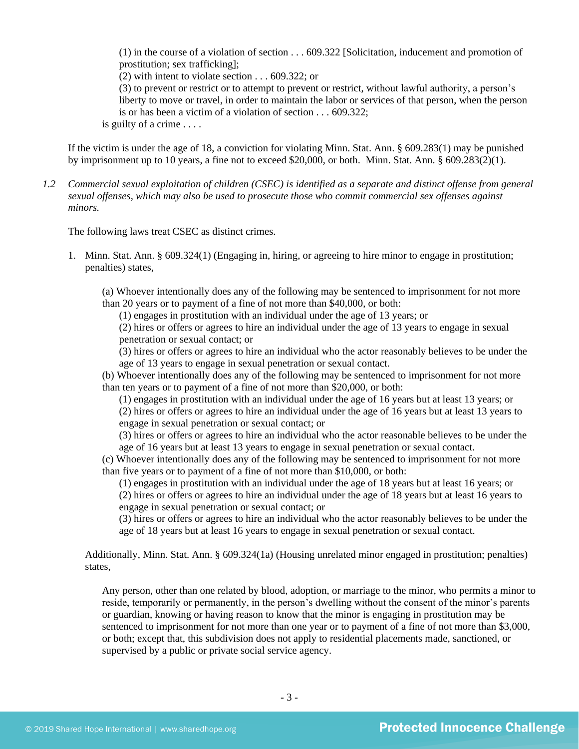(1) in the course of a violation of section . . . 609.322 [Solicitation, inducement and promotion of prostitution; sex trafficking];

(2) with intent to violate section . . . 609.322; or

(3) to prevent or restrict or to attempt to prevent or restrict, without lawful authority, a person's liberty to move or travel, in order to maintain the labor or services of that person, when the person is or has been a victim of a violation of section . . . 609.322;

is guilty of a crime . . . .

If the victim is under the age of 18, a conviction for violating Minn. Stat. Ann. § 609.283(1) may be punished by imprisonment up to 10 years, a fine not to exceed $20,000, or both. Minn. Stat. Ann. § 609.283(2)(1).

1.2 *Commercial sexual exploitation of children (CSEC) is identified as a separate and distinct offense from general sexual offenses, which may also be used to prosecute those who commit commercial sex offenses against minors.*

The following laws treat CSEC as distinct crimes.

1. Minn. Stat. Ann. § 609.324(1) (Engaging in, hiring, or agreeing to hire minor to engage in prostitution; penalties) states,

   (a) Whoever intentionally does any of the following may be sentenced to imprisonment for not more than 20 years or to payment of a fine of not more than $40,000, or both:

   (1) engages in prostitution with an individual under the age of 13 years; or

   (2) hires or offers or agrees to hire an individual under the age of 13 years to engage in sexual penetration or sexual contact; or

   (3) hires or offers or agrees to hire an individual who the actor reasonably believes to be under the age of 13 years to engage in sexual penetration or sexual contact.

   (b) Whoever intentionally does any of the following may be sentenced to imprisonment for not more than ten years or to payment of a fine of not more than $20,000, or both:

   (1) engages in prostitution with an individual under the age of 16 years but at least 13 years; or

   (2) hires or offers or agrees to hire an individual under the age of 16 years but at least 13 years to engage in sexual penetration or sexual contact; or

   (3) hires or offers or agrees to hire an individual who the actor reasonable believes to be under the age of 16 years but at least 13 years to engage in sexual penetration or sexual contact.

   (c) Whoever intentionally does any of the following may be sentenced to imprisonment for not more than five years or to payment of a fine of not more than $10,000, or both:

   (1) engages in prostitution with an individual under the age of 18 years but at least 16 years; or

   (2) hires or offers or agrees to hire an individual under the age of 18 years but at least 16 years to engage in sexual penetration or sexual contact; or

   (3) hires or offers or agrees to hire an individual who the actor reasonably believes to be under the age of 18 years but at least 16 years to engage in sexual penetration or sexual contact.

   Additionally, Minn. Stat. Ann. § 609.324(1a) (Housing unrelated minor engaged in prostitution; penalties) states,

   Any person, other than one related by blood, adoption, or marriage to the minor, who permits a minor to reside, temporarily or permanently, in the person's dwelling without the consent of the minor's parents or guardian, knowing or having reason to know that the minor is engaging in prostitution may be sentenced to imprisonment for not more than one year or to payment of a fine of not more than $3,000, or both; except that, this subdivision does not apply to residential placements made, sanctioned, or supervised by a public or private social service agency.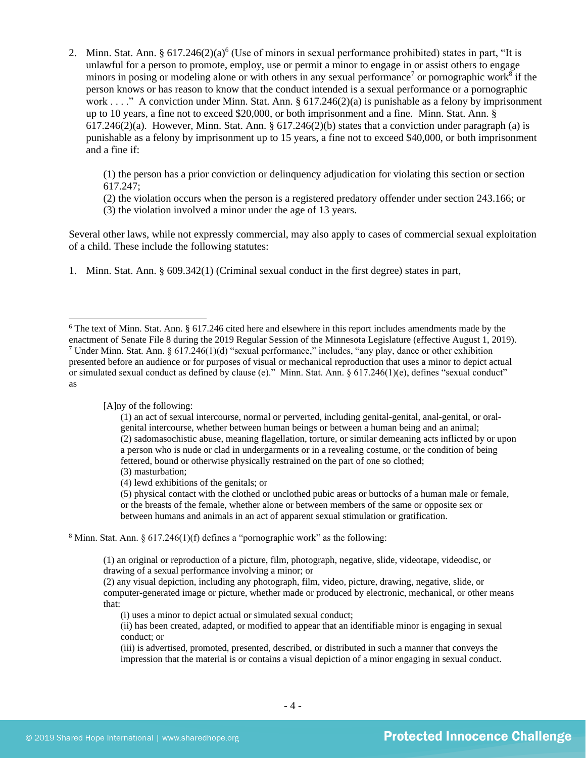2. Minn. Stat. Ann. § 617.246(2)(a)[6] (Use of minors in sexual performance prohibited) states in part, "It is unlawful for a person to promote, employ, use or permit a minor to engage in or assist others to engage minors in posing or modeling alone or with others in any sexual performance[7] or pornographic work[8] if the person knows or has reason to know that the conduct intended is a sexual performance or a pornographic work . . . ." A conviction under Minn. Stat. Ann. § 617.246(2)(a) is punishable as a felony by imprisonment up to 10 years, a fine not to exceed $20,000, or both imprisonment and a fine. Minn. Stat. Ann. § 617.246(2)(a). However, Minn. Stat. Ann. § 617.246(2)(b) states that a conviction under paragraph (a) is punishable as a felony by imprisonment up to 15 years, a fine not to exceed $40,000, or both imprisonment and a fine if:

   (1) the person has a prior conviction or delinquency adjudication for violating this section or section 617.247;
   (2) the violation occurs when the person is a registered predatory offender under section 243.166; or
   (3) the violation involved a minor under the age of 13 years.

Several other laws, while not expressly commercial, may also apply to cases of commercial sexual exploitation of a child. These include the following statutes:

1. Minn. Stat. Ann. § 609.342(1) (Criminal sexual conduct in the first degree) states in part,

---

[6] The text of Minn. Stat. Ann. § 617.246 cited here and elsewhere in this report includes amendments made by the enactment of Senate File 8 during the 2019 Regular Session of the Minnesota Legislature (effective August 1, 2019).

[7] Under Minn. Stat. Ann. § 617.246(1)(d) "sexual performance," includes, "any play, dance or other exhibition presented before an audience or for purposes of visual or mechanical reproduction that uses a minor to depict actual or simulated sexual conduct as defined by clause (e)." Minn. Stat. Ann. § 617.246(1)(e), defines "sexual conduct" as

> [A]ny of the following:
> (1) an act of sexual intercourse, normal or perverted, including genital-genital, anal-genital, or oral-genital intercourse, whether between human beings or between a human being and an animal;
> (2) sadomasochistic abuse, meaning flagellation, torture, or similar demeaning acts inflicted by or upon a person who is nude or clad in undergarments or in a revealing costume, or the condition of being fettered, bound or otherwise physically restrained on the part of one so clothed;
> (3) masturbation;
> (4) lewd exhibitions of the genitals; or
> (5) physical contact with the clothed or unclothed pubic areas or buttocks of a human male or female, or the breasts of the female, whether alone or between members of the same or opposite sex or between humans and animals in an act of apparent sexual stimulation or gratification.

[8] Minn. Stat. Ann. § 617.246(1)(f) defines a "pornographic work" as the following:

> (1) an original or reproduction of a picture, film, photograph, negative, slide, videotape, videodisc, or drawing of a sexual performance involving a minor; or
> (2) any visual depiction, including any photograph, film, video, picture, drawing, negative, slide, or computer-generated image or picture, whether made or produced by electronic, mechanical, or other means that:
> (i) uses a minor to depict actual or simulated sexual conduct;
> (ii) has been created, adapted, or modified to appear that an identifiable minor is engaging in sexual conduct; or
> (iii) is advertised, promoted, presented, described, or distributed in such a manner that conveys the impression that the material is or contains a visual depiction of a minor engaging in sexual conduct.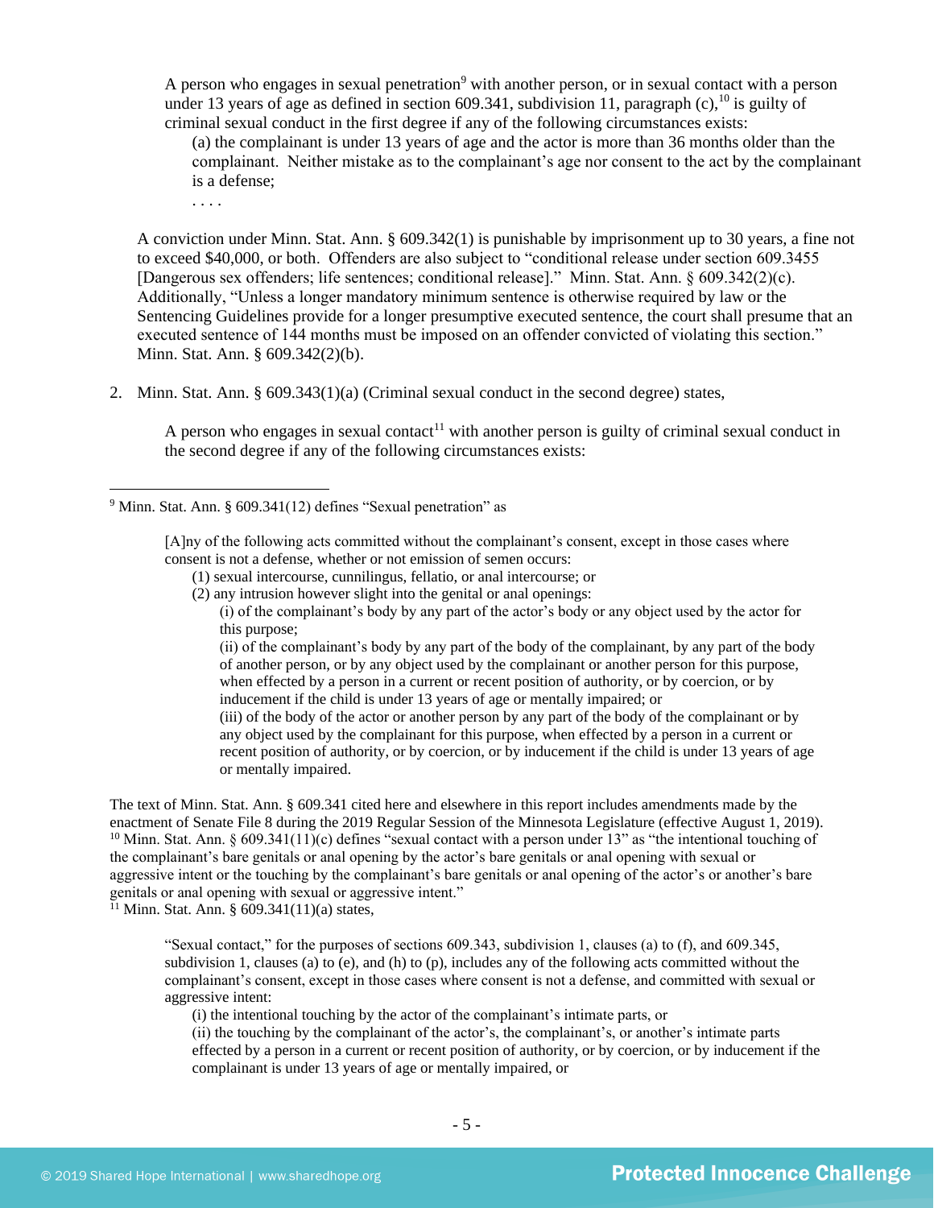> A person who engages in sexual penetration[9] with another person, or in sexual contact with a person under 13 years of age as defined in section 609.341, subdivision 11, paragraph (c),[10] is guilty of criminal sexual conduct in the first degree if any of the following circumstances exists:
>
> (a) the complainant is under 13 years of age and the actor is more than 36 months older than the complainant. Neither mistake as to the complainant's age nor consent to the act by the complainant is a defense;
>
> . . . .

A conviction under Minn. Stat. Ann. § 609.342(1) is punishable by imprisonment up to 30 years, a fine not to exceed $40,000, or both. Offenders are also subject to "conditional release under section 609.3455 [Dangerous sex offenders; life sentences; conditional release]." Minn. Stat. Ann. § 609.342(2)(c). Additionally, "Unless a longer mandatory minimum sentence is otherwise required by law or the Sentencing Guidelines provide for a longer presumptive executed sentence, the court shall presume that an executed sentence of 144 months must be imposed on an offender convicted of violating this section." Minn. Stat. Ann. § 609.342(2)(b).

2. Minn. Stat. Ann. § 609.343(1)(a) (Criminal sexual conduct in the second degree) states,

> A person who engages in sexual contact[11] with another person is guilty of criminal sexual conduct in the second degree if any of the following circumstances exists:

---

[9] Minn. Stat. Ann. § 609.341(12) defines "Sexual penetration" as

> [A]ny of the following acts committed without the complainant's consent, except in those cases where consent is not a defense, whether or not emission of semen occurs:
>
> (1) sexual intercourse, cunnilingus, fellatio, or anal intercourse; or
>
> (2) any intrusion however slight into the genital or anal openings:
>
> (i) of the complainant's body by any part of the actor's body or any object used by the actor for this purpose;
>
> (ii) of the complainant's body by any part of the body of the complainant, by any part of the body of another person, or by any object used by the complainant or another person for this purpose, when effected by a person in a current or recent position of authority, or by coercion, or by inducement if the child is under 13 years of age or mentally impaired; or
>
> (iii) of the body of the actor or another person by any part of the body of the complainant or by any object used by the complainant for this purpose, when effected by a person in a current or recent position of authority, or by coercion, or by inducement if the child is under 13 years of age or mentally impaired.

The text of Minn. Stat. Ann. § 609.341 cited here and elsewhere in this report includes amendments made by the enactment of Senate File 8 during the 2019 Regular Session of the Minnesota Legislature (effective August 1, 2019).

[10] Minn. Stat. Ann. § 609.341(11)(c) defines "sexual contact with a person under 13" as "the intentional touching of the complainant's bare genitals or anal opening by the actor's bare genitals or anal opening with sexual or aggressive intent or the touching by the complainant's bare genitals or anal opening of the actor's or another's bare genitals or anal opening with sexual or aggressive intent."

[11] Minn. Stat. Ann. § 609.341(11)(a) states,

> "Sexual contact," for the purposes of sections 609.343, subdivision 1, clauses (a) to (f), and 609.345, subdivision 1, clauses (a) to (e), and (h) to (p), includes any of the following acts committed without the complainant's consent, except in those cases where consent is not a defense, and committed with sexual or aggressive intent:
>
> (i) the intentional touching by the actor of the complainant's intimate parts, or
>
> (ii) the touching by the complainant of the actor's, the complainant's, or another's intimate parts effected by a person in a current or recent position of authority, or by coercion, or by inducement if the complainant is under 13 years of age or mentally impaired, or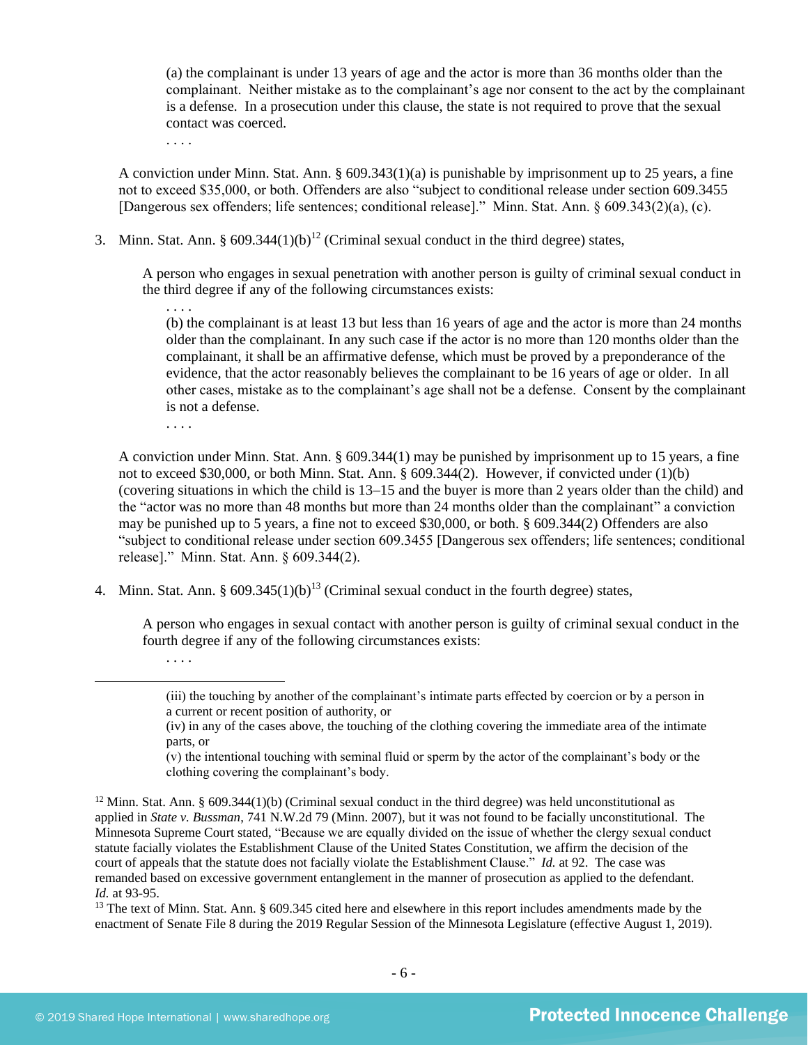(a) the complainant is under 13 years of age and the actor is more than 36 months older than the complainant. Neither mistake as to the complainant's age nor consent to the act by the complainant is a defense. In a prosecution under this clause, the state is not required to prove that the sexual contact was coerced.

. . . .

A conviction under Minn. Stat. Ann. § 609.343(1)(a) is punishable by imprisonment up to 25 years, a fine not to exceed $35,000, or both. Offenders are also "subject to conditional release under section 609.3455 [Dangerous sex offenders; life sentences; conditional release]." Minn. Stat. Ann. § 609.343(2)(a), (c).

3. Minn. Stat. Ann. § 609.344(1)(b)[12] (Criminal sexual conduct in the third degree) states,

   A person who engages in sexual penetration with another person is guilty of criminal sexual conduct in the third degree if any of the following circumstances exists:

   . . . .

   (b) the complainant is at least 13 but less than 16 years of age and the actor is more than 24 months older than the complainant. In any such case if the actor is no more than 120 months older than the complainant, it shall be an affirmative defense, which must be proved by a preponderance of the evidence, that the actor reasonably believes the complainant to be 16 years of age or older. In all other cases, mistake as to the complainant's age shall not be a defense. Consent by the complainant is not a defense.

   . . . .

   A conviction under Minn. Stat. Ann. § 609.344(1) may be punished by imprisonment up to 15 years, a fine not to exceed $30,000, or both Minn. Stat. Ann. § 609.344(2). However, if convicted under (1)(b) (covering situations in which the child is 13–15 and the buyer is more than 2 years older than the child) and the "actor was no more than 48 months but more than 24 months older than the complainant" a conviction may be punished up to 5 years, a fine not to exceed $30,000, or both. § 609.344(2) Offenders are also "subject to conditional release under section 609.3455 [Dangerous sex offenders; life sentences; conditional release]." Minn. Stat. Ann. § 609.344(2).

4. Minn. Stat. Ann. § 609.345(1)(b)[13] (Criminal sexual conduct in the fourth degree) states,

   A person who engages in sexual contact with another person is guilty of criminal sexual conduct in the fourth degree if any of the following circumstances exists:

   . . . .

---

(iii) the touching by another of the complainant's intimate parts effected by coercion or by a person in a current or recent position of authority, or

(iv) in any of the cases above, the touching of the clothing covering the immediate area of the intimate parts, or

(v) the intentional touching with seminal fluid or sperm by the actor of the complainant's body or the clothing covering the complainant's body.

[12] Minn. Stat. Ann. § 609.344(1)(b) (Criminal sexual conduct in the third degree) was held unconstitutional as applied in *State v. Bussman*, 741 N.W.2d 79 (Minn. 2007), but it was not found to be facially unconstitutional. The Minnesota Supreme Court stated, "Because we are equally divided on the issue of whether the clergy sexual conduct statute facially violates the Establishment Clause of the United States Constitution, we affirm the decision of the court of appeals that the statute does not facially violate the Establishment Clause." *Id.* at 92. The case was remanded based on excessive government entanglement in the manner of prosecution as applied to the defendant. *Id.* at 93-95.

[13] The text of Minn. Stat. Ann. § 609.345 cited here and elsewhere in this report includes amendments made by the enactment of Senate File 8 during the 2019 Regular Session of the Minnesota Legislature (effective August 1, 2019).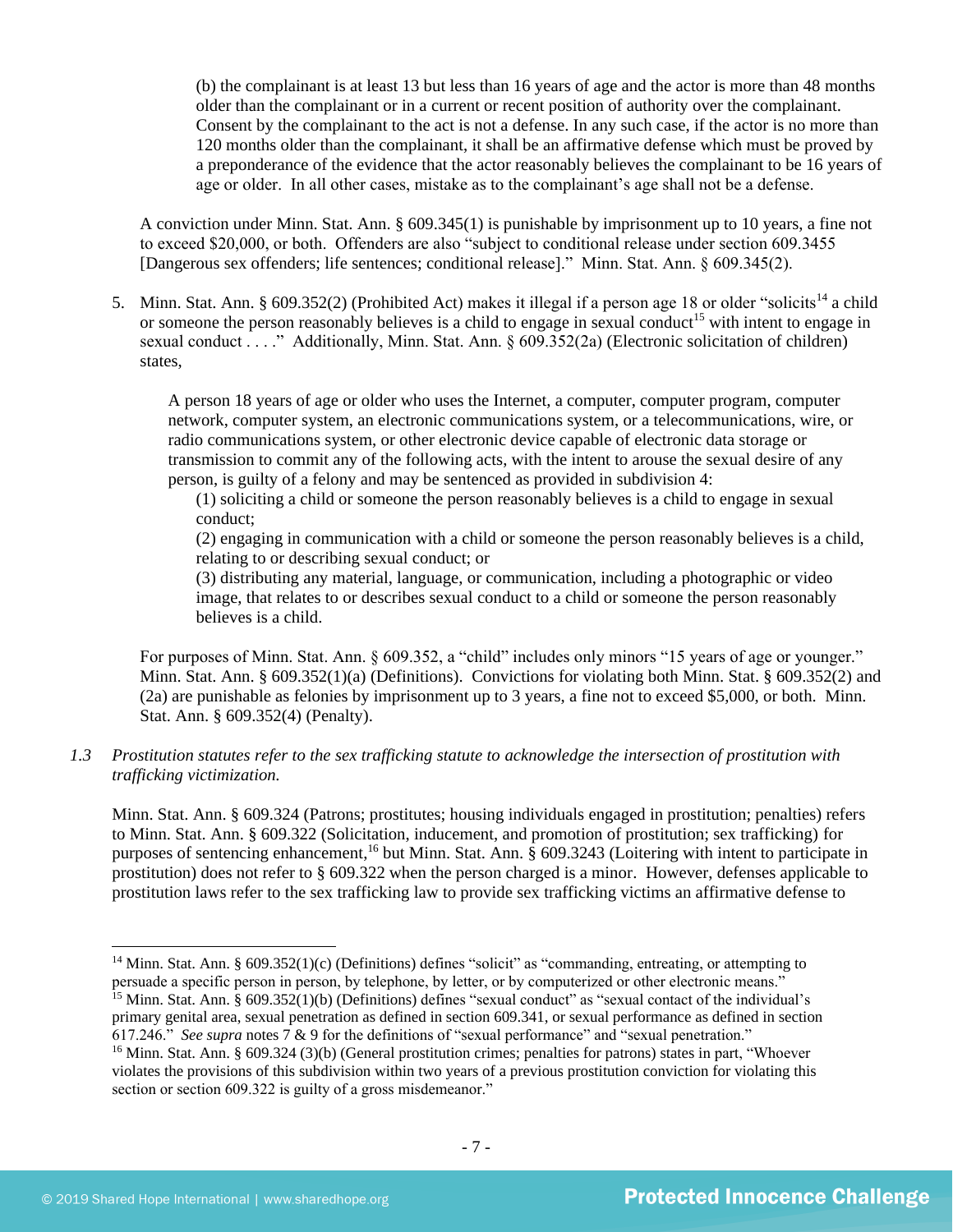(b) the complainant is at least 13 but less than 16 years of age and the actor is more than 48 months older than the complainant or in a current or recent position of authority over the complainant. Consent by the complainant to the act is not a defense. In any such case, if the actor is no more than 120 months older than the complainant, it shall be an affirmative defense which must be proved by a preponderance of the evidence that the actor reasonably believes the complainant to be 16 years of age or older. In all other cases, mistake as to the complainant's age shall not be a defense.

A conviction under Minn. Stat. Ann. § 609.345(1) is punishable by imprisonment up to 10 years, a fine not to exceed $20,000, or both. Offenders are also "subject to conditional release under section 609.3455 [Dangerous sex offenders; life sentences; conditional release]." Minn. Stat. Ann. § 609.345(2).

5. Minn. Stat. Ann. § 609.352(2) (Prohibited Act) makes it illegal if a person age 18 or older "solicits[14] a child or someone the person reasonably believes is a child to engage in sexual conduct[15] with intent to engage in sexual conduct . . . ." Additionally, Minn. Stat. Ann. § 609.352(2a) (Electronic solicitation of children) states,

   A person 18 years of age or older who uses the Internet, a computer, computer program, computer network, computer system, an electronic communications system, or a telecommunications, wire, or radio communications system, or other electronic device capable of electronic data storage or transmission to commit any of the following acts, with the intent to arouse the sexual desire of any person, is guilty of a felony and may be sentenced as provided in subdivision 4:
   (1) soliciting a child or someone the person reasonably believes is a child to engage in sexual conduct;
   (2) engaging in communication with a child or someone the person reasonably believes is a child, relating to or describing sexual conduct; or
   (3) distributing any material, language, or communication, including a photographic or video image, that relates to or describes sexual conduct to a child or someone the person reasonably believes is a child.

   For purposes of Minn. Stat. Ann. § 609.352, a "child" includes only minors "15 years of age or younger." Minn. Stat. Ann. § 609.352(1)(a) (Definitions). Convictions for violating both Minn. Stat. § 609.352(2) and (2a) are punishable as felonies by imprisonment up to 3 years, a fine not to exceed $5,000, or both. Minn. Stat. Ann. § 609.352(4) (Penalty).

*1.3 Prostitution statutes refer to the sex trafficking statute to acknowledge the intersection of prostitution with trafficking victimization.*

Minn. Stat. Ann. § 609.324 (Patrons; prostitutes; housing individuals engaged in prostitution; penalties) refers to Minn. Stat. Ann. § 609.322 (Solicitation, inducement, and promotion of prostitution; sex trafficking) for purposes of sentencing enhancement,[16] but Minn. Stat. Ann. § 609.3243 (Loitering with intent to participate in prostitution) does not refer to § 609.322 when the person charged is a minor. However, defenses applicable to prostitution laws refer to the sex trafficking law to provide sex trafficking victims an affirmative defense to

---

[14] Minn. Stat. Ann. § 609.352(1)(c) (Definitions) defines "solicit" as "commanding, entreating, or attempting to persuade a specific person in person, by telephone, by letter, or by computerized or other electronic means."

[15] Minn. Stat. Ann. § 609.352(1)(b) (Definitions) defines "sexual conduct" as "sexual contact of the individual's primary genital area, sexual penetration as defined in section 609.341, or sexual performance as defined in section 617.246." *See supra* notes 7 & 9 for the definitions of "sexual performance" and "sexual penetration."

[16] Minn. Stat. Ann. § 609.324 (3)(b) (General prostitution crimes; penalties for patrons) states in part, "Whoever violates the provisions of this subdivision within two years of a previous prostitution conviction for violating this section or section 609.322 is guilty of a gross misdemeanor."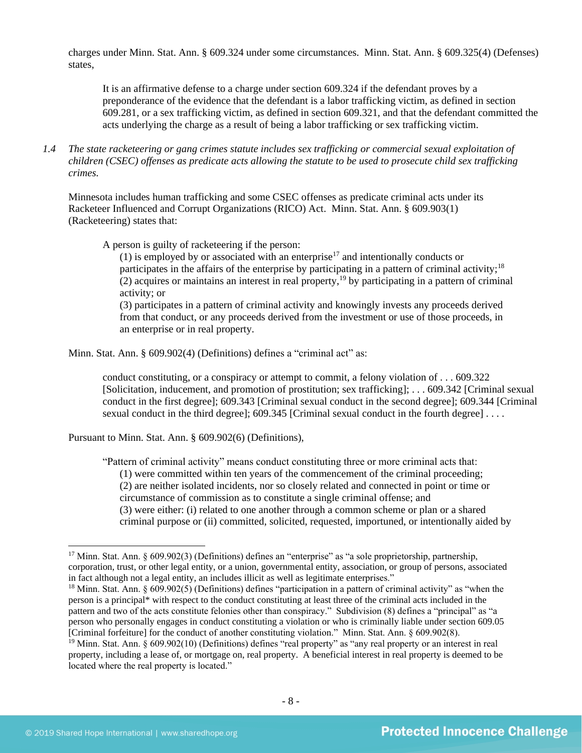charges under Minn. Stat. Ann. § 609.324 under some circumstances. Minn. Stat. Ann. § 609.325(4) (Defenses) states,

> It is an affirmative defense to a charge under section 609.324 if the defendant proves by a preponderance of the evidence that the defendant is a labor trafficking victim, as defined in section 609.281, or a sex trafficking victim, as defined in section 609.321, and that the defendant committed the acts underlying the charge as a result of being a labor trafficking or sex trafficking victim.

*1.4 The state racketeering or gang crimes statute includes sex trafficking or commercial sexual exploitation of children (CSEC) offenses as predicate acts allowing the statute to be used to prosecute child sex trafficking crimes.*

Minnesota includes human trafficking and some CSEC offenses as predicate criminal acts under its Racketeer Influenced and Corrupt Organizations (RICO) Act. Minn. Stat. Ann. § 609.903(1) (Racketeering) states that:

> A person is guilty of racketeering if the person:
> (1) is employed by or associated with an enterprise[17] and intentionally conducts or participates in the affairs of the enterprise by participating in a pattern of criminal activity;[18]
> (2) acquires or maintains an interest in real property,[19] by participating in a pattern of criminal activity; or
> (3) participates in a pattern of criminal activity and knowingly invests any proceeds derived from that conduct, or any proceeds derived from the investment or use of those proceeds, in an enterprise or in real property.

Minn. Stat. Ann. § 609.902(4) (Definitions) defines a "criminal act" as:

> conduct constituting, or a conspiracy or attempt to commit, a felony violation of . . . 609.322 [Solicitation, inducement, and promotion of prostitution; sex trafficking]; . . . 609.342 [Criminal sexual conduct in the first degree]; 609.343 [Criminal sexual conduct in the second degree]; 609.344 [Criminal sexual conduct in the third degree]; 609.345 [Criminal sexual conduct in the fourth degree] . . . .

Pursuant to Minn. Stat. Ann. § 609.902(6) (Definitions),

> "Pattern of criminal activity" means conduct constituting three or more criminal acts that:
> (1) were committed within ten years of the commencement of the criminal proceeding;
> (2) are neither isolated incidents, nor so closely related and connected in point or time or circumstance of commission as to constitute a single criminal offense; and
> (3) were either: (i) related to one another through a common scheme or plan or a shared criminal purpose or (ii) committed, solicited, requested, importuned, or intentionally aided by

---

[17] Minn. Stat. Ann. § 609.902(3) (Definitions) defines an "enterprise" as "a sole proprietorship, partnership, corporation, trust, or other legal entity, or a union, governmental entity, association, or group of persons, associated in fact although not a legal entity, an includes illicit as well as legitimate enterprises."

[18] Minn. Stat. Ann. § 609.902(5) (Definitions) defines "participation in a pattern of criminal activity" as "when the person is a principal* with respect to the conduct constituting at least three of the criminal acts included in the pattern and two of the acts constitute felonies other than conspiracy." Subdivision (8) defines a "principal" as "a person who personally engages in conduct constituting a violation or who is criminally liable under section 609.05 [Criminal forfeiture] for the conduct of another constituting violation." Minn. Stat. Ann. § 609.902(8).

[19] Minn. Stat. Ann. § 609.902(10) (Definitions) defines "real property" as "any real property or an interest in real property, including a lease of, or mortgage on, real property. A beneficial interest in real property is deemed to be located where the real property is located."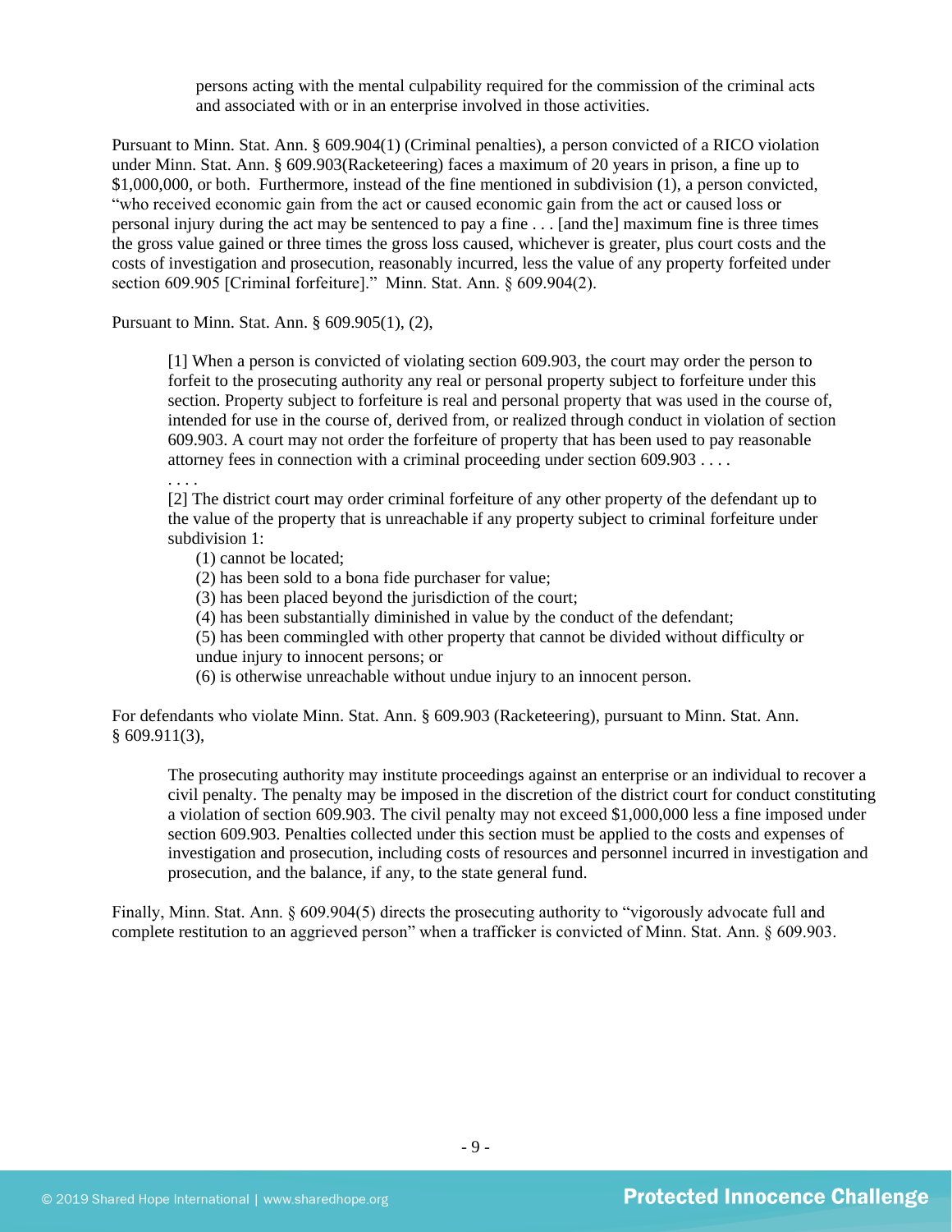> persons acting with the mental culpability required for the commission of the criminal acts and associated with or in an enterprise involved in those activities.

Pursuant to Minn. Stat. Ann. § 609.904(1) (Criminal penalties), a person convicted of a RICO violation under Minn. Stat. Ann. § 609.903(Racketeering) faces a maximum of 20 years in prison, a fine up to $1,000,000, or both. Furthermore, instead of the fine mentioned in subdivision (1), a person convicted, "who received economic gain from the act or caused economic gain from the act or caused loss or personal injury during the act may be sentenced to pay a fine . . . [and the] maximum fine is three times the gross value gained or three times the gross loss caused, whichever is greater, plus court costs and the costs of investigation and prosecution, reasonably incurred, less the value of any property forfeited under section 609.905 [Criminal forfeiture]." Minn. Stat. Ann. § 609.904(2).

Pursuant to Minn. Stat. Ann. § 609.905(1), (2),

> [1] When a person is convicted of violating section 609.903, the court may order the person to forfeit to the prosecuting authority any real or personal property subject to forfeiture under this section. Property subject to forfeiture is real and personal property that was used in the course of, intended for use in the course of, derived from, or realized through conduct in violation of section 609.903. A court may not order the forfeiture of property that has been used to pay reasonable attorney fees in connection with a criminal proceeding under section 609.903 . . . .
>
> . . . .
>
> [2] The district court may order criminal forfeiture of any other property of the defendant up to the value of the property that is unreachable if any property subject to criminal forfeiture under subdivision 1:
>
> (1) cannot be located;
> (2) has been sold to a bona fide purchaser for value;
> (3) has been placed beyond the jurisdiction of the court;
> (4) has been substantially diminished in value by the conduct of the defendant;
> (5) has been commingled with other property that cannot be divided without difficulty or undue injury to innocent persons; or
> (6) is otherwise unreachable without undue injury to an innocent person.

For defendants who violate Minn. Stat. Ann. § 609.903 (Racketeering), pursuant to Minn. Stat. Ann. § 609.911(3),

> The prosecuting authority may institute proceedings against an enterprise or an individual to recover a civil penalty. The penalty may be imposed in the discretion of the district court for conduct constituting a violation of section 609.903. The civil penalty may not exceed $1,000,000 less a fine imposed under section 609.903. Penalties collected under this section must be applied to the costs and expenses of investigation and prosecution, including costs of resources and personnel incurred in investigation and prosecution, and the balance, if any, to the state general fund.

Finally, Minn. Stat. Ann. § 609.904(5) directs the prosecuting authority to "vigorously advocate full and complete restitution to an aggrieved person" when a trafficker is convicted of Minn. Stat. Ann. § 609.903.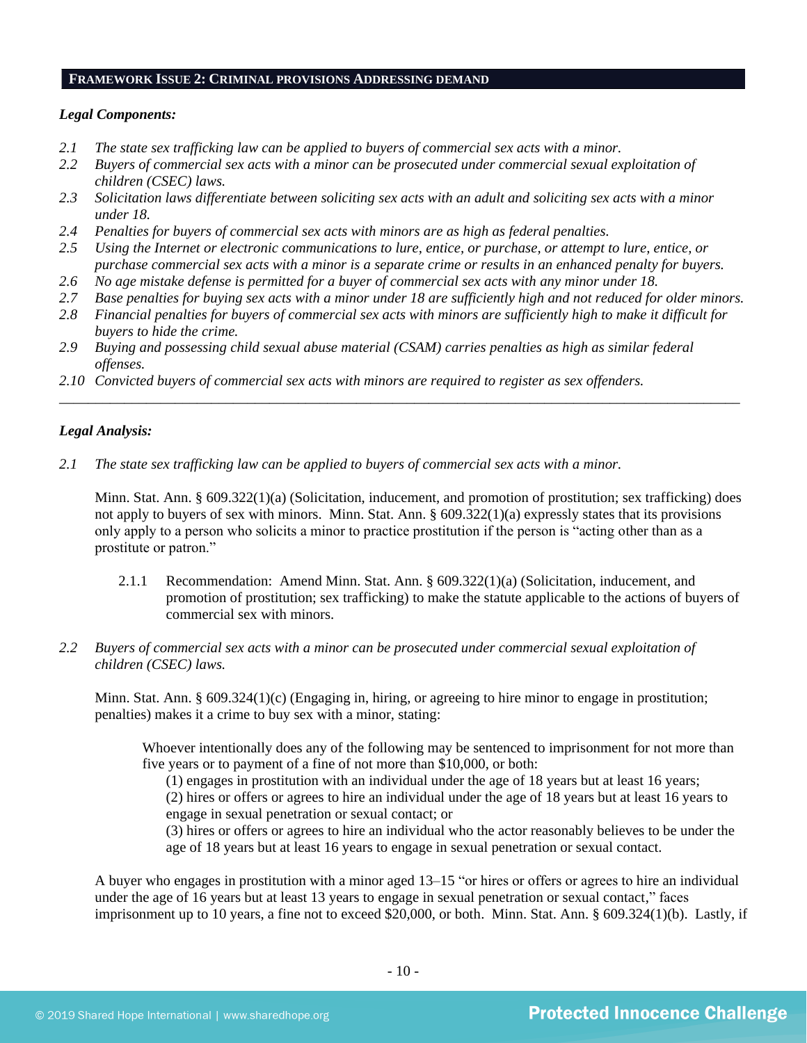## FRAMEWORK ISSUE 2: CRIMINAL PROVISIONS ADDRESSING DEMAND

***Legal Components:***

*2.1 The state sex trafficking law can be applied to buyers of commercial sex acts with a minor.*
*2.2 Buyers of commercial sex acts with a minor can be prosecuted under commercial sexual exploitation of children (CSEC) laws.*
*2.3 Solicitation laws differentiate between soliciting sex acts with an adult and soliciting sex acts with a minor under 18.*
*2.4 Penalties for buyers of commercial sex acts with minors are as high as federal penalties.*
*2.5 Using the Internet or electronic communications to lure, entice, or purchase, or attempt to lure, entice, or purchase commercial sex acts with a minor is a separate crime or results in an enhanced penalty for buyers.*
*2.6 No age mistake defense is permitted for a buyer of commercial sex acts with any minor under 18.*
*2.7 Base penalties for buying sex acts with a minor under 18 are sufficiently high and not reduced for older minors.*
*2.8 Financial penalties for buyers of commercial sex acts with minors are sufficiently high to make it difficult for buyers to hide the crime.*
*2.9 Buying and possessing child sexual abuse material (CSAM) carries penalties as high as similar federal offenses.*
*2.10 Convicted buyers of commercial sex acts with minors are required to register as sex offenders.*

---

***Legal Analysis:***

*2.1 The state sex trafficking law can be applied to buyers of commercial sex acts with a minor.*

Minn. Stat. Ann. § 609.322(1)(a) (Solicitation, inducement, and promotion of prostitution; sex trafficking) does not apply to buyers of sex with minors. Minn. Stat. Ann. § 609.322(1)(a) expressly states that its provisions only apply to a person who solicits a minor to practice prostitution if the person is "acting other than as a prostitute or patron."

> 2.1.1 Recommendation: Amend Minn. Stat. Ann. § 609.322(1)(a) (Solicitation, inducement, and promotion of prostitution; sex trafficking) to make the statute applicable to the actions of buyers of commercial sex with minors.

*2.2 Buyers of commercial sex acts with a minor can be prosecuted under commercial sexual exploitation of children (CSEC) laws.*

Minn. Stat. Ann. § 609.324(1)(c) (Engaging in, hiring, or agreeing to hire minor to engage in prostitution; penalties) makes it a crime to buy sex with a minor, stating:

> Whoever intentionally does any of the following may be sentenced to imprisonment for not more than five years or to payment of a fine of not more than $10,000, or both:
> (1) engages in prostitution with an individual under the age of 18 years but at least 16 years;
> (2) hires or offers or agrees to hire an individual under the age of 18 years but at least 16 years to engage in sexual penetration or sexual contact; or
> (3) hires or offers or agrees to hire an individual who the actor reasonably believes to be under the age of 18 years but at least 16 years to engage in sexual penetration or sexual contact.

A buyer who engages in prostitution with a minor aged 13–15 "or hires or offers or agrees to hire an individual under the age of 16 years but at least 13 years to engage in sexual penetration or sexual contact," faces imprisonment up to 10 years, a fine not to exceed $20,000, or both. Minn. Stat. Ann. § 609.324(1)(b). Lastly, if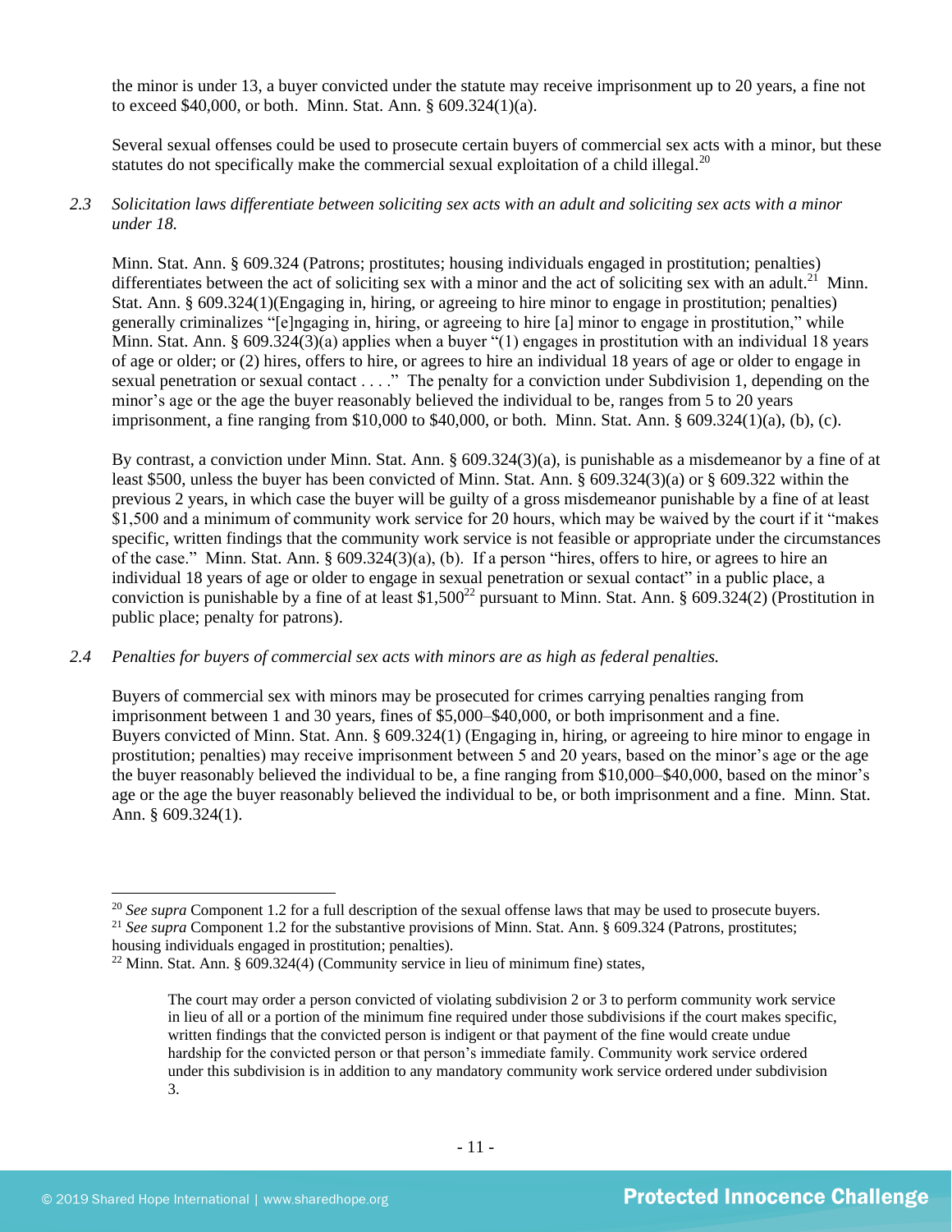the minor is under 13, a buyer convicted under the statute may receive imprisonment up to 20 years, a fine not to exceed $40,000, or both. Minn. Stat. Ann. § 609.324(1)(a).

Several sexual offenses could be used to prosecute certain buyers of commercial sex acts with a minor, but these statutes do not specifically make the commercial sexual exploitation of a child illegal.[20]

*2.3 Solicitation laws differentiate between soliciting sex acts with an adult and soliciting sex acts with a minor under 18.*

Minn. Stat. Ann. § 609.324 (Patrons; prostitutes; housing individuals engaged in prostitution; penalties) differentiates between the act of soliciting sex with a minor and the act of soliciting sex with an adult.[21] Minn. Stat. Ann. § 609.324(1)(Engaging in, hiring, or agreeing to hire minor to engage in prostitution; penalties) generally criminalizes "[e]ngaging in, hiring, or agreeing to hire [a] minor to engage in prostitution," while Minn. Stat. Ann. § 609.324(3)(a) applies when a buyer "(1) engages in prostitution with an individual 18 years of age or older; or (2) hires, offers to hire, or agrees to hire an individual 18 years of age or older to engage in sexual penetration or sexual contact . . . ." The penalty for a conviction under Subdivision 1, depending on the minor's age or the age the buyer reasonably believed the individual to be, ranges from 5 to 20 years imprisonment, a fine ranging from $10,000 to $40,000, or both. Minn. Stat. Ann. § 609.324(1)(a), (b), (c).

By contrast, a conviction under Minn. Stat. Ann. § 609.324(3)(a), is punishable as a misdemeanor by a fine of at least $500, unless the buyer has been convicted of Minn. Stat. Ann. § 609.324(3)(a) or § 609.322 within the previous 2 years, in which case the buyer will be guilty of a gross misdemeanor punishable by a fine of at least $1,500 and a minimum of community work service for 20 hours, which may be waived by the court if it "makes specific, written findings that the community work service is not feasible or appropriate under the circumstances of the case." Minn. Stat. Ann. § 609.324(3)(a), (b). If a person "hires, offers to hire, or agrees to hire an individual 18 years of age or older to engage in sexual penetration or sexual contact" in a public place, a conviction is punishable by a fine of at least $1,500[22] pursuant to Minn. Stat. Ann. § 609.324(2) (Prostitution in public place; penalty for patrons).

*2.4 Penalties for buyers of commercial sex acts with minors are as high as federal penalties.*

Buyers of commercial sex with minors may be prosecuted for crimes carrying penalties ranging from imprisonment between 1 and 30 years, fines of $5,000–$40,000, or both imprisonment and a fine. Buyers convicted of Minn. Stat. Ann. § 609.324(1) (Engaging in, hiring, or agreeing to hire minor to engage in prostitution; penalties) may receive imprisonment between 5 and 20 years, based on the minor's age or the age the buyer reasonably believed the individual to be, a fine ranging from $10,000–$40,000, based on the minor's age or the age the buyer reasonably believed the individual to be, or both imprisonment and a fine. Minn. Stat. Ann. § 609.324(1).

---

[20] *See supra* Component 1.2 for a full description of the sexual offense laws that may be used to prosecute buyers.

[21] *See supra* Component 1.2 for the substantive provisions of Minn. Stat. Ann. § 609.324 (Patrons, prostitutes; housing individuals engaged in prostitution; penalties).

[22] Minn. Stat. Ann. § 609.324(4) (Community service in lieu of minimum fine) states,

> The court may order a person convicted of violating subdivision 2 or 3 to perform community work service in lieu of all or a portion of the minimum fine required under those subdivisions if the court makes specific, written findings that the convicted person is indigent or that payment of the fine would create undue hardship for the convicted person or that person's immediate family. Community work service ordered under this subdivision is in addition to any mandatory community work service ordered under subdivision 3.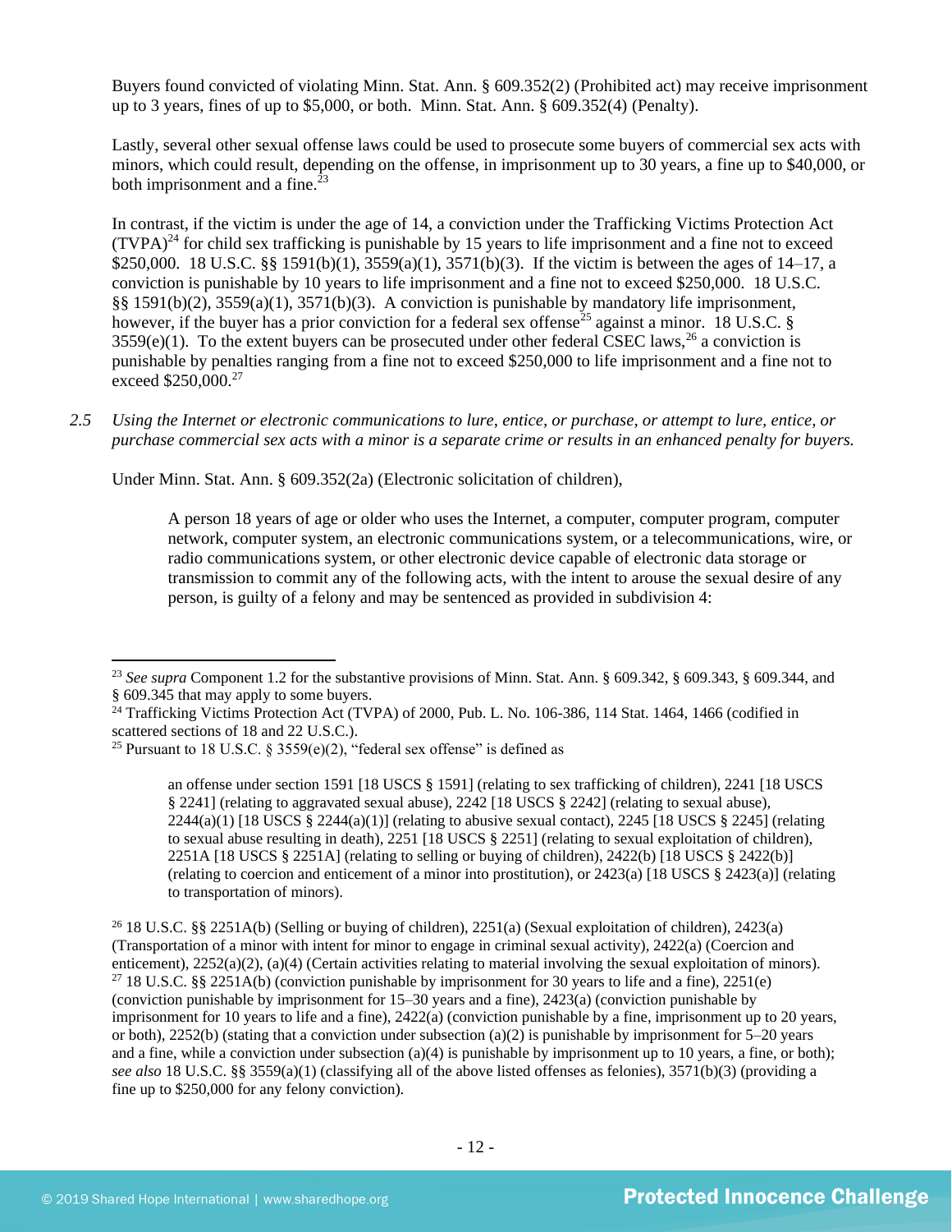Buyers found convicted of violating Minn. Stat. Ann. § 609.352(2) (Prohibited act) may receive imprisonment up to 3 years, fines of up to $5,000, or both. Minn. Stat. Ann. § 609.352(4) (Penalty).

Lastly, several other sexual offense laws could be used to prosecute some buyers of commercial sex acts with minors, which could result, depending on the offense, in imprisonment up to 30 years, a fine up to $40,000, or both imprisonment and a fine.[23]

In contrast, if the victim is under the age of 14, a conviction under the Trafficking Victims Protection Act (TVPA)[24] for child sex trafficking is punishable by 15 years to life imprisonment and a fine not to exceed $250,000. 18 U.S.C. §§ 1591(b)(1), 3559(a)(1), 3571(b)(3). If the victim is between the ages of 14–17, a conviction is punishable by 10 years to life imprisonment and a fine not to exceed $250,000. 18 U.S.C. §§ 1591(b)(2), 3559(a)(1), 3571(b)(3). A conviction is punishable by mandatory life imprisonment, however, if the buyer has a prior conviction for a federal sex offense[25] against a minor. 18 U.S.C. § 3559(e)(1). To the extent buyers can be prosecuted under other federal CSEC laws,[26] a conviction is punishable by penalties ranging from a fine not to exceed $250,000 to life imprisonment and a fine not to exceed $250,000.[27]

*2.5 Using the Internet or electronic communications to lure, entice, or purchase, or attempt to lure, entice, or purchase commercial sex acts with a minor is a separate crime or results in an enhanced penalty for buyers.*

Under Minn. Stat. Ann. § 609.352(2a) (Electronic solicitation of children),

> A person 18 years of age or older who uses the Internet, a computer, computer program, computer network, computer system, an electronic communications system, or a telecommunications, wire, or radio communications system, or other electronic device capable of electronic data storage or transmission to commit any of the following acts, with the intent to arouse the sexual desire of any person, is guilty of a felony and may be sentenced as provided in subdivision 4:

---

[23] *See supra* Component 1.2 for the substantive provisions of Minn. Stat. Ann. § 609.342, § 609.343, § 609.344, and § 609.345 that may apply to some buyers.

[24] Trafficking Victims Protection Act (TVPA) of 2000, Pub. L. No. 106-386, 114 Stat. 1464, 1466 (codified in scattered sections of 18 and 22 U.S.C.).

[25] Pursuant to 18 U.S.C. § 3559(e)(2), "federal sex offense" is defined as

> an offense under section 1591 [18 USCS § 1591] (relating to sex trafficking of children), 2241 [18 USCS § 2241] (relating to aggravated sexual abuse), 2242 [18 USCS § 2242] (relating to sexual abuse), 2244(a)(1) [18 USCS § 2244(a)(1)] (relating to abusive sexual contact), 2245 [18 USCS § 2245] (relating to sexual abuse resulting in death), 2251 [18 USCS § 2251] (relating to sexual exploitation of children), 2251A [18 USCS § 2251A] (relating to selling or buying of children), 2422(b) [18 USCS § 2422(b)] (relating to coercion and enticement of a minor into prostitution), or 2423(a) [18 USCS § 2423(a)] (relating to transportation of minors).

[26] 18 U.S.C. §§ 2251A(b) (Selling or buying of children), 2251(a) (Sexual exploitation of children), 2423(a) (Transportation of a minor with intent for minor to engage in criminal sexual activity), 2422(a) (Coercion and enticement), 2252(a)(2), (a)(4) (Certain activities relating to material involving the sexual exploitation of minors).

[27] 18 U.S.C. §§ 2251A(b) (conviction punishable by imprisonment for 30 years to life and a fine), 2251(e) (conviction punishable by imprisonment for 15–30 years and a fine), 2423(a) (conviction punishable by imprisonment for 10 years to life and a fine), 2422(a) (conviction punishable by a fine, imprisonment up to 20 years, or both), 2252(b) (stating that a conviction under subsection (a)(2) is punishable by imprisonment for 5–20 years and a fine, while a conviction under subsection (a)(4) is punishable by imprisonment up to 10 years, a fine, or both); *see also* 18 U.S.C. §§ 3559(a)(1) (classifying all of the above listed offenses as felonies), 3571(b)(3) (providing a fine up to $250,000 for any felony conviction).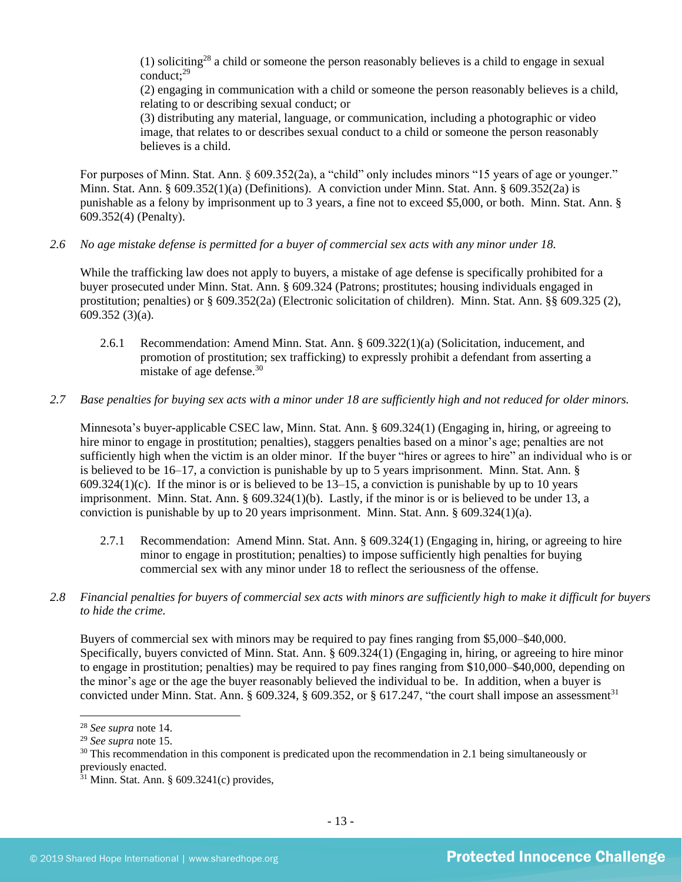(1) soliciting[28] a child or someone the person reasonably believes is a child to engage in sexual conduct;[29]
(2) engaging in communication with a child or someone the person reasonably believes is a child, relating to or describing sexual conduct; or
(3) distributing any material, language, or communication, including a photographic or video image, that relates to or describes sexual conduct to a child or someone the person reasonably believes is a child.

For purposes of Minn. Stat. Ann. § 609.352(2a), a "child" only includes minors "15 years of age or younger." Minn. Stat. Ann. § 609.352(1)(a) (Definitions). A conviction under Minn. Stat. Ann. § 609.352(2a) is punishable as a felony by imprisonment up to 3 years, a fine not to exceed $5,000, or both. Minn. Stat. Ann. § 609.352(4) (Penalty).

*2.6 No age mistake defense is permitted for a buyer of commercial sex acts with any minor under 18.*

While the trafficking law does not apply to buyers, a mistake of age defense is specifically prohibited for a buyer prosecuted under Minn. Stat. Ann. § 609.324 (Patrons; prostitutes; housing individuals engaged in prostitution; penalties) or § 609.352(2a) (Electronic solicitation of children). Minn. Stat. Ann. §§ 609.325 (2), 609.352 (3)(a).

2.6.1 Recommendation: Amend Minn. Stat. Ann. § 609.322(1)(a) (Solicitation, inducement, and promotion of prostitution; sex trafficking) to expressly prohibit a defendant from asserting a mistake of age defense.[30]

*2.7 Base penalties for buying sex acts with a minor under 18 are sufficiently high and not reduced for older minors.*

Minnesota's buyer-applicable CSEC law, Minn. Stat. Ann. § 609.324(1) (Engaging in, hiring, or agreeing to hire minor to engage in prostitution; penalties), staggers penalties based on a minor's age; penalties are not sufficiently high when the victim is an older minor. If the buyer "hires or agrees to hire" an individual who is or is believed to be 16–17, a conviction is punishable by up to 5 years imprisonment. Minn. Stat. Ann. § 609.324(1)(c). If the minor is or is believed to be 13–15, a conviction is punishable by up to 10 years imprisonment. Minn. Stat. Ann. § 609.324(1)(b). Lastly, if the minor is or is believed to be under 13, a conviction is punishable by up to 20 years imprisonment. Minn. Stat. Ann. § 609.324(1)(a).

2.7.1 Recommendation: Amend Minn. Stat. Ann. § 609.324(1) (Engaging in, hiring, or agreeing to hire minor to engage in prostitution; penalties) to impose sufficiently high penalties for buying commercial sex with any minor under 18 to reflect the seriousness of the offense.

*2.8 Financial penalties for buyers of commercial sex acts with minors are sufficiently high to make it difficult for buyers to hide the crime.*

Buyers of commercial sex with minors may be required to pay fines ranging from $5,000–$40,000. Specifically, buyers convicted of Minn. Stat. Ann. § 609.324(1) (Engaging in, hiring, or agreeing to hire minor to engage in prostitution; penalties) may be required to pay fines ranging from $10,000–$40,000, depending on the minor's age or the age the buyer reasonably believed the individual to be. In addition, when a buyer is convicted under Minn. Stat. Ann. § 609.324, § 609.352, or § 617.247, "the court shall impose an assessment[31]

---

[28] *See supra* note 14.
[29] *See supra* note 15.
[30] This recommendation in this component is predicated upon the recommendation in 2.1 being simultaneously or previously enacted.
[31] Minn. Stat. Ann. § 609.3241(c) provides,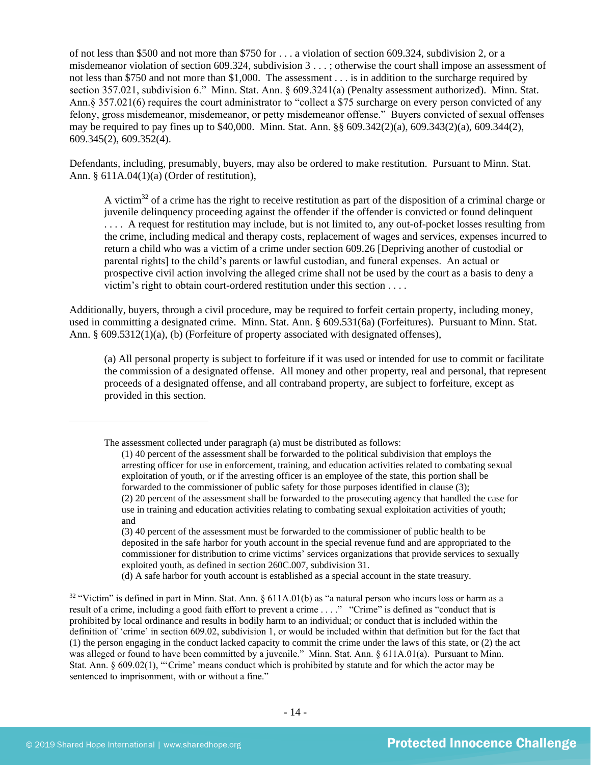of not less than $500 and not more than $750 for . . . a violation of section 609.324, subdivision 2, or a misdemeanor violation of section 609.324, subdivision 3 . . . ; otherwise the court shall impose an assessment of not less than $750 and not more than $1,000. The assessment . . . is in addition to the surcharge required by section 357.021, subdivision 6." Minn. Stat. Ann. § 609.3241(a) (Penalty assessment authorized). Minn. Stat. Ann.§ 357.021(6) requires the court administrator to "collect a $75 surcharge on every person convicted of any felony, gross misdemeanor, misdemeanor, or petty misdemeanor offense." Buyers convicted of sexual offenses may be required to pay fines up to $40,000. Minn. Stat. Ann. §§ 609.342(2)(a), 609.343(2)(a), 609.344(2), 609.345(2), 609.352(4).

Defendants, including, presumably, buyers, may also be ordered to make restitution. Pursuant to Minn. Stat. Ann. § 611A.04(1)(a) (Order of restitution),

> A victim[32] of a crime has the right to receive restitution as part of the disposition of a criminal charge or juvenile delinquency proceeding against the offender if the offender is convicted or found delinquent . . . . A request for restitution may include, but is not limited to, any out-of-pocket losses resulting from the crime, including medical and therapy costs, replacement of wages and services, expenses incurred to return a child who was a victim of a crime under section 609.26 [Depriving another of custodial or parental rights] to the child's parents or lawful custodian, and funeral expenses. An actual or prospective civil action involving the alleged crime shall not be used by the court as a basis to deny a victim's right to obtain court-ordered restitution under this section . . . .

Additionally, buyers, through a civil procedure, may be required to forfeit certain property, including money, used in committing a designated crime. Minn. Stat. Ann. § 609.531(6a) (Forfeitures). Pursuant to Minn. Stat. Ann. § 609.5312(1)(a), (b) (Forfeiture of property associated with designated offenses),

> (a) All personal property is subject to forfeiture if it was used or intended for use to commit or facilitate the commission of a designated offense. All money and other property, real and personal, that represent proceeds of a designated offense, and all contraband property, are subject to forfeiture, except as provided in this section.

---

> The assessment collected under paragraph (a) must be distributed as follows:
>
> (1) 40 percent of the assessment shall be forwarded to the political subdivision that employs the arresting officer for use in enforcement, training, and education activities related to combating sexual exploitation of youth, or if the arresting officer is an employee of the state, this portion shall be forwarded to the commissioner of public safety for those purposes identified in clause (3);
>
> (2) 20 percent of the assessment shall be forwarded to the prosecuting agency that handled the case for use in training and education activities relating to combating sexual exploitation activities of youth; and
>
> (3) 40 percent of the assessment must be forwarded to the commissioner of public health to be deposited in the safe harbor for youth account in the special revenue fund and are appropriated to the commissioner for distribution to crime victims' services organizations that provide services to sexually exploited youth, as defined in section 260C.007, subdivision 31.
>
> (d) A safe harbor for youth account is established as a special account in the state treasury.

[32] "Victim" is defined in part in Minn. Stat. Ann. § 611A.01(b) as "a natural person who incurs loss or harm as a result of a crime, including a good faith effort to prevent a crime . . . ." "Crime" is defined as "conduct that is prohibited by local ordinance and results in bodily harm to an individual; or conduct that is included within the definition of 'crime' in section 609.02, subdivision 1, or would be included within that definition but for the fact that (1) the person engaging in the conduct lacked capacity to commit the crime under the laws of this state, or (2) the act was alleged or found to have been committed by a juvenile." Minn. Stat. Ann. § 611A.01(a). Pursuant to Minn. Stat. Ann. § 609.02(1), "'Crime' means conduct which is prohibited by statute and for which the actor may be sentenced to imprisonment, with or without a fine."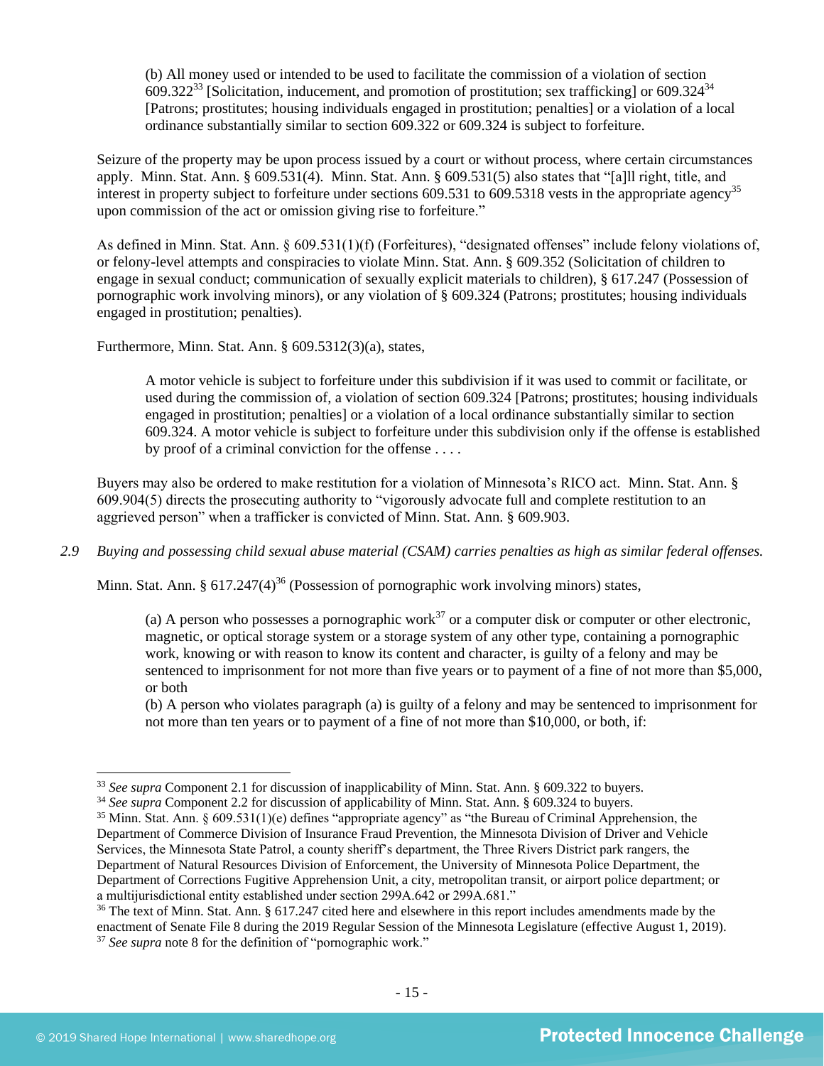> (b) All money used or intended to be used to facilitate the commission of a violation of section 609.322[33] [Solicitation, inducement, and promotion of prostitution; sex trafficking] or 609.324[34] [Patrons; prostitutes; housing individuals engaged in prostitution; penalties] or a violation of a local ordinance substantially similar to section 609.322 or 609.324 is subject to forfeiture.

Seizure of the property may be upon process issued by a court or without process, where certain circumstances apply. Minn. Stat. Ann. § 609.531(4). Minn. Stat. Ann. § 609.531(5) also states that "[a]ll right, title, and interest in property subject to forfeiture under sections 609.531 to 609.5318 vests in the appropriate agency[35] upon commission of the act or omission giving rise to forfeiture."

As defined in Minn. Stat. Ann. § 609.531(1)(f) (Forfeitures), "designated offenses" include felony violations of, or felony-level attempts and conspiracies to violate Minn. Stat. Ann. § 609.352 (Solicitation of children to engage in sexual conduct; communication of sexually explicit materials to children), § 617.247 (Possession of pornographic work involving minors), or any violation of § 609.324 (Patrons; prostitutes; housing individuals engaged in prostitution; penalties).

Furthermore, Minn. Stat. Ann. § 609.5312(3)(a), states,

> A motor vehicle is subject to forfeiture under this subdivision if it was used to commit or facilitate, or used during the commission of, a violation of section 609.324 [Patrons; prostitutes; housing individuals engaged in prostitution; penalties] or a violation of a local ordinance substantially similar to section 609.324. A motor vehicle is subject to forfeiture under this subdivision only if the offense is established by proof of a criminal conviction for the offense . . . .

Buyers may also be ordered to make restitution for a violation of Minnesota's RICO act. Minn. Stat. Ann. § 609.904(5) directs the prosecuting authority to "vigorously advocate full and complete restitution to an aggrieved person" when a trafficker is convicted of Minn. Stat. Ann. § 609.903.

*2.9 Buying and possessing child sexual abuse material (CSAM) carries penalties as high as similar federal offenses.*

Minn. Stat. Ann. § 617.247(4)[36] (Possession of pornographic work involving minors) states,

> (a) A person who possesses a pornographic work[37] or a computer disk or computer or other electronic, magnetic, or optical storage system or a storage system of any other type, containing a pornographic work, knowing or with reason to know its content and character, is guilty of a felony and may be sentenced to imprisonment for not more than five years or to payment of a fine of not more than $5,000, or both
>
> (b) A person who violates paragraph (a) is guilty of a felony and may be sentenced to imprisonment for not more than ten years or to payment of a fine of not more than $10,000, or both, if:

---

[33] *See supra* Component 2.1 for discussion of inapplicability of Minn. Stat. Ann. § 609.322 to buyers.

[34] *See supra* Component 2.2 for discussion of applicability of Minn. Stat. Ann. § 609.324 to buyers.

[35] Minn. Stat. Ann. § 609.531(1)(e) defines "appropriate agency" as "the Bureau of Criminal Apprehension, the Department of Commerce Division of Insurance Fraud Prevention, the Minnesota Division of Driver and Vehicle Services, the Minnesota State Patrol, a county sheriff's department, the Three Rivers District park rangers, the Department of Natural Resources Division of Enforcement, the University of Minnesota Police Department, the Department of Corrections Fugitive Apprehension Unit, a city, metropolitan transit, or airport police department; or a multijurisdictional entity established under section 299A.642 or 299A.681."

[36] The text of Minn. Stat. Ann. § 617.247 cited here and elsewhere in this report includes amendments made by the enactment of Senate File 8 during the 2019 Regular Session of the Minnesota Legislature (effective August 1, 2019).

[37] *See supra* note 8 for the definition of "pornographic work."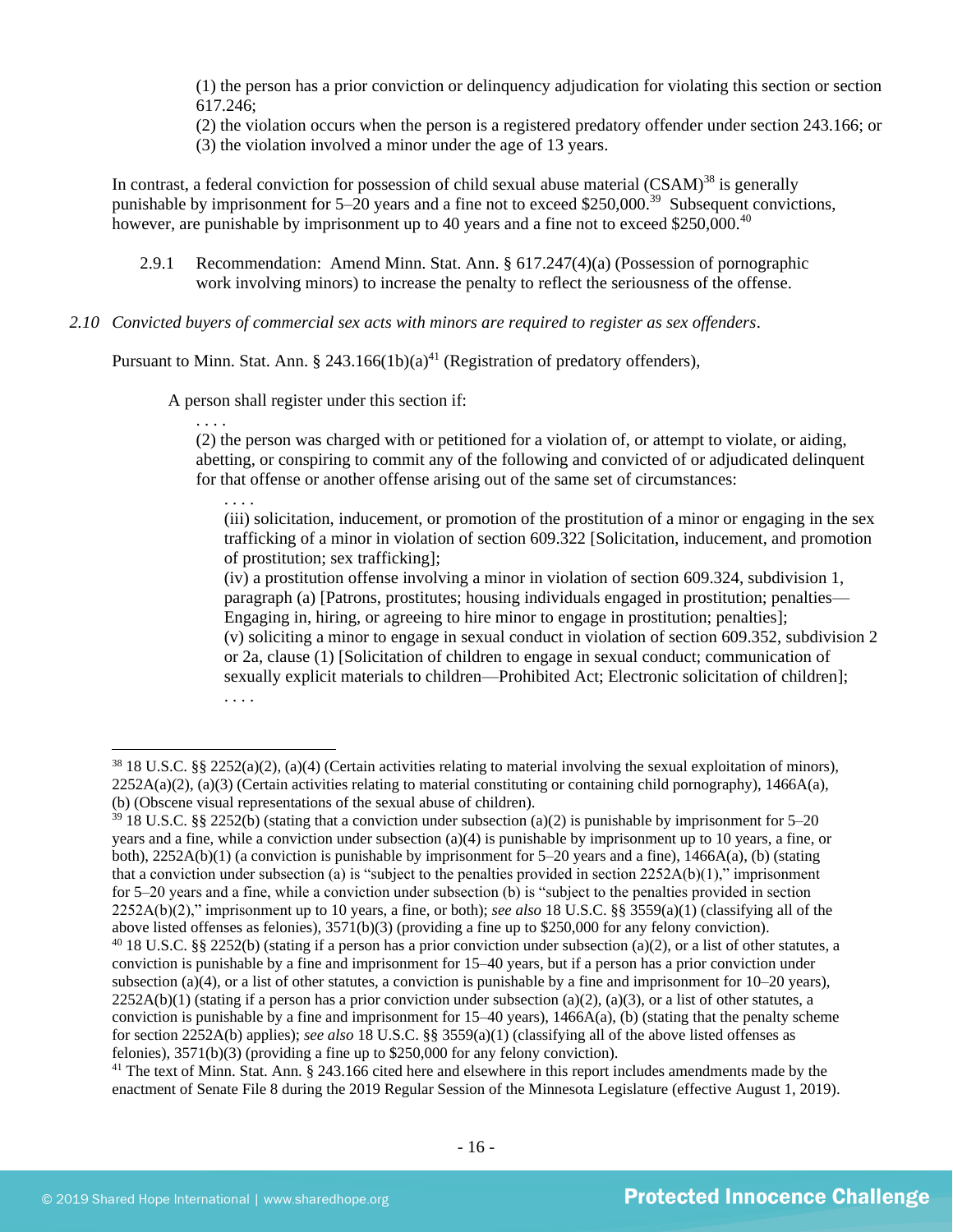> (1) the person has a prior conviction or delinquency adjudication for violating this section or section 617.246;
> (2) the violation occurs when the person is a registered predatory offender under section 243.166; or
> (3) the violation involved a minor under the age of 13 years.

In contrast, a federal conviction for possession of child sexual abuse material (CSAM)[38] is generally punishable by imprisonment for 5–20 years and a fine not to exceed $250,000.[39] Subsequent convictions, however, are punishable by imprisonment up to 40 years and a fine not to exceed $250,000.[40]

2.9.1 Recommendation: Amend Minn. Stat. Ann. § 617.247(4)(a) (Possession of pornographic work involving minors) to increase the penalty to reflect the seriousness of the offense.

*2.10 Convicted buyers of commercial sex acts with minors are required to register as sex offenders*.

Pursuant to Minn. Stat. Ann. § 243.166(1b)(a)[41] (Registration of predatory offenders),

> A person shall register under this section if:
>
> . . . .
>
> (2) the person was charged with or petitioned for a violation of, or attempt to violate, or aiding, abetting, or conspiring to commit any of the following and convicted of or adjudicated delinquent for that offense or another offense arising out of the same set of circumstances:
>
> > . . . .
> >
> > (iii) solicitation, inducement, or promotion of the prostitution of a minor or engaging in the sex trafficking of a minor in violation of section 609.322 [Solicitation, inducement, and promotion of prostitution; sex trafficking];
> > (iv) a prostitution offense involving a minor in violation of section 609.324, subdivision 1, paragraph (a) [Patrons, prostitutes; housing individuals engaged in prostitution; penalties—Engaging in, hiring, or agreeing to hire minor to engage in prostitution; penalties];
> > (v) soliciting a minor to engage in sexual conduct in violation of section 609.352, subdivision 2 or 2a, clause (1) [Solicitation of children to engage in sexual conduct; communication of sexually explicit materials to children—Prohibited Act; Electronic solicitation of children];
> > . . . .

---

[38] 18 U.S.C. §§ 2252(a)(2), (a)(4) (Certain activities relating to material involving the sexual exploitation of minors), 2252A(a)(2), (a)(3) (Certain activities relating to material constituting or containing child pornography), 1466A(a), (b) (Obscene visual representations of the sexual abuse of children).

[39] 18 U.S.C. §§ 2252(b) (stating that a conviction under subsection (a)(2) is punishable by imprisonment for 5–20 years and a fine, while a conviction under subsection (a)(4) is punishable by imprisonment up to 10 years, a fine, or both), 2252A(b)(1) (a conviction is punishable by imprisonment for 5–20 years and a fine), 1466A(a), (b) (stating that a conviction under subsection (a) is "subject to the penalties provided in section 2252A(b)(1)," imprisonment for 5–20 years and a fine, while a conviction under subsection (b) is "subject to the penalties provided in section 2252A(b)(2)," imprisonment up to 10 years, a fine, or both); *see also* 18 U.S.C. §§ 3559(a)(1) (classifying all of the above listed offenses as felonies), 3571(b)(3) (providing a fine up to $250,000 for any felony conviction).

[40] 18 U.S.C. §§ 2252(b) (stating if a person has a prior conviction under subsection (a)(2), or a list of other statutes, a conviction is punishable by a fine and imprisonment for 15–40 years, but if a person has a prior conviction under subsection (a)(4), or a list of other statutes, a conviction is punishable by a fine and imprisonment for 10–20 years), 2252A(b)(1) (stating if a person has a prior conviction under subsection (a)(2), (a)(3), or a list of other statutes, a conviction is punishable by a fine and imprisonment for 15–40 years), 1466A(a), (b) (stating that the penalty scheme for section 2252A(b) applies); *see also* 18 U.S.C. §§ 3559(a)(1) (classifying all of the above listed offenses as felonies), 3571(b)(3) (providing a fine up to $250,000 for any felony conviction).

[41] The text of Minn. Stat. Ann. § 243.166 cited here and elsewhere in this report includes amendments made by the enactment of Senate File 8 during the 2019 Regular Session of the Minnesota Legislature (effective August 1, 2019).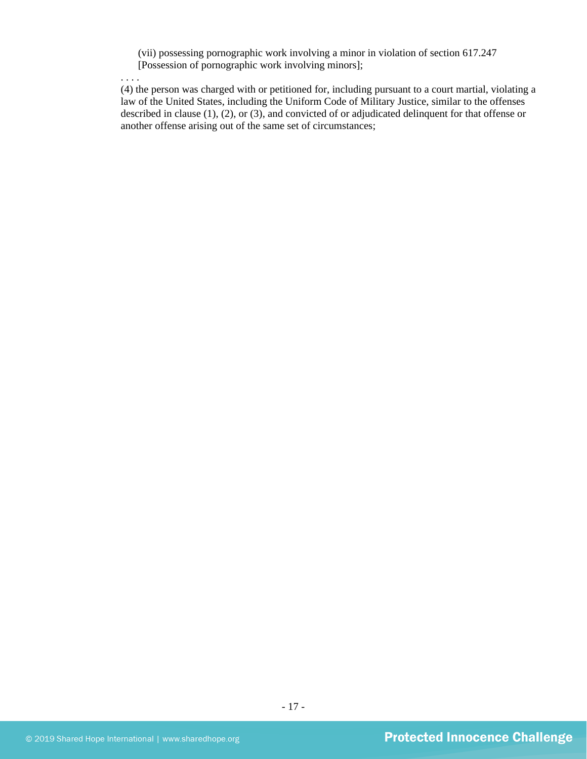(vii) possessing pornographic work involving a minor in violation of section 617.247 [Possession of pornographic work involving minors];

. . . .

(4) the person was charged with or petitioned for, including pursuant to a court martial, violating a law of the United States, including the Uniform Code of Military Justice, similar to the offenses described in clause (1), (2), or (3), and convicted of or adjudicated delinquent for that offense or another offense arising out of the same set of circumstances;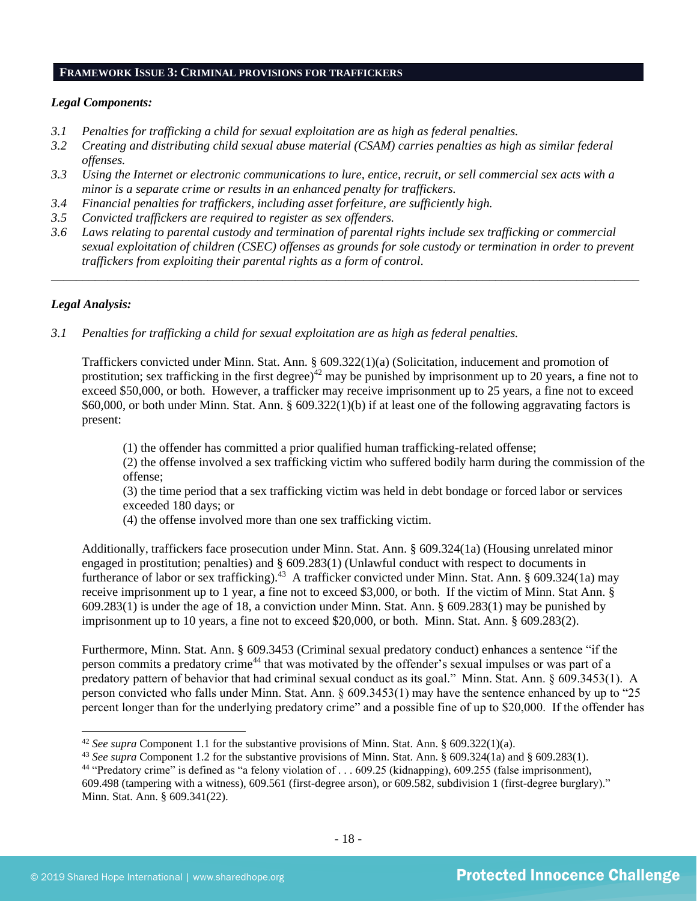## FRAMEWORK ISSUE 3: CRIMINAL PROVISIONS FOR TRAFFICKERS

***Legal Components:***

*3.1 Penalties for trafficking a child for sexual exploitation are as high as federal penalties.*
*3.2 Creating and distributing child sexual abuse material (CSAM) carries penalties as high as similar federal offenses.*
*3.3 Using the Internet or electronic communications to lure, entice, recruit, or sell commercial sex acts with a minor is a separate crime or results in an enhanced penalty for traffickers.*
*3.4 Financial penalties for traffickers, including asset forfeiture, are sufficiently high.*
*3.5 Convicted traffickers are required to register as sex offenders.*
*3.6 Laws relating to parental custody and termination of parental rights include sex trafficking or commercial sexual exploitation of children (CSEC) offenses as grounds for sole custody or termination in order to prevent traffickers from exploiting their parental rights as a form of control.*

---

***Legal Analysis:***

*3.1 Penalties for trafficking a child for sexual exploitation are as high as federal penalties.*

Traffickers convicted under Minn. Stat. Ann. § 609.322(1)(a) (Solicitation, inducement and promotion of prostitution; sex trafficking in the first degree)[42] may be punished by imprisonment up to 20 years, a fine not to exceed $50,000, or both. However, a trafficker may receive imprisonment up to 25 years, a fine not to exceed $60,000, or both under Minn. Stat. Ann. § 609.322(1)(b) if at least one of the following aggravating factors is present:

> (1) the offender has committed a prior qualified human trafficking-related offense;
> (2) the offense involved a sex trafficking victim who suffered bodily harm during the commission of the offense;
> (3) the time period that a sex trafficking victim was held in debt bondage or forced labor or services exceeded 180 days; or
> (4) the offense involved more than one sex trafficking victim.

Additionally, traffickers face prosecution under Minn. Stat. Ann. § 609.324(1a) (Housing unrelated minor engaged in prostitution; penalties) and § 609.283(1) (Unlawful conduct with respect to documents in furtherance of labor or sex trafficking).[43] A trafficker convicted under Minn. Stat. Ann. § 609.324(1a) may receive imprisonment up to 1 year, a fine not to exceed $3,000, or both. If the victim of Minn. Stat Ann. § 609.283(1) is under the age of 18, a conviction under Minn. Stat. Ann. § 609.283(1) may be punished by imprisonment up to 10 years, a fine not to exceed $20,000, or both. Minn. Stat. Ann. § 609.283(2).

Furthermore, Minn. Stat. Ann. § 609.3453 (Criminal sexual predatory conduct) enhances a sentence "if the person commits a predatory crime[44] that was motivated by the offender's sexual impulses or was part of a predatory pattern of behavior that had criminal sexual conduct as its goal." Minn. Stat. Ann. § 609.3453(1). A person convicted who falls under Minn. Stat. Ann. § 609.3453(1) may have the sentence enhanced by up to "25 percent longer than for the underlying predatory crime" and a possible fine of up to $20,000. If the offender has

---

[42] *See supra* Component 1.1 for the substantive provisions of Minn. Stat. Ann. § 609.322(1)(a).
[43] *See supra* Component 1.2 for the substantive provisions of Minn. Stat. Ann. § 609.324(1a) and § 609.283(1).
[44] "Predatory crime" is defined as "a felony violation of . . . 609.25 (kidnapping), 609.255 (false imprisonment), 609.498 (tampering with a witness), 609.561 (first-degree arson), or 609.582, subdivision 1 (first-degree burglary)." Minn. Stat. Ann. § 609.341(22).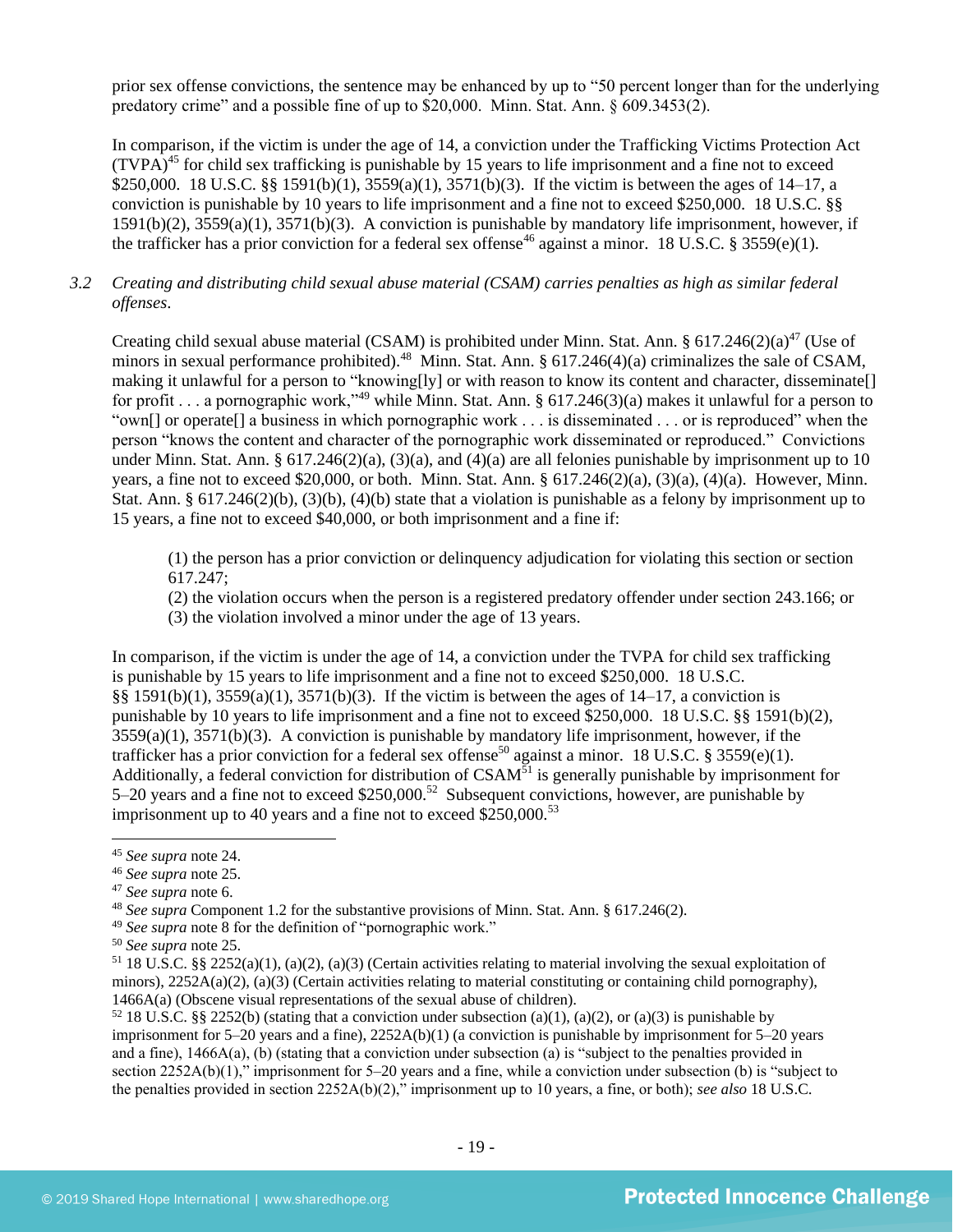prior sex offense convictions, the sentence may be enhanced by up to "50 percent longer than for the underlying predatory crime" and a possible fine of up to $20,000. Minn. Stat. Ann. § 609.3453(2).

In comparison, if the victim is under the age of 14, a conviction under the Trafficking Victims Protection Act (TVPA)[45] for child sex trafficking is punishable by 15 years to life imprisonment and a fine not to exceed $250,000. 18 U.S.C. §§ 1591(b)(1), 3559(a)(1), 3571(b)(3). If the victim is between the ages of 14–17, a conviction is punishable by 10 years to life imprisonment and a fine not to exceed $250,000. 18 U.S.C. §§ 1591(b)(2), 3559(a)(1), 3571(b)(3). A conviction is punishable by mandatory life imprisonment, however, if the trafficker has a prior conviction for a federal sex offense[46] against a minor. 18 U.S.C. § 3559(e)(1).

*3.2 Creating and distributing child sexual abuse material (CSAM) carries penalties as high as similar federal offenses.*

Creating child sexual abuse material (CSAM) is prohibited under Minn. Stat. Ann. § 617.246(2)(a)[47] (Use of minors in sexual performance prohibited).[48] Minn. Stat. Ann. § 617.246(4)(a) criminalizes the sale of CSAM, making it unlawful for a person to "knowing[ly] or with reason to know its content and character, disseminate[] for profit . . . a pornographic work,"[49] while Minn. Stat. Ann. § 617.246(3)(a) makes it unlawful for a person to "own[] or operate[] a business in which pornographic work . . . is disseminated . . . or is reproduced" when the person "knows the content and character of the pornographic work disseminated or reproduced." Convictions under Minn. Stat. Ann. § 617.246(2)(a), (3)(a), and (4)(a) are all felonies punishable by imprisonment up to 10 years, a fine not to exceed $20,000, or both. Minn. Stat. Ann. § 617.246(2)(a), (3)(a), (4)(a). However, Minn. Stat. Ann. § 617.246(2)(b), (3)(b), (4)(b) state that a violation is punishable as a felony by imprisonment up to 15 years, a fine not to exceed $40,000, or both imprisonment and a fine if:

> (1) the person has a prior conviction or delinquency adjudication for violating this section or section 617.247;
> (2) the violation occurs when the person is a registered predatory offender under section 243.166; or
> (3) the violation involved a minor under the age of 13 years.

In comparison, if the victim is under the age of 14, a conviction under the TVPA for child sex trafficking is punishable by 15 years to life imprisonment and a fine not to exceed $250,000. 18 U.S.C. §§ 1591(b)(1), 3559(a)(1), 3571(b)(3). If the victim is between the ages of 14–17, a conviction is punishable by 10 years to life imprisonment and a fine not to exceed $250,000. 18 U.S.C. §§ 1591(b)(2), 3559(a)(1), 3571(b)(3). A conviction is punishable by mandatory life imprisonment, however, if the trafficker has a prior conviction for a federal sex offense[50] against a minor. 18 U.S.C. § 3559(e)(1). Additionally, a federal conviction for distribution of CSAM[51] is generally punishable by imprisonment for 5–20 years and a fine not to exceed $250,000.[52] Subsequent convictions, however, are punishable by imprisonment up to 40 years and a fine not to exceed $250,000.[53]

---

[45] *See supra* note 24.
[46] *See supra* note 25.
[47] *See supra* note 6.
[48] *See supra* Component 1.2 for the substantive provisions of Minn. Stat. Ann. § 617.246(2).
[49] *See supra* note 8 for the definition of "pornographic work."
[50] *See supra* note 25.
[51] 18 U.S.C. §§ 2252(a)(1), (a)(2), (a)(3) (Certain activities relating to material involving the sexual exploitation of minors), 2252A(a)(2), (a)(3) (Certain activities relating to material constituting or containing child pornography), 1466A(a) (Obscene visual representations of the sexual abuse of children).
[52] 18 U.S.C. §§ 2252(b) (stating that a conviction under subsection (a)(1), (a)(2), or (a)(3) is punishable by imprisonment for 5–20 years and a fine), 2252A(b)(1) (a conviction is punishable by imprisonment for 5–20 years and a fine), 1466A(a), (b) (stating that a conviction under subsection (a) is "subject to the penalties provided in section 2252A(b)(1)," imprisonment for 5–20 years and a fine, while a conviction under subsection (b) is "subject to the penalties provided in section 2252A(b)(2)," imprisonment up to 10 years, a fine, or both); *see also* 18 U.S.C.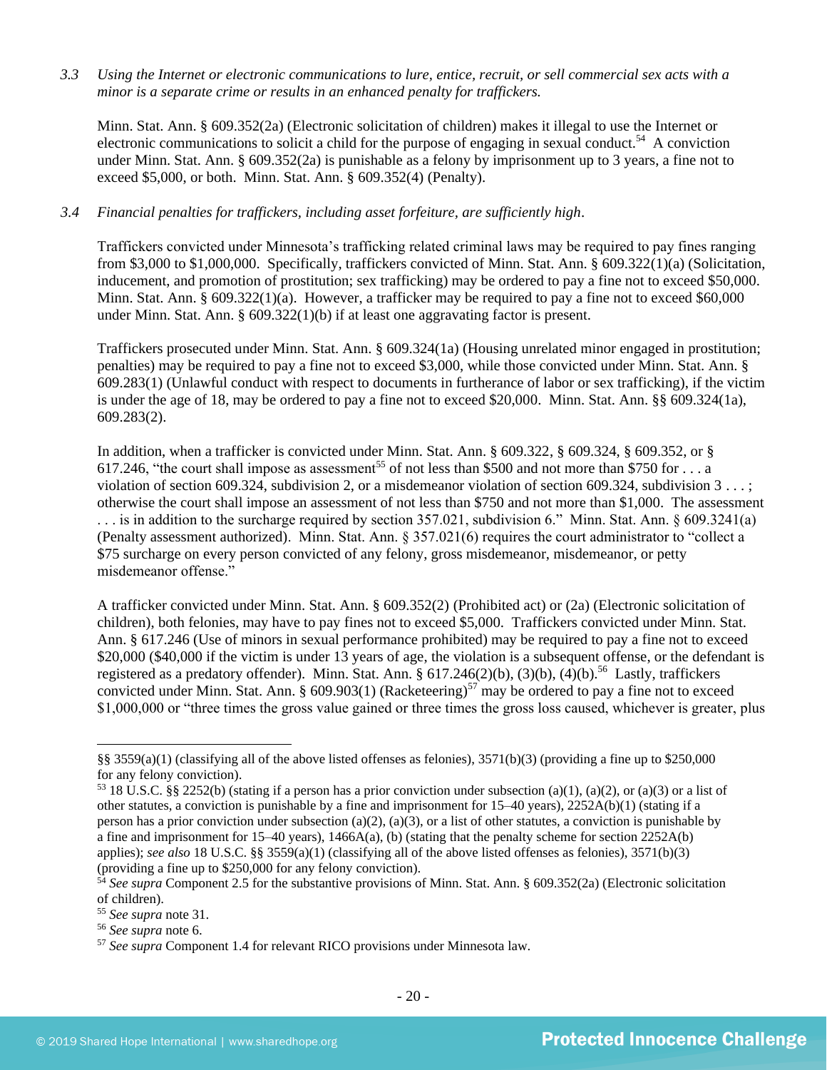*3.3 Using the Internet or electronic communications to lure, entice, recruit, or sell commercial sex acts with a minor is a separate crime or results in an enhanced penalty for traffickers.*

Minn. Stat. Ann. § 609.352(2a) (Electronic solicitation of children) makes it illegal to use the Internet or electronic communications to solicit a child for the purpose of engaging in sexual conduct.[54] A conviction under Minn. Stat. Ann. § 609.352(2a) is punishable as a felony by imprisonment up to 3 years, a fine not to exceed $5,000, or both. Minn. Stat. Ann. § 609.352(4) (Penalty).

*3.4 Financial penalties for traffickers, including asset forfeiture, are sufficiently high.*

Traffickers convicted under Minnesota's trafficking related criminal laws may be required to pay fines ranging from $3,000 to $1,000,000. Specifically, traffickers convicted of Minn. Stat. Ann. § 609.322(1)(a) (Solicitation, inducement, and promotion of prostitution; sex trafficking) may be ordered to pay a fine not to exceed $50,000. Minn. Stat. Ann. § 609.322(1)(a). However, a trafficker may be required to pay a fine not to exceed $60,000 under Minn. Stat. Ann. § 609.322(1)(b) if at least one aggravating factor is present.

Traffickers prosecuted under Minn. Stat. Ann. § 609.324(1a) (Housing unrelated minor engaged in prostitution; penalties) may be required to pay a fine not to exceed $3,000, while those convicted under Minn. Stat. Ann. § 609.283(1) (Unlawful conduct with respect to documents in furtherance of labor or sex trafficking), if the victim is under the age of 18, may be ordered to pay a fine not to exceed $20,000. Minn. Stat. Ann. §§ 609.324(1a), 609.283(2).

In addition, when a trafficker is convicted under Minn. Stat. Ann. § 609.322, § 609.324, § 609.352, or § 617.246, "the court shall impose as assessment[55] of not less than $500 and not more than $750 for . . . a violation of section 609.324, subdivision 2, or a misdemeanor violation of section 609.324, subdivision 3 . . . ; otherwise the court shall impose an assessment of not less than $750 and not more than $1,000. The assessment . . . is in addition to the surcharge required by section 357.021, subdivision 6." Minn. Stat. Ann. § 609.3241(a) (Penalty assessment authorized). Minn. Stat. Ann. § 357.021(6) requires the court administrator to "collect a $75 surcharge on every person convicted of any felony, gross misdemeanor, misdemeanor, or petty misdemeanor offense."

A trafficker convicted under Minn. Stat. Ann. § 609.352(2) (Prohibited act) or (2a) (Electronic solicitation of children), both felonies, may have to pay fines not to exceed $5,000. Traffickers convicted under Minn. Stat. Ann. § 617.246 (Use of minors in sexual performance prohibited) may be required to pay a fine not to exceed $20,000 ($40,000 if the victim is under 13 years of age, the violation is a subsequent offense, or the defendant is registered as a predatory offender). Minn. Stat. Ann. § 617.246(2)(b), (3)(b), (4)(b).[56] Lastly, traffickers convicted under Minn. Stat. Ann. § 609.903(1) (Racketeering)[57] may be ordered to pay a fine not to exceed $1,000,000 or "three times the gross value gained or three times the gross loss caused, whichever is greater, plus

---

§§ 3559(a)(1) (classifying all of the above listed offenses as felonies), 3571(b)(3) (providing a fine up to $250,000 for any felony conviction).

[53] 18 U.S.C. §§ 2252(b) (stating if a person has a prior conviction under subsection (a)(1), (a)(2), or (a)(3) or a list of other statutes, a conviction is punishable by a fine and imprisonment for 15–40 years), 2252A(b)(1) (stating if a person has a prior conviction under subsection (a)(2), (a)(3), or a list of other statutes, a conviction is punishable by a fine and imprisonment for 15–40 years), 1466A(a), (b) (stating that the penalty scheme for section 2252A(b) applies); *see also* 18 U.S.C. §§ 3559(a)(1) (classifying all of the above listed offenses as felonies), 3571(b)(3) (providing a fine up to $250,000 for any felony conviction).

[54] *See supra* Component 2.5 for the substantive provisions of Minn. Stat. Ann. § 609.352(2a) (Electronic solicitation of children).

[55] *See supra* note 31.

[56] *See supra* note 6.

[57] *See supra* Component 1.4 for relevant RICO provisions under Minnesota law.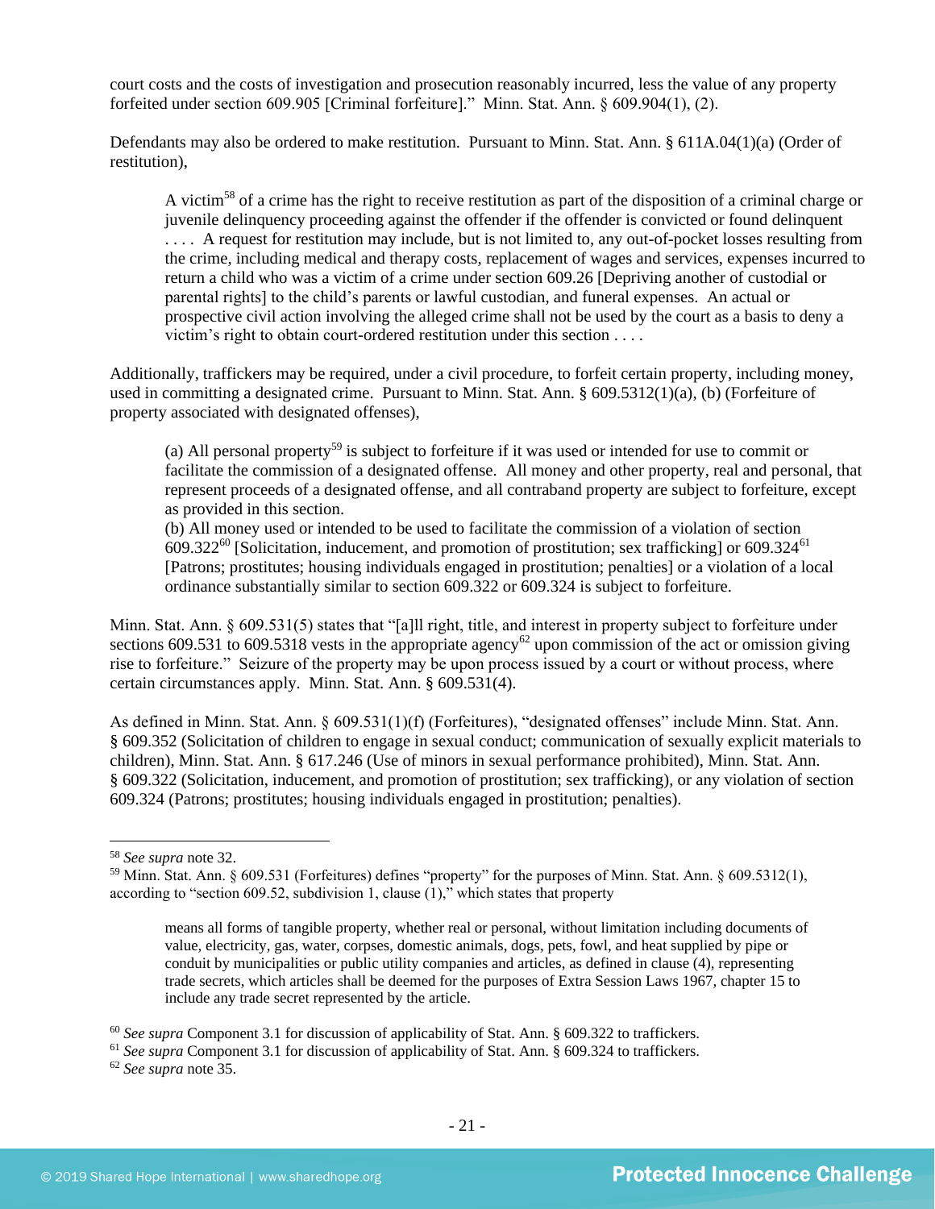court costs and the costs of investigation and prosecution reasonably incurred, less the value of any property forfeited under section 609.905 [Criminal forfeiture]." Minn. Stat. Ann. § 609.904(1), (2).

Defendants may also be ordered to make restitution. Pursuant to Minn. Stat. Ann. § 611A.04(1)(a) (Order of restitution),

> A victim[58] of a crime has the right to receive restitution as part of the disposition of a criminal charge or juvenile delinquency proceeding against the offender if the offender is convicted or found delinquent . . . . A request for restitution may include, but is not limited to, any out-of-pocket losses resulting from the crime, including medical and therapy costs, replacement of wages and services, expenses incurred to return a child who was a victim of a crime under section 609.26 [Depriving another of custodial or parental rights] to the child's parents or lawful custodian, and funeral expenses. An actual or prospective civil action involving the alleged crime shall not be used by the court as a basis to deny a victim's right to obtain court-ordered restitution under this section . . . .

Additionally, traffickers may be required, under a civil procedure, to forfeit certain property, including money, used in committing a designated crime. Pursuant to Minn. Stat. Ann. § 609.5312(1)(a), (b) (Forfeiture of property associated with designated offenses),

> (a) All personal property[59] is subject to forfeiture if it was used or intended for use to commit or facilitate the commission of a designated offense. All money and other property, real and personal, that represent proceeds of a designated offense, and all contraband property are subject to forfeiture, except as provided in this section.
> (b) All money used or intended to be used to facilitate the commission of a violation of section 609.322[60] [Solicitation, inducement, and promotion of prostitution; sex trafficking] or 609.324[61] [Patrons; prostitutes; housing individuals engaged in prostitution; penalties] or a violation of a local ordinance substantially similar to section 609.322 or 609.324 is subject to forfeiture.

Minn. Stat. Ann. § 609.531(5) states that "[a]ll right, title, and interest in property subject to forfeiture under sections 609.531 to 609.5318 vests in the appropriate agency[62] upon commission of the act or omission giving rise to forfeiture." Seizure of the property may be upon process issued by a court or without process, where certain circumstances apply. Minn. Stat. Ann. § 609.531(4).

As defined in Minn. Stat. Ann. § 609.531(1)(f) (Forfeitures), "designated offenses" include Minn. Stat. Ann. § 609.352 (Solicitation of children to engage in sexual conduct; communication of sexually explicit materials to children), Minn. Stat. Ann. § 617.246 (Use of minors in sexual performance prohibited), Minn. Stat. Ann. § 609.322 (Solicitation, inducement, and promotion of prostitution; sex trafficking), or any violation of section 609.324 (Patrons; prostitutes; housing individuals engaged in prostitution; penalties).

---

[58] *See supra* note 32.

[59] Minn. Stat. Ann. § 609.531 (Forfeitures) defines "property" for the purposes of Minn. Stat. Ann. § 609.5312(1), according to "section 609.52, subdivision 1, clause (1)," which states that property

> means all forms of tangible property, whether real or personal, without limitation including documents of value, electricity, gas, water, corpses, domestic animals, dogs, pets, fowl, and heat supplied by pipe or conduit by municipalities or public utility companies and articles, as defined in clause (4), representing trade secrets, which articles shall be deemed for the purposes of Extra Session Laws 1967, chapter 15 to include any trade secret represented by the article.

[60] *See supra* Component 3.1 for discussion of applicability of Stat. Ann. § 609.322 to traffickers.

[61] *See supra* Component 3.1 for discussion of applicability of Stat. Ann. § 609.324 to traffickers.

[62] *See supra* note 35.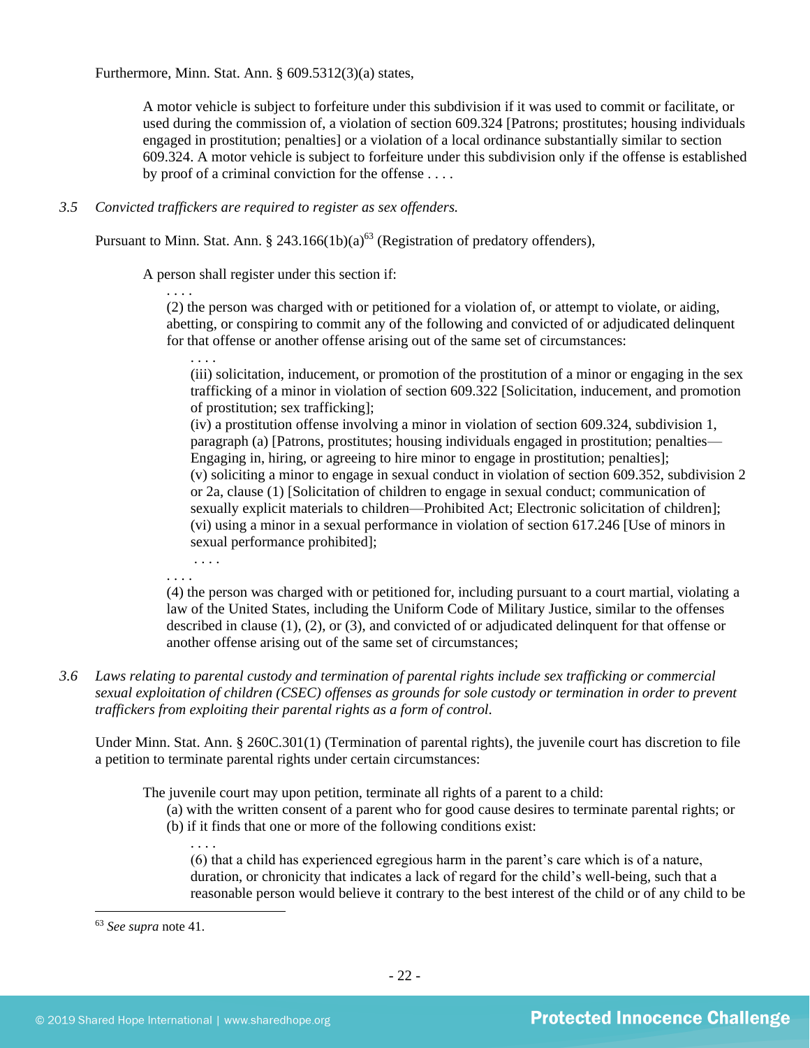Furthermore, Minn. Stat. Ann. § 609.5312(3)(a) states,

> A motor vehicle is subject to forfeiture under this subdivision if it was used to commit or facilitate, or used during the commission of, a violation of section 609.324 [Patrons; prostitutes; housing individuals engaged in prostitution; penalties] or a violation of a local ordinance substantially similar to section 609.324. A motor vehicle is subject to forfeiture under this subdivision only if the offense is established by proof of a criminal conviction for the offense . . . .

3.5 *Convicted traffickers are required to register as sex offenders.*

Pursuant to Minn. Stat. Ann. § 243.166(1b)(a)[63] (Registration of predatory offenders),

> A person shall register under this section if:
>
> . . . .
>
> (2) the person was charged with or petitioned for a violation of, or attempt to violate, or aiding, abetting, or conspiring to commit any of the following and convicted of or adjudicated delinquent for that offense or another offense arising out of the same set of circumstances:
>
> . . . .
>
> (iii) solicitation, inducement, or promotion of the prostitution of a minor or engaging in the sex trafficking of a minor in violation of section 609.322 [Solicitation, inducement, and promotion of prostitution; sex trafficking];
>
> (iv) a prostitution offense involving a minor in violation of section 609.324, subdivision 1, paragraph (a) [Patrons, prostitutes; housing individuals engaged in prostitution; penalties—Engaging in, hiring, or agreeing to hire minor to engage in prostitution; penalties];
>
> (v) soliciting a minor to engage in sexual conduct in violation of section 609.352, subdivision 2 or 2a, clause (1) [Solicitation of children to engage in sexual conduct; communication of sexually explicit materials to children—Prohibited Act; Electronic solicitation of children];
>
> (vi) using a minor in a sexual performance in violation of section 617.246 [Use of minors in sexual performance prohibited];
>
> . . . .
>
> . . . .
>
> (4) the person was charged with or petitioned for, including pursuant to a court martial, violating a law of the United States, including the Uniform Code of Military Justice, similar to the offenses described in clause (1), (2), or (3), and convicted of or adjudicated delinquent for that offense or another offense arising out of the same set of circumstances;

3.6 *Laws relating to parental custody and termination of parental rights include sex trafficking or commercial sexual exploitation of children (CSEC) offenses as grounds for sole custody or termination in order to prevent traffickers from exploiting their parental rights as a form of control.*

Under Minn. Stat. Ann. § 260C.301(1) (Termination of parental rights), the juvenile court has discretion to file a petition to terminate parental rights under certain circumstances:

> The juvenile court may upon petition, terminate all rights of a parent to a child:
>
> (a) with the written consent of a parent who for good cause desires to terminate parental rights; or
>
> (b) if it finds that one or more of the following conditions exist:
>
> . . . .
>
> (6) that a child has experienced egregious harm in the parent's care which is of a nature, duration, or chronicity that indicates a lack of regard for the child's well-being, such that a reasonable person would believe it contrary to the best interest of the child or of any child to be

[63] *See supra* note 41.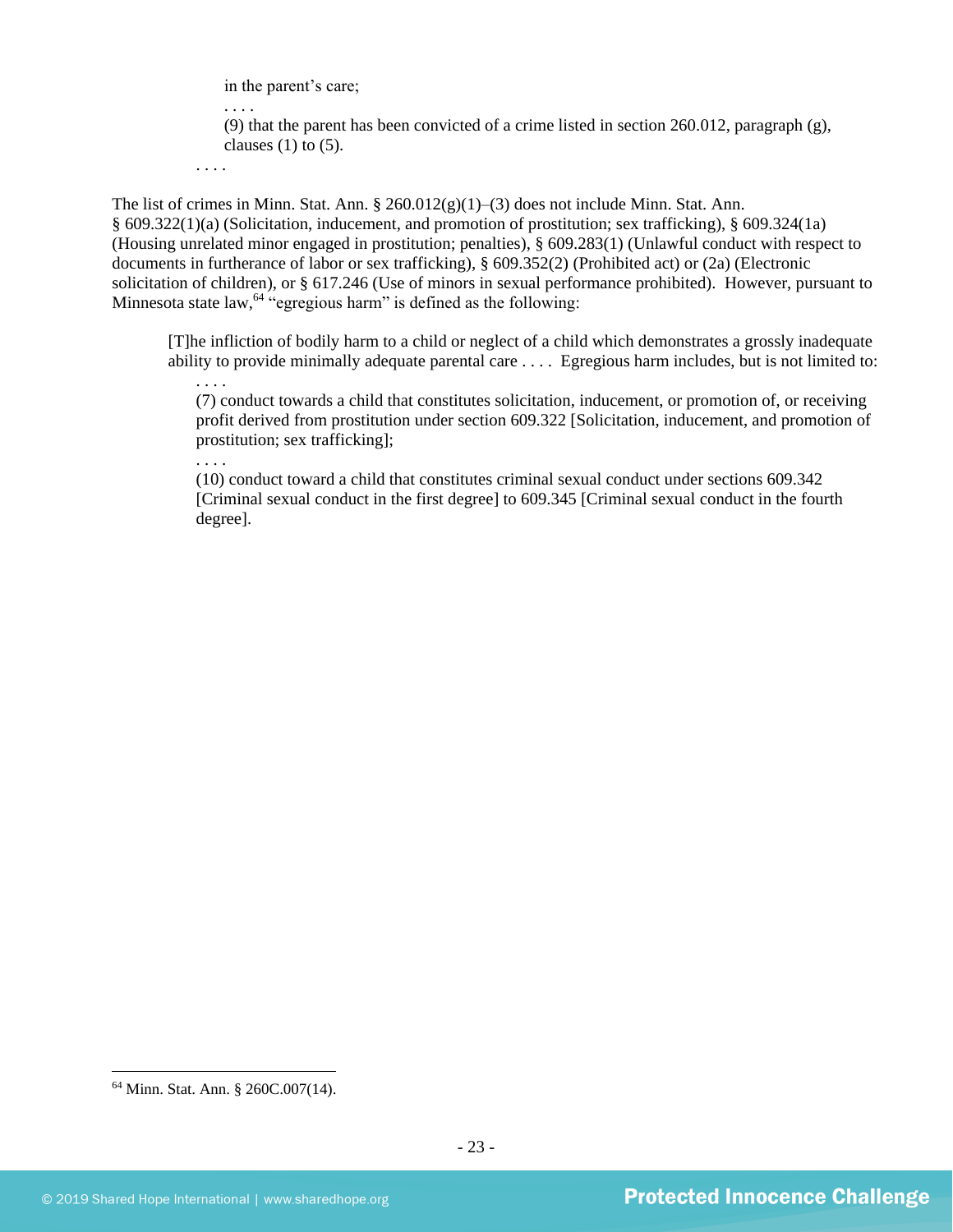> in the parent's care;
>
> . . . .
>
> (9) that the parent has been convicted of a crime listed in section 260.012, paragraph (g), clauses (1) to (5).
>
> . . . .

The list of crimes in Minn. Stat. Ann. § 260.012(g)(1)–(3) does not include Minn. Stat. Ann. § 609.322(1)(a) (Solicitation, inducement, and promotion of prostitution; sex trafficking), § 609.324(1a) (Housing unrelated minor engaged in prostitution; penalties), § 609.283(1) (Unlawful conduct with respect to documents in furtherance of labor or sex trafficking), § 609.352(2) (Prohibited act) or (2a) (Electronic solicitation of children), or § 617.246 (Use of minors in sexual performance prohibited). However, pursuant to Minnesota state law,[64] "egregious harm" is defined as the following:

> [T]he infliction of bodily harm to a child or neglect of a child which demonstrates a grossly inadequate ability to provide minimally adequate parental care . . . . Egregious harm includes, but is not limited to:
>
> . . . .
>
> (7) conduct towards a child that constitutes solicitation, inducement, or promotion of, or receiving profit derived from prostitution under section 609.322 [Solicitation, inducement, and promotion of prostitution; sex trafficking];
>
> . . . .
>
> (10) conduct toward a child that constitutes criminal sexual conduct under sections 609.342 [Criminal sexual conduct in the first degree] to 609.345 [Criminal sexual conduct in the fourth degree].

[64] Minn. Stat. Ann. § 260C.007(14).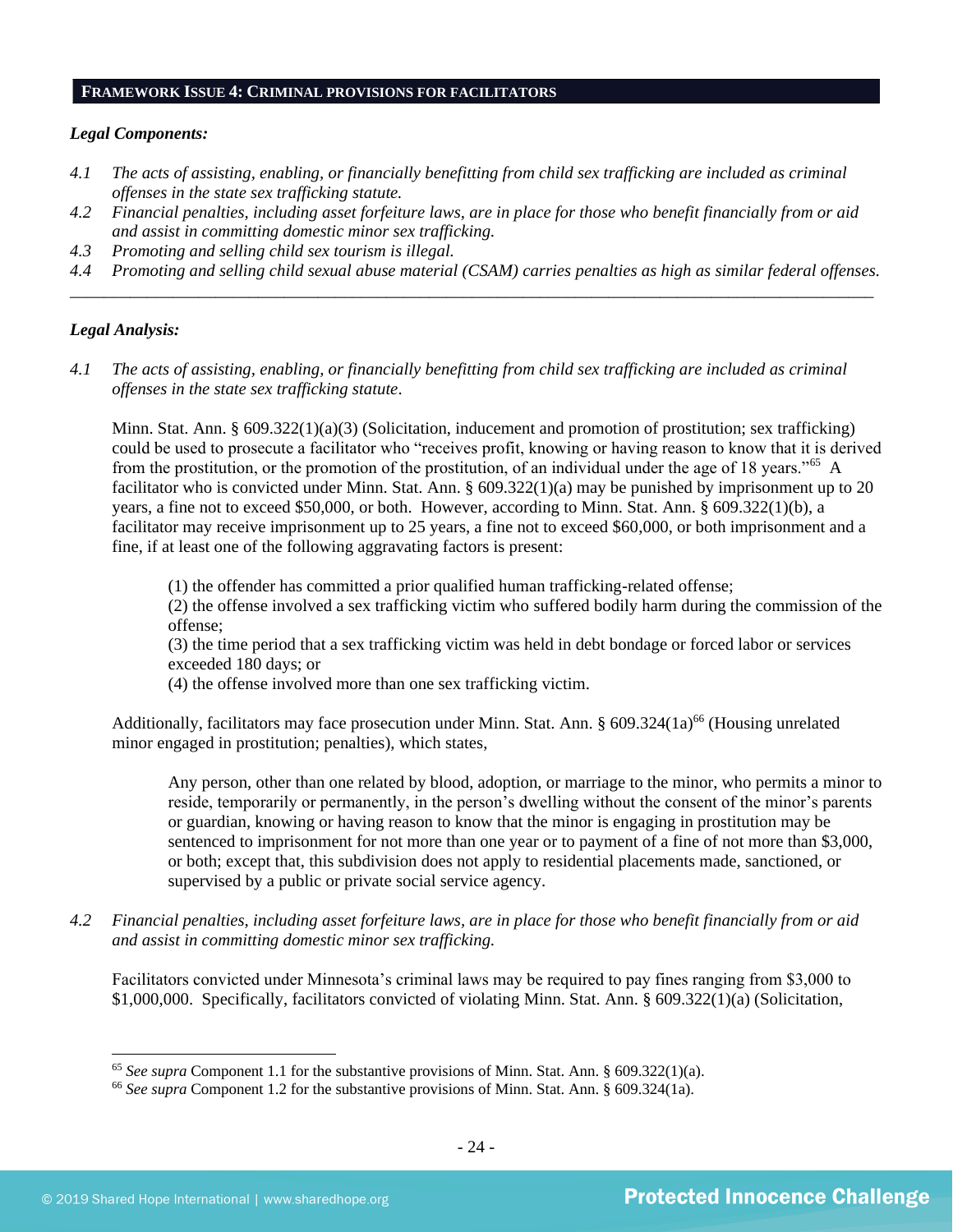## FRAMEWORK ISSUE 4: CRIMINAL PROVISIONS FOR FACILITATORS

***Legal Components:***

*4.1 The acts of assisting, enabling, or financially benefitting from child sex trafficking are included as criminal offenses in the state sex trafficking statute.*

*4.2 Financial penalties, including asset forfeiture laws, are in place for those who benefit financially from or aid and assist in committing domestic minor sex trafficking.*

*4.3 Promoting and selling child sex tourism is illegal.*

*4.4 Promoting and selling child sexual abuse material (CSAM) carries penalties as high as similar federal offenses.*

---

***Legal Analysis:***

*4.1 The acts of assisting, enabling, or financially benefitting from child sex trafficking are included as criminal offenses in the state sex trafficking statute.*

Minn. Stat. Ann. § 609.322(1)(a)(3) (Solicitation, inducement and promotion of prostitution; sex trafficking) could be used to prosecute a facilitator who "receives profit, knowing or having reason to know that it is derived from the prostitution, or the promotion of the prostitution, of an individual under the age of 18 years."[65] A facilitator who is convicted under Minn. Stat. Ann. § 609.322(1)(a) may be punished by imprisonment up to 20 years, a fine not to exceed $50,000, or both. However, according to Minn. Stat. Ann. § 609.322(1)(b), a facilitator may receive imprisonment up to 25 years, a fine not to exceed $60,000, or both imprisonment and a fine, if at least one of the following aggravating factors is present:

> (1) the offender has committed a prior qualified human trafficking-related offense;
> (2) the offense involved a sex trafficking victim who suffered bodily harm during the commission of the offense;
> (3) the time period that a sex trafficking victim was held in debt bondage or forced labor or services exceeded 180 days; or
> (4) the offense involved more than one sex trafficking victim.

Additionally, facilitators may face prosecution under Minn. Stat. Ann. § 609.324(1a)[66] (Housing unrelated minor engaged in prostitution; penalties), which states,

> Any person, other than one related by blood, adoption, or marriage to the minor, who permits a minor to reside, temporarily or permanently, in the person's dwelling without the consent of the minor's parents or guardian, knowing or having reason to know that the minor is engaging in prostitution may be sentenced to imprisonment for not more than one year or to payment of a fine of not more than $3,000, or both; except that, this subdivision does not apply to residential placements made, sanctioned, or supervised by a public or private social service agency.

*4.2 Financial penalties, including asset forfeiture laws, are in place for those who benefit financially from or aid and assist in committing domestic minor sex trafficking.*

Facilitators convicted under Minnesota's criminal laws may be required to pay fines ranging from $3,000 to $1,000,000. Specifically, facilitators convicted of violating Minn. Stat. Ann. § 609.322(1)(a) (Solicitation,

---

[65] *See supra* Component 1.1 for the substantive provisions of Minn. Stat. Ann. § 609.322(1)(a).

[66] *See supra* Component 1.2 for the substantive provisions of Minn. Stat. Ann. § 609.324(1a).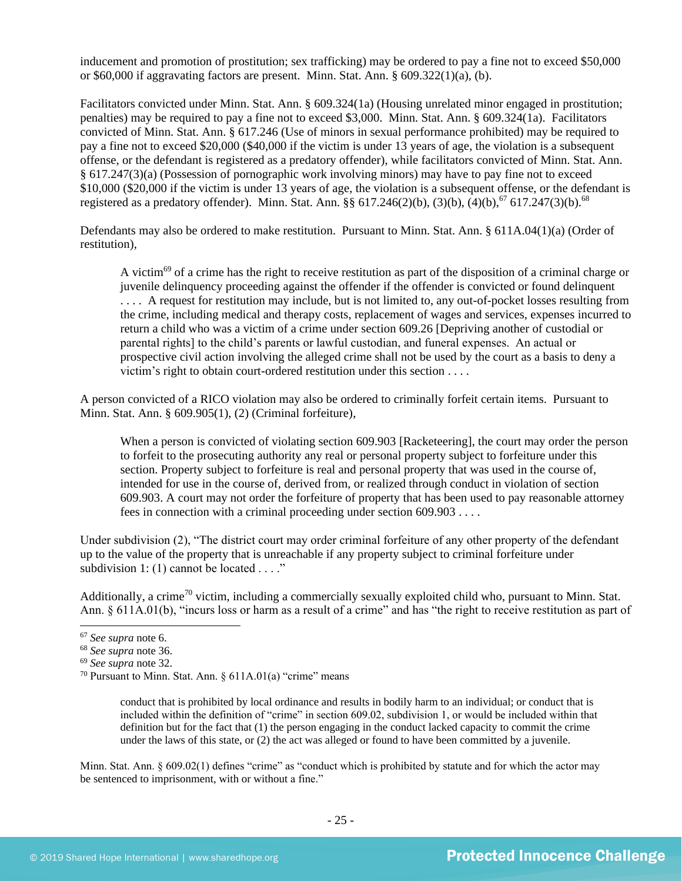inducement and promotion of prostitution; sex trafficking) may be ordered to pay a fine not to exceed $50,000 or $60,000 if aggravating factors are present. Minn. Stat. Ann. § 609.322(1)(a), (b).

Facilitators convicted under Minn. Stat. Ann. § 609.324(1a) (Housing unrelated minor engaged in prostitution; penalties) may be required to pay a fine not to exceed $3,000. Minn. Stat. Ann. § 609.324(1a). Facilitators convicted of Minn. Stat. Ann. § 617.246 (Use of minors in sexual performance prohibited) may be required to pay a fine not to exceed $20,000 ($40,000 if the victim is under 13 years of age, the violation is a subsequent offense, or the defendant is registered as a predatory offender), while facilitators convicted of Minn. Stat. Ann. § 617.247(3)(a) (Possession of pornographic work involving minors) may have to pay fine not to exceed $10,000 ($20,000 if the victim is under 13 years of age, the violation is a subsequent offense, or the defendant is registered as a predatory offender). Minn. Stat. Ann. §§ 617.246(2)(b), (3)(b), (4)(b),[67] 617.247(3)(b).[68]

Defendants may also be ordered to make restitution. Pursuant to Minn. Stat. Ann. § 611A.04(1)(a) (Order of restitution),

> A victim[69] of a crime has the right to receive restitution as part of the disposition of a criminal charge or juvenile delinquency proceeding against the offender if the offender is convicted or found delinquent . . . . A request for restitution may include, but is not limited to, any out-of-pocket losses resulting from the crime, including medical and therapy costs, replacement of wages and services, expenses incurred to return a child who was a victim of a crime under section 609.26 [Depriving another of custodial or parental rights] to the child's parents or lawful custodian, and funeral expenses. An actual or prospective civil action involving the alleged crime shall not be used by the court as a basis to deny a victim's right to obtain court-ordered restitution under this section . . . .

A person convicted of a RICO violation may also be ordered to criminally forfeit certain items. Pursuant to Minn. Stat. Ann. § 609.905(1), (2) (Criminal forfeiture),

> When a person is convicted of violating section 609.903 [Racketeering], the court may order the person to forfeit to the prosecuting authority any real or personal property subject to forfeiture under this section. Property subject to forfeiture is real and personal property that was used in the course of, intended for use in the course of, derived from, or realized through conduct in violation of section 609.903. A court may not order the forfeiture of property that has been used to pay reasonable attorney fees in connection with a criminal proceeding under section 609.903 . . . .

Under subdivision (2), "The district court may order criminal forfeiture of any other property of the defendant up to the value of the property that is unreachable if any property subject to criminal forfeiture under subdivision 1: (1) cannot be located . . . ."

Additionally, a crime[70] victim, including a commercially sexually exploited child who, pursuant to Minn. Stat. Ann. § 611A.01(b), "incurs loss or harm as a result of a crime" and has "the right to receive restitution as part of

---

[67] *See supra* note 6.

[68] *See supra* note 36.

[69] *See supra* note 32.

[70] Pursuant to Minn. Stat. Ann. § 611A.01(a) "crime" means

> conduct that is prohibited by local ordinance and results in bodily harm to an individual; or conduct that is included within the definition of "crime" in section 609.02, subdivision 1, or would be included within that definition but for the fact that (1) the person engaging in the conduct lacked capacity to commit the crime under the laws of this state, or (2) the act was alleged or found to have been committed by a juvenile.

Minn. Stat. Ann. § 609.02(1) defines "crime" as "conduct which is prohibited by statute and for which the actor may be sentenced to imprisonment, with or without a fine."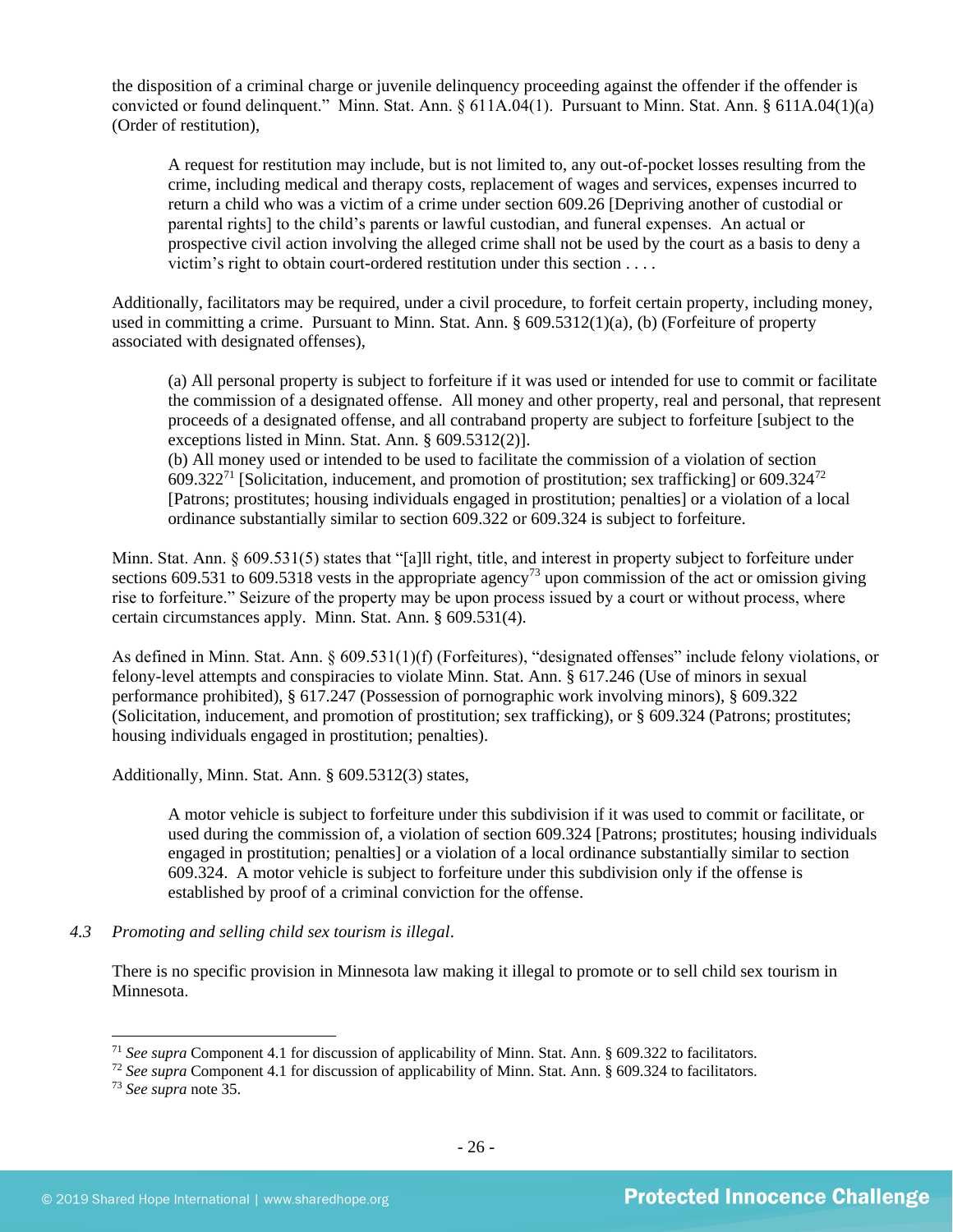the disposition of a criminal charge or juvenile delinquency proceeding against the offender if the offender is convicted or found delinquent." Minn. Stat. Ann. § 611A.04(1). Pursuant to Minn. Stat. Ann. § 611A.04(1)(a) (Order of restitution),

> A request for restitution may include, but is not limited to, any out-of-pocket losses resulting from the crime, including medical and therapy costs, replacement of wages and services, expenses incurred to return a child who was a victim of a crime under section 609.26 [Depriving another of custodial or parental rights] to the child's parents or lawful custodian, and funeral expenses. An actual or prospective civil action involving the alleged crime shall not be used by the court as a basis to deny a victim's right to obtain court-ordered restitution under this section . . . .

Additionally, facilitators may be required, under a civil procedure, to forfeit certain property, including money, used in committing a crime. Pursuant to Minn. Stat. Ann. § 609.5312(1)(a), (b) (Forfeiture of property associated with designated offenses),

> (a) All personal property is subject to forfeiture if it was used or intended for use to commit or facilitate the commission of a designated offense. All money and other property, real and personal, that represent proceeds of a designated offense, and all contraband property are subject to forfeiture [subject to the exceptions listed in Minn. Stat. Ann. § 609.5312(2)].
> (b) All money used or intended to be used to facilitate the commission of a violation of section 609.322[71] [Solicitation, inducement, and promotion of prostitution; sex trafficking] or 609.324[72] [Patrons; prostitutes; housing individuals engaged in prostitution; penalties] or a violation of a local ordinance substantially similar to section 609.322 or 609.324 is subject to forfeiture.

Minn. Stat. Ann. § 609.531(5) states that "[a]ll right, title, and interest in property subject to forfeiture under sections 609.531 to 609.5318 vests in the appropriate agency[73] upon commission of the act or omission giving rise to forfeiture." Seizure of the property may be upon process issued by a court or without process, where certain circumstances apply. Minn. Stat. Ann. § 609.531(4).

As defined in Minn. Stat. Ann. § 609.531(1)(f) (Forfeitures), "designated offenses" include felony violations, or felony-level attempts and conspiracies to violate Minn. Stat. Ann. § 617.246 (Use of minors in sexual performance prohibited), § 617.247 (Possession of pornographic work involving minors), § 609.322 (Solicitation, inducement, and promotion of prostitution; sex trafficking), or § 609.324 (Patrons; prostitutes; housing individuals engaged in prostitution; penalties).

Additionally, Minn. Stat. Ann. § 609.5312(3) states,

> A motor vehicle is subject to forfeiture under this subdivision if it was used to commit or facilitate, or used during the commission of, a violation of section 609.324 [Patrons; prostitutes; housing individuals engaged in prostitution; penalties] or a violation of a local ordinance substantially similar to section 609.324. A motor vehicle is subject to forfeiture under this subdivision only if the offense is established by proof of a criminal conviction for the offense.

*4.3 Promoting and selling child sex tourism is illegal.*

There is no specific provision in Minnesota law making it illegal to promote or to sell child sex tourism in Minnesota.

---

[71] *See supra* Component 4.1 for discussion of applicability of Minn. Stat. Ann. § 609.322 to facilitators.
[72] *See supra* Component 4.1 for discussion of applicability of Minn. Stat. Ann. § 609.324 to facilitators.
[73] *See supra* note 35.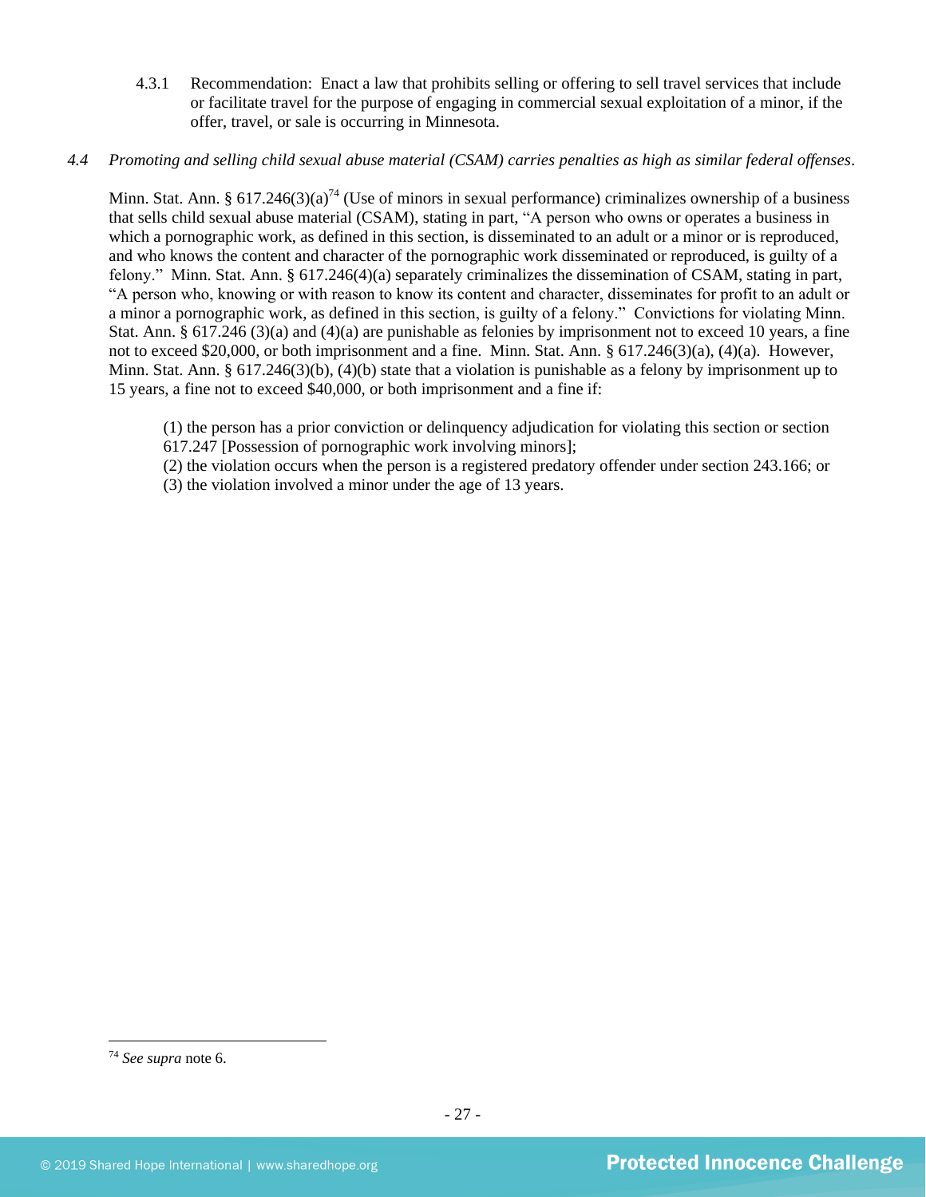4.3.1 Recommendation: Enact a law that prohibits selling or offering to sell travel services that include or facilitate travel for the purpose of engaging in commercial sexual exploitation of a minor, if the offer, travel, or sale is occurring in Minnesota.

*4.4 Promoting and selling child sexual abuse material (CSAM) carries penalties as high as similar federal offenses.*

Minn. Stat. Ann. § 617.246(3)(a)[74] (Use of minors in sexual performance) criminalizes ownership of a business that sells child sexual abuse material (CSAM), stating in part, "A person who owns or operates a business in which a pornographic work, as defined in this section, is disseminated to an adult or a minor or is reproduced, and who knows the content and character of the pornographic work disseminated or reproduced, is guilty of a felony." Minn. Stat. Ann. § 617.246(4)(a) separately criminalizes the dissemination of CSAM, stating in part, "A person who, knowing or with reason to know its content and character, disseminates for profit to an adult or a minor a pornographic work, as defined in this section, is guilty of a felony." Convictions for violating Minn. Stat. Ann. § 617.246 (3)(a) and (4)(a) are punishable as felonies by imprisonment not to exceed 10 years, a fine not to exceed $20,000, or both imprisonment and a fine. Minn. Stat. Ann. § 617.246(3)(a), (4)(a). However, Minn. Stat. Ann. § 617.246(3)(b), (4)(b) state that a violation is punishable as a felony by imprisonment up to 15 years, a fine not to exceed $40,000, or both imprisonment and a fine if:

> (1) the person has a prior conviction or delinquency adjudication for violating this section or section 617.247 [Possession of pornographic work involving minors];
> (2) the violation occurs when the person is a registered predatory offender under section 243.166; or
> (3) the violation involved a minor under the age of 13 years.

---

[74] *See supra* note 6.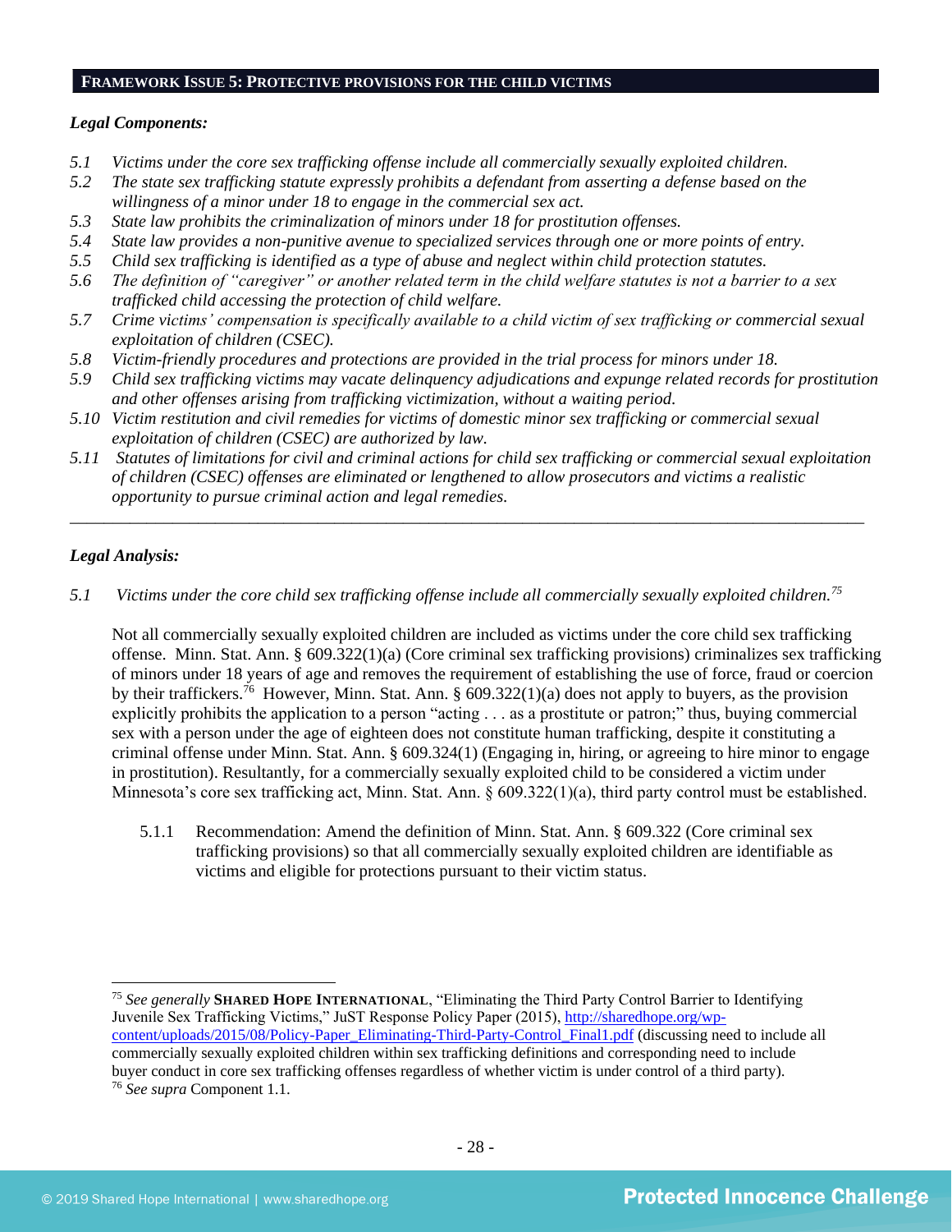## FRAMEWORK ISSUE 5: PROTECTIVE PROVISIONS FOR THE CHILD VICTIMS

***Legal Components:***

*5.1 Victims under the core sex trafficking offense include all commercially sexually exploited children.*
*5.2 The state sex trafficking statute expressly prohibits a defendant from asserting a defense based on the willingness of a minor under 18 to engage in the commercial sex act.*
*5.3 State law prohibits the criminalization of minors under 18 for prostitution offenses.*
*5.4 State law provides a non-punitive avenue to specialized services through one or more points of entry.*
*5.5 Child sex trafficking is identified as a type of abuse and neglect within child protection statutes.*
*5.6 The definition of "caregiver" or another related term in the child welfare statutes is not a barrier to a sex trafficked child accessing the protection of child welfare.*
*5.7 Crime victims' compensation is specifically available to a child victim of sex trafficking or commercial sexual exploitation of children (CSEC).*
*5.8 Victim-friendly procedures and protections are provided in the trial process for minors under 18.*
*5.9 Child sex trafficking victims may vacate delinquency adjudications and expunge related records for prostitution and other offenses arising from trafficking victimization, without a waiting period.*
*5.10 Victim restitution and civil remedies for victims of domestic minor sex trafficking or commercial sexual exploitation of children (CSEC) are authorized by law.*
*5.11 Statutes of limitations for civil and criminal actions for child sex trafficking or commercial sexual exploitation of children (CSEC) offenses are eliminated or lengthened to allow prosecutors and victims a realistic opportunity to pursue criminal action and legal remedies.*

---

***Legal Analysis:***

*5.1 Victims under the core child sex trafficking offense include all commercially sexually exploited children.*[75]

Not all commercially sexually exploited children are included as victims under the core child sex trafficking offense. Minn. Stat. Ann. § 609.322(1)(a) (Core criminal sex trafficking provisions) criminalizes sex trafficking of minors under 18 years of age and removes the requirement of establishing the use of force, fraud or coercion by their traffickers.[76] However, Minn. Stat. Ann. § 609.322(1)(a) does not apply to buyers, as the provision explicitly prohibits the application to a person "acting . . . as a prostitute or patron;" thus, buying commercial sex with a person under the age of eighteen does not constitute human trafficking, despite it constituting a criminal offense under Minn. Stat. Ann. § 609.324(1) (Engaging in, hiring, or agreeing to hire minor to engage in prostitution). Resultantly, for a commercially sexually exploited child to be considered a victim under Minnesota's core sex trafficking act, Minn. Stat. Ann. § 609.322(1)(a), third party control must be established.

> 5.1.1 Recommendation: Amend the definition of Minn. Stat. Ann. § 609.322 (Core criminal sex trafficking provisions) so that all commercially sexually exploited children are identifiable as victims and eligible for protections pursuant to their victim status.

---

[75] *See generally* **SHARED HOPE INTERNATIONAL**, "Eliminating the Third Party Control Barrier to Identifying Juvenile Sex Trafficking Victims," JuST Response Policy Paper (2015), http://sharedhope.org/wp-content/uploads/2015/08/Policy-Paper_Eliminating-Third-Party-Control_Final1.pdf (discussing need to include all commercially sexually exploited children within sex trafficking definitions and corresponding need to include buyer conduct in core sex trafficking offenses regardless of whether victim is under control of a third party).
[76] *See supra* Component 1.1.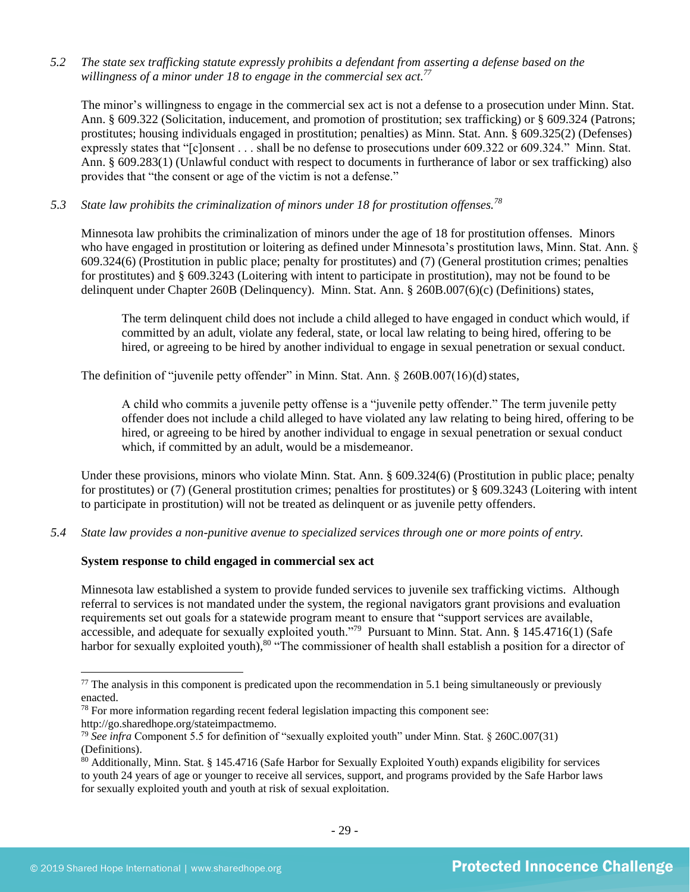*5.2 The state sex trafficking statute expressly prohibits a defendant from asserting a defense based on the willingness of a minor under 18 to engage in the commercial sex act.*[77]

The minor's willingness to engage in the commercial sex act is not a defense to a prosecution under Minn. Stat. Ann. § 609.322 (Solicitation, inducement, and promotion of prostitution; sex trafficking) or § 609.324 (Patrons; prostitutes; housing individuals engaged in prostitution; penalties) as Minn. Stat. Ann. § 609.325(2) (Defenses) expressly states that "[c]onsent . . . shall be no defense to prosecutions under 609.322 or 609.324." Minn. Stat. Ann. § 609.283(1) (Unlawful conduct with respect to documents in furtherance of labor or sex trafficking) also provides that "the consent or age of the victim is not a defense."

*5.3 State law prohibits the criminalization of minors under 18 for prostitution offenses.*[78]

Minnesota law prohibits the criminalization of minors under the age of 18 for prostitution offenses. Minors who have engaged in prostitution or loitering as defined under Minnesota's prostitution laws, Minn. Stat. Ann. § 609.324(6) (Prostitution in public place; penalty for prostitutes) and (7) (General prostitution crimes; penalties for prostitutes) and § 609.3243 (Loitering with intent to participate in prostitution), may not be found to be delinquent under Chapter 260B (Delinquency). Minn. Stat. Ann. § 260B.007(6)(c) (Definitions) states,

> The term delinquent child does not include a child alleged to have engaged in conduct which would, if committed by an adult, violate any federal, state, or local law relating to being hired, offering to be hired, or agreeing to be hired by another individual to engage in sexual penetration or sexual conduct.

The definition of "juvenile petty offender" in Minn. Stat. Ann. § 260B.007(16)(d) states,

> A child who commits a juvenile petty offense is a "juvenile petty offender." The term juvenile petty offender does not include a child alleged to have violated any law relating to being hired, offering to be hired, or agreeing to be hired by another individual to engage in sexual penetration or sexual conduct which, if committed by an adult, would be a misdemeanor.

Under these provisions, minors who violate Minn. Stat. Ann. § 609.324(6) (Prostitution in public place; penalty for prostitutes) or (7) (General prostitution crimes; penalties for prostitutes) or § 609.3243 (Loitering with intent to participate in prostitution) will not be treated as delinquent or as juvenile petty offenders.

*5.4 State law provides a non-punitive avenue to specialized services through one or more points of entry.*

**System response to child engaged in commercial sex act**

Minnesota law established a system to provide funded services to juvenile sex trafficking victims. Although referral to services is not mandated under the system, the regional navigators grant provisions and evaluation requirements set out goals for a statewide program meant to ensure that "support services are available, accessible, and adequate for sexually exploited youth."[79] Pursuant to Minn. Stat. Ann. § 145.4716(1) (Safe harbor for sexually exploited youth),[80] "The commissioner of health shall establish a position for a director of

---

[77] The analysis in this component is predicated upon the recommendation in 5.1 being simultaneously or previously enacted.

[78] For more information regarding recent federal legislation impacting this component see: http://go.sharedhope.org/stateimpactmemo.

[79] *See infra* Component 5.5 for definition of "sexually exploited youth" under Minn. Stat. § 260C.007(31) (Definitions).

[80] Additionally, Minn. Stat. § 145.4716 (Safe Harbor for Sexually Exploited Youth) expands eligibility for services to youth 24 years of age or younger to receive all services, support, and programs provided by the Safe Harbor laws for sexually exploited youth and youth at risk of sexual exploitation.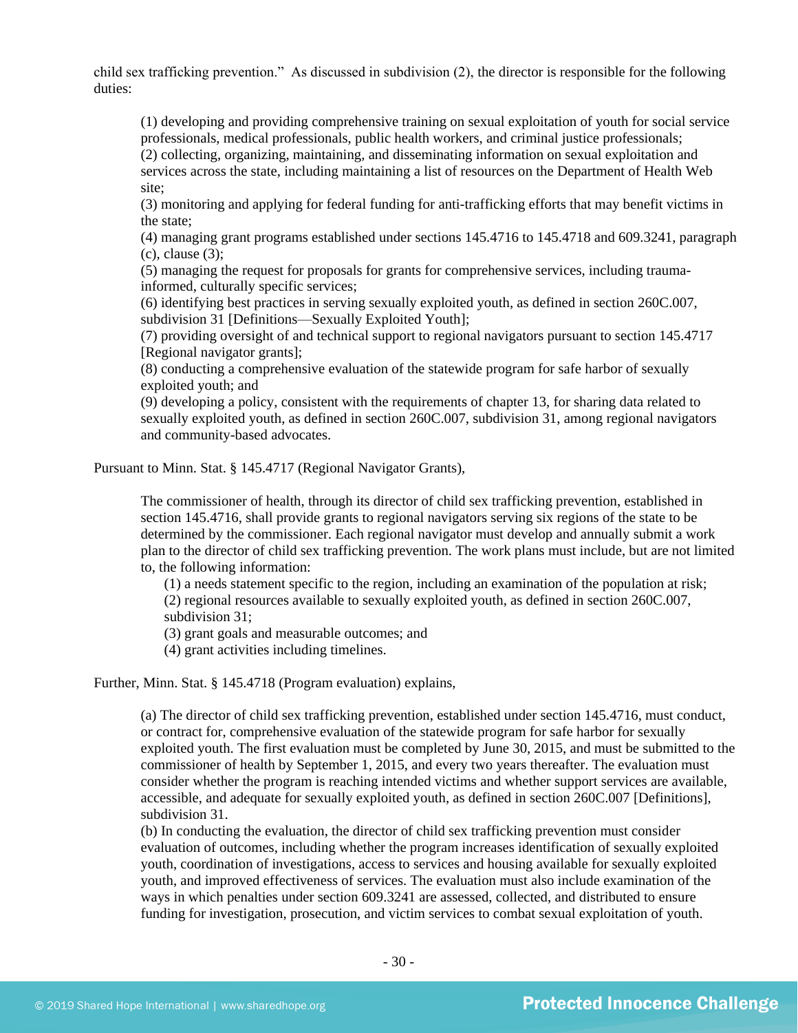child sex trafficking prevention." As discussed in subdivision (2), the director is responsible for the following duties:

> (1) developing and providing comprehensive training on sexual exploitation of youth for social service professionals, medical professionals, public health workers, and criminal justice professionals;
> (2) collecting, organizing, maintaining, and disseminating information on sexual exploitation and services across the state, including maintaining a list of resources on the Department of Health Web site;
> (3) monitoring and applying for federal funding for anti-trafficking efforts that may benefit victims in the state;
> (4) managing grant programs established under sections 145.4716 to 145.4718 and 609.3241, paragraph (c), clause (3);
> (5) managing the request for proposals for grants for comprehensive services, including trauma-informed, culturally specific services;
> (6) identifying best practices in serving sexually exploited youth, as defined in section 260C.007, subdivision 31 [Definitions—Sexually Exploited Youth];
> (7) providing oversight of and technical support to regional navigators pursuant to section 145.4717 [Regional navigator grants];
> (8) conducting a comprehensive evaluation of the statewide program for safe harbor of sexually exploited youth; and
> (9) developing a policy, consistent with the requirements of chapter 13, for sharing data related to sexually exploited youth, as defined in section 260C.007, subdivision 31, among regional navigators and community-based advocates.

Pursuant to Minn. Stat. § 145.4717 (Regional Navigator Grants),

> The commissioner of health, through its director of child sex trafficking prevention, established in section 145.4716, shall provide grants to regional navigators serving six regions of the state to be determined by the commissioner. Each regional navigator must develop and annually submit a work plan to the director of child sex trafficking prevention. The work plans must include, but are not limited to, the following information:
>
> (1) a needs statement specific to the region, including an examination of the population at risk;
> (2) regional resources available to sexually exploited youth, as defined in section 260C.007, subdivision 31;
> (3) grant goals and measurable outcomes; and
> (4) grant activities including timelines.

Further, Minn. Stat. § 145.4718 (Program evaluation) explains,

> (a) The director of child sex trafficking prevention, established under section 145.4716, must conduct, or contract for, comprehensive evaluation of the statewide program for safe harbor for sexually exploited youth. The first evaluation must be completed by June 30, 2015, and must be submitted to the commissioner of health by September 1, 2015, and every two years thereafter. The evaluation must consider whether the program is reaching intended victims and whether support services are available, accessible, and adequate for sexually exploited youth, as defined in section 260C.007 [Definitions], subdivision 31.
> (b) In conducting the evaluation, the director of child sex trafficking prevention must consider evaluation of outcomes, including whether the program increases identification of sexually exploited youth, coordination of investigations, access to services and housing available for sexually exploited youth, and improved effectiveness of services. The evaluation must also include examination of the ways in which penalties under section 609.3241 are assessed, collected, and distributed to ensure funding for investigation, prosecution, and victim services to combat sexual exploitation of youth.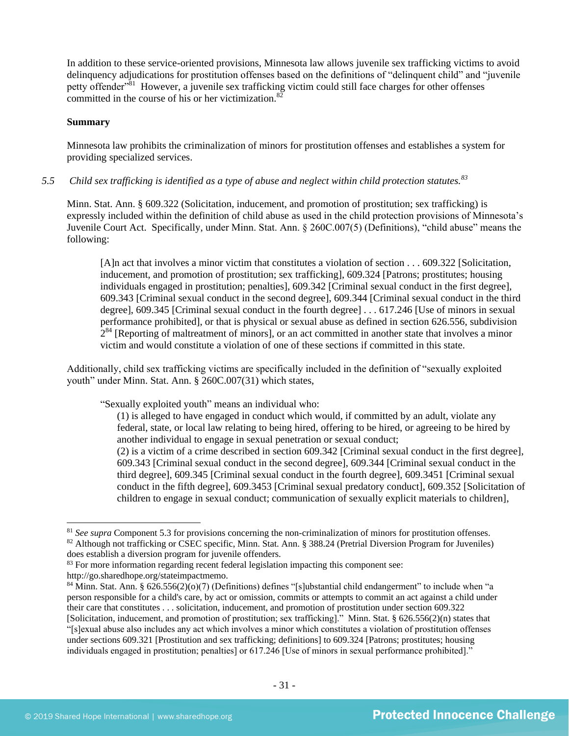In addition to these service-oriented provisions, Minnesota law allows juvenile sex trafficking victims to avoid delinquency adjudications for prostitution offenses based on the definitions of "delinquent child" and "juvenile petty offender"[81] However, a juvenile sex trafficking victim could still face charges for other offenses committed in the course of his or her victimization.[82]

**Summary**

Minnesota law prohibits the criminalization of minors for prostitution offenses and establishes a system for providing specialized services.

*5.5 Child sex trafficking is identified as a type of abuse and neglect within child protection statutes.*[83]

Minn. Stat. Ann. § 609.322 (Solicitation, inducement, and promotion of prostitution; sex trafficking) is expressly included within the definition of child abuse as used in the child protection provisions of Minnesota's Juvenile Court Act. Specifically, under Minn. Stat. Ann. § 260C.007(5) (Definitions), "child abuse" means the following:

> [A]n act that involves a minor victim that constitutes a violation of section . . . 609.322 [Solicitation, inducement, and promotion of prostitution; sex trafficking], 609.324 [Patrons; prostitutes; housing individuals engaged in prostitution; penalties], 609.342 [Criminal sexual conduct in the first degree], 609.343 [Criminal sexual conduct in the second degree], 609.344 [Criminal sexual conduct in the third degree], 609.345 [Criminal sexual conduct in the fourth degree] . . . 617.246 [Use of minors in sexual performance prohibited], or that is physical or sexual abuse as defined in section 626.556, subdivision 2[84] [Reporting of maltreatment of minors], or an act committed in another state that involves a minor victim and would constitute a violation of one of these sections if committed in this state.

Additionally, child sex trafficking victims are specifically included in the definition of "sexually exploited youth" under Minn. Stat. Ann. § 260C.007(31) which states,

> "Sexually exploited youth" means an individual who:
> (1) is alleged to have engaged in conduct which would, if committed by an adult, violate any federal, state, or local law relating to being hired, offering to be hired, or agreeing to be hired by another individual to engage in sexual penetration or sexual conduct;
> (2) is a victim of a crime described in section 609.342 [Criminal sexual conduct in the first degree], 609.343 [Criminal sexual conduct in the second degree], 609.344 [Criminal sexual conduct in the third degree], 609.345 [Criminal sexual conduct in the fourth degree], 609.3451 [Criminal sexual conduct in the fifth degree], 609.3453 [Criminal sexual predatory conduct], 609.352 [Solicitation of children to engage in sexual conduct; communication of sexually explicit materials to children],

---

[81] *See supra* Component 5.3 for provisions concerning the non-criminalization of minors for prostitution offenses.

[82] Although not trafficking or CSEC specific, Minn. Stat. Ann. § 388.24 (Pretrial Diversion Program for Juveniles) does establish a diversion program for juvenile offenders.

[83] For more information regarding recent federal legislation impacting this component see: http://go.sharedhope.org/stateimpactmemo.

[84] Minn. Stat. Ann. § 626.556(2)(o)(7) (Definitions) defines "[s]ubstantial child endangerment" to include when "a person responsible for a child's care, by act or omission, commits or attempts to commit an act against a child under their care that constitutes . . . solicitation, inducement, and promotion of prostitution under section 609.322 [Solicitation, inducement, and promotion of prostitution; sex trafficking]." Minn. Stat. § 626.556(2)(n) states that "[s]exual abuse also includes any act which involves a minor which constitutes a violation of prostitution offenses under sections 609.321 [Prostitution and sex trafficking; definitions] to 609.324 [Patrons; prostitutes; housing individuals engaged in prostitution; penalties] or 617.246 [Use of minors in sexual performance prohibited]."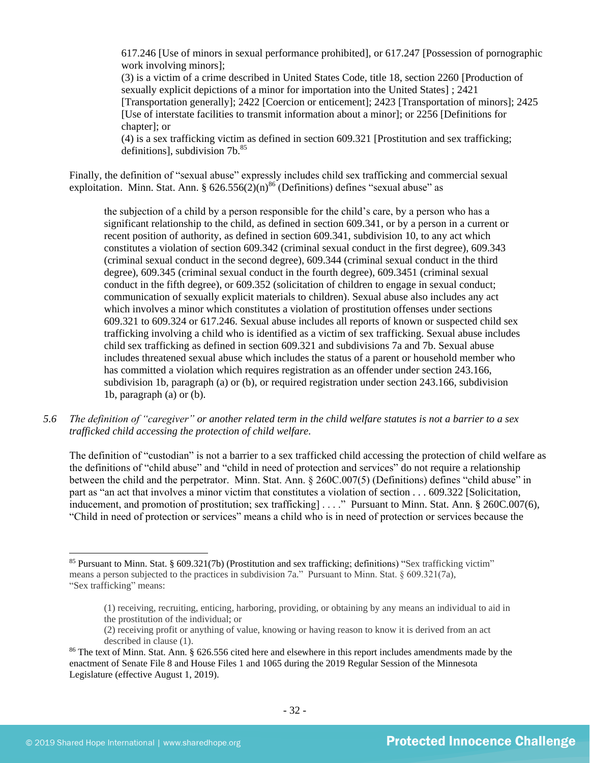617.246 [Use of minors in sexual performance prohibited], or 617.247 [Possession of pornographic work involving minors];

(3) is a victim of a crime described in United States Code, title 18, section 2260 [Production of sexually explicit depictions of a minor for importation into the United States] ; 2421 [Transportation generally]; 2422 [Coercion or enticement]; 2423 [Transportation of minors]; 2425 [Use of interstate facilities to transmit information about a minor]; or 2256 [Definitions for chapter]; or

(4) is a sex trafficking victim as defined in section 609.321 [Prostitution and sex trafficking; definitions], subdivision 7b.[85]

Finally, the definition of "sexual abuse" expressly includes child sex trafficking and commercial sexual exploitation. Minn. Stat. Ann. § 626.556(2)(n)[86] (Definitions) defines "sexual abuse" as

> the subjection of a child by a person responsible for the child's care, by a person who has a significant relationship to the child, as defined in section 609.341, or by a person in a current or recent position of authority, as defined in section 609.341, subdivision 10, to any act which constitutes a violation of section 609.342 (criminal sexual conduct in the first degree), 609.343 (criminal sexual conduct in the second degree), 609.344 (criminal sexual conduct in the third degree), 609.345 (criminal sexual conduct in the fourth degree), 609.3451 (criminal sexual conduct in the fifth degree), or 609.352 (solicitation of children to engage in sexual conduct; communication of sexually explicit materials to children). Sexual abuse also includes any act which involves a minor which constitutes a violation of prostitution offenses under sections 609.321 to 609.324 or 617.246. Sexual abuse includes all reports of known or suspected child sex trafficking involving a child who is identified as a victim of sex trafficking. Sexual abuse includes child sex trafficking as defined in section 609.321 and subdivisions 7a and 7b. Sexual abuse includes threatened sexual abuse which includes the status of a parent or household member who has committed a violation which requires registration as an offender under section 243.166, subdivision 1b, paragraph (a) or (b), or required registration under section 243.166, subdivision 1b, paragraph (a) or (b).

*5.6 The definition of "caregiver" or another related term in the child welfare statutes is not a barrier to a sex trafficked child accessing the protection of child welfare.*

The definition of "custodian" is not a barrier to a sex trafficked child accessing the protection of child welfare as the definitions of "child abuse" and "child in need of protection and services" do not require a relationship between the child and the perpetrator. Minn. Stat. Ann. § 260C.007(5) (Definitions) defines "child abuse" in part as "an act that involves a minor victim that constitutes a violation of section . . . 609.322 [Solicitation, inducement, and promotion of prostitution; sex trafficking] . . . ." Pursuant to Minn. Stat. Ann. § 260C.007(6), "Child in need of protection or services" means a child who is in need of protection or services because the

---

[85] Pursuant to Minn. Stat. § 609.321(7b) (Prostitution and sex trafficking; definitions) "Sex trafficking victim" means a person subjected to the practices in subdivision 7a." Pursuant to Minn. Stat. § 609.321(7a), "Sex trafficking" means:

> (1) receiving, recruiting, enticing, harboring, providing, or obtaining by any means an individual to aid in the prostitution of the individual; or
>
> (2) receiving profit or anything of value, knowing or having reason to know it is derived from an act described in clause (1).

[86] The text of Minn. Stat. Ann. § 626.556 cited here and elsewhere in this report includes amendments made by the enactment of Senate File 8 and House Files 1 and 1065 during the 2019 Regular Session of the Minnesota Legislature (effective August 1, 2019).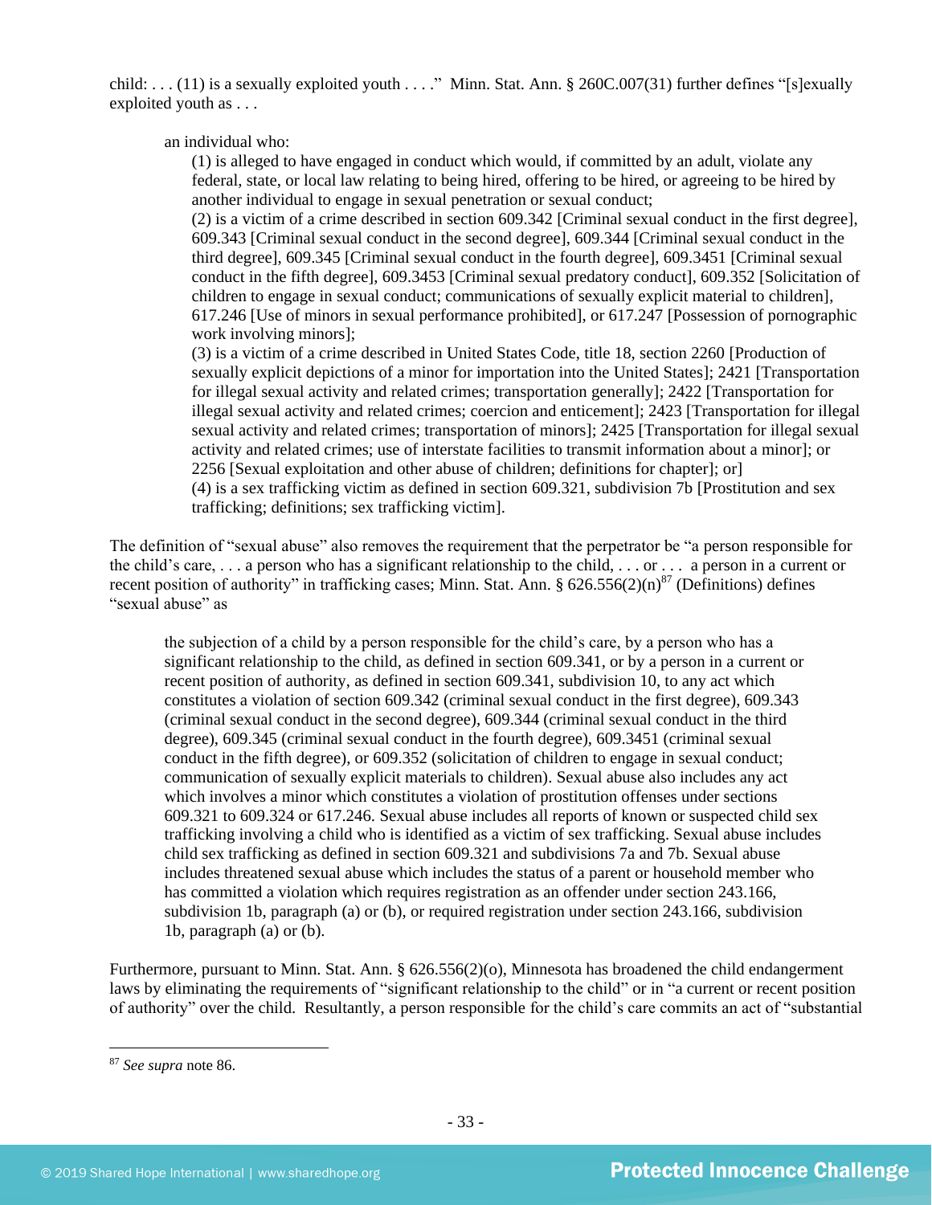child: . . . (11) is a sexually exploited youth . . . ." Minn. Stat. Ann. § 260C.007(31) further defines "[s]exually exploited youth as . . .

> an individual who:
>
> (1) is alleged to have engaged in conduct which would, if committed by an adult, violate any federal, state, or local law relating to being hired, offering to be hired, or agreeing to be hired by another individual to engage in sexual penetration or sexual conduct;
>
> (2) is a victim of a crime described in section 609.342 [Criminal sexual conduct in the first degree], 609.343 [Criminal sexual conduct in the second degree], 609.344 [Criminal sexual conduct in the third degree], 609.345 [Criminal sexual conduct in the fourth degree], 609.3451 [Criminal sexual conduct in the fifth degree], 609.3453 [Criminal sexual predatory conduct], 609.352 [Solicitation of children to engage in sexual conduct; communications of sexually explicit material to children], 617.246 [Use of minors in sexual performance prohibited], or 617.247 [Possession of pornographic work involving minors];
>
> (3) is a victim of a crime described in United States Code, title 18, section 2260 [Production of sexually explicit depictions of a minor for importation into the United States]; 2421 [Transportation for illegal sexual activity and related crimes; transportation generally]; 2422 [Transportation for illegal sexual activity and related crimes; coercion and enticement]; 2423 [Transportation for illegal sexual activity and related crimes; transportation of minors]; 2425 [Transportation for illegal sexual activity and related crimes; use of interstate facilities to transmit information about a minor]; or 2256 [Sexual exploitation and other abuse of children; definitions for chapter]; or]
>
> (4) is a sex trafficking victim as defined in section 609.321, subdivision 7b [Prostitution and sex trafficking; definitions; sex trafficking victim].

The definition of "sexual abuse" also removes the requirement that the perpetrator be "a person responsible for the child's care, . . . a person who has a significant relationship to the child, . . . or . . . a person in a current or recent position of authority" in trafficking cases; Minn. Stat. Ann. § 626.556(2)(n)[87] (Definitions) defines "sexual abuse" as

> the subjection of a child by a person responsible for the child's care, by a person who has a significant relationship to the child, as defined in section 609.341, or by a person in a current or recent position of authority, as defined in section 609.341, subdivision 10, to any act which constitutes a violation of section 609.342 (criminal sexual conduct in the first degree), 609.343 (criminal sexual conduct in the second degree), 609.344 (criminal sexual conduct in the third degree), 609.345 (criminal sexual conduct in the fourth degree), 609.3451 (criminal sexual conduct in the fifth degree), or 609.352 (solicitation of children to engage in sexual conduct; communication of sexually explicit materials to children). Sexual abuse also includes any act which involves a minor which constitutes a violation of prostitution offenses under sections 609.321 to 609.324 or 617.246. Sexual abuse includes all reports of known or suspected child sex trafficking involving a child who is identified as a victim of sex trafficking. Sexual abuse includes child sex trafficking as defined in section 609.321 and subdivisions 7a and 7b. Sexual abuse includes threatened sexual abuse which includes the status of a parent or household member who has committed a violation which requires registration as an offender under section 243.166, subdivision 1b, paragraph (a) or (b), or required registration under section 243.166, subdivision 1b, paragraph (a) or (b).

Furthermore, pursuant to Minn. Stat. Ann. § 626.556(2)(o), Minnesota has broadened the child endangerment laws by eliminating the requirements of "significant relationship to the child" or in "a current or recent position of authority" over the child. Resultantly, a person responsible for the child's care commits an act of "substantial

[87] *See supra* note 86.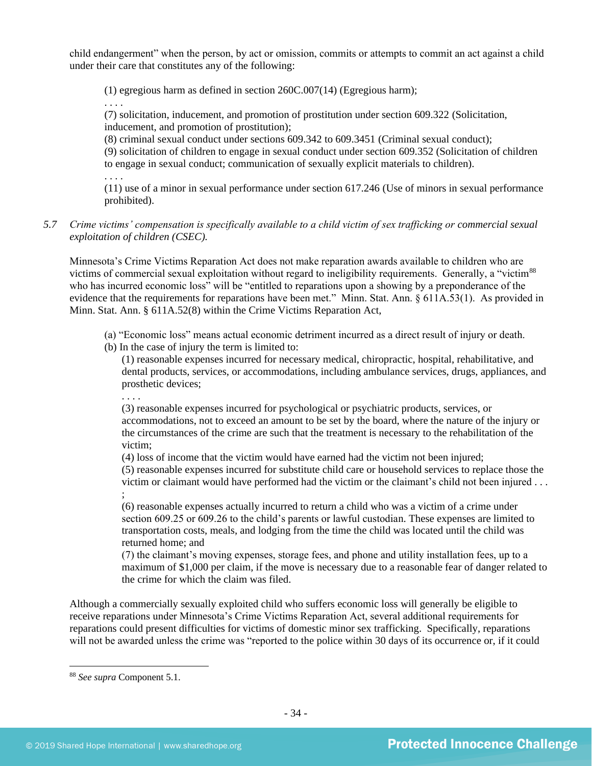child endangerment" when the person, by act or omission, commits or attempts to commit an act against a child under their care that constitutes any of the following:

> (1) egregious harm as defined in section 260C.007(14) (Egregious harm);
> . . . .
> (7) solicitation, inducement, and promotion of prostitution under section 609.322 (Solicitation, inducement, and promotion of prostitution);
> (8) criminal sexual conduct under sections 609.342 to 609.3451 (Criminal sexual conduct);
> (9) solicitation of children to engage in sexual conduct under section 609.352 (Solicitation of children to engage in sexual conduct; communication of sexually explicit materials to children).
> . . . .
> (11) use of a minor in sexual performance under section 617.246 (Use of minors in sexual performance prohibited).

5.7 *Crime victims' compensation is specifically available to a child victim of sex trafficking or commercial sexual exploitation of children (CSEC).*

Minnesota's Crime Victims Reparation Act does not make reparation awards available to children who are victims of commercial sexual exploitation without regard to ineligibility requirements. Generally, a "victim[88] who has incurred economic loss" will be "entitled to reparations upon a showing by a preponderance of the evidence that the requirements for reparations have been met." Minn. Stat. Ann. § 611A.53(1). As provided in Minn. Stat. Ann. § 611A.52(8) within the Crime Victims Reparation Act,

> (a) "Economic loss" means actual economic detriment incurred as a direct result of injury or death.
> (b) In the case of injury the term is limited to:
>
> (1) reasonable expenses incurred for necessary medical, chiropractic, hospital, rehabilitative, and dental products, services, or accommodations, including ambulance services, drugs, appliances, and prosthetic devices;
> . . . .
> (3) reasonable expenses incurred for psychological or psychiatric products, services, or accommodations, not to exceed an amount to be set by the board, where the nature of the injury or the circumstances of the crime are such that the treatment is necessary to the rehabilitation of the victim;
> (4) loss of income that the victim would have earned had the victim not been injured;
> (5) reasonable expenses incurred for substitute child care or household services to replace those the victim or claimant would have performed had the victim or the claimant's child not been injured . . . ;
> (6) reasonable expenses actually incurred to return a child who was a victim of a crime under section 609.25 or 609.26 to the child's parents or lawful custodian. These expenses are limited to transportation costs, meals, and lodging from the time the child was located until the child was returned home; and
> (7) the claimant's moving expenses, storage fees, and phone and utility installation fees, up to a maximum of $1,000 per claim, if the move is necessary due to a reasonable fear of danger related to the crime for which the claim was filed.

Although a commercially sexually exploited child who suffers economic loss will generally be eligible to receive reparations under Minnesota's Crime Victims Reparation Act, several additional requirements for reparations could present difficulties for victims of domestic minor sex trafficking. Specifically, reparations will not be awarded unless the crime was "reported to the police within 30 days of its occurrence or, if it could

---

[88] *See supra* Component 5.1.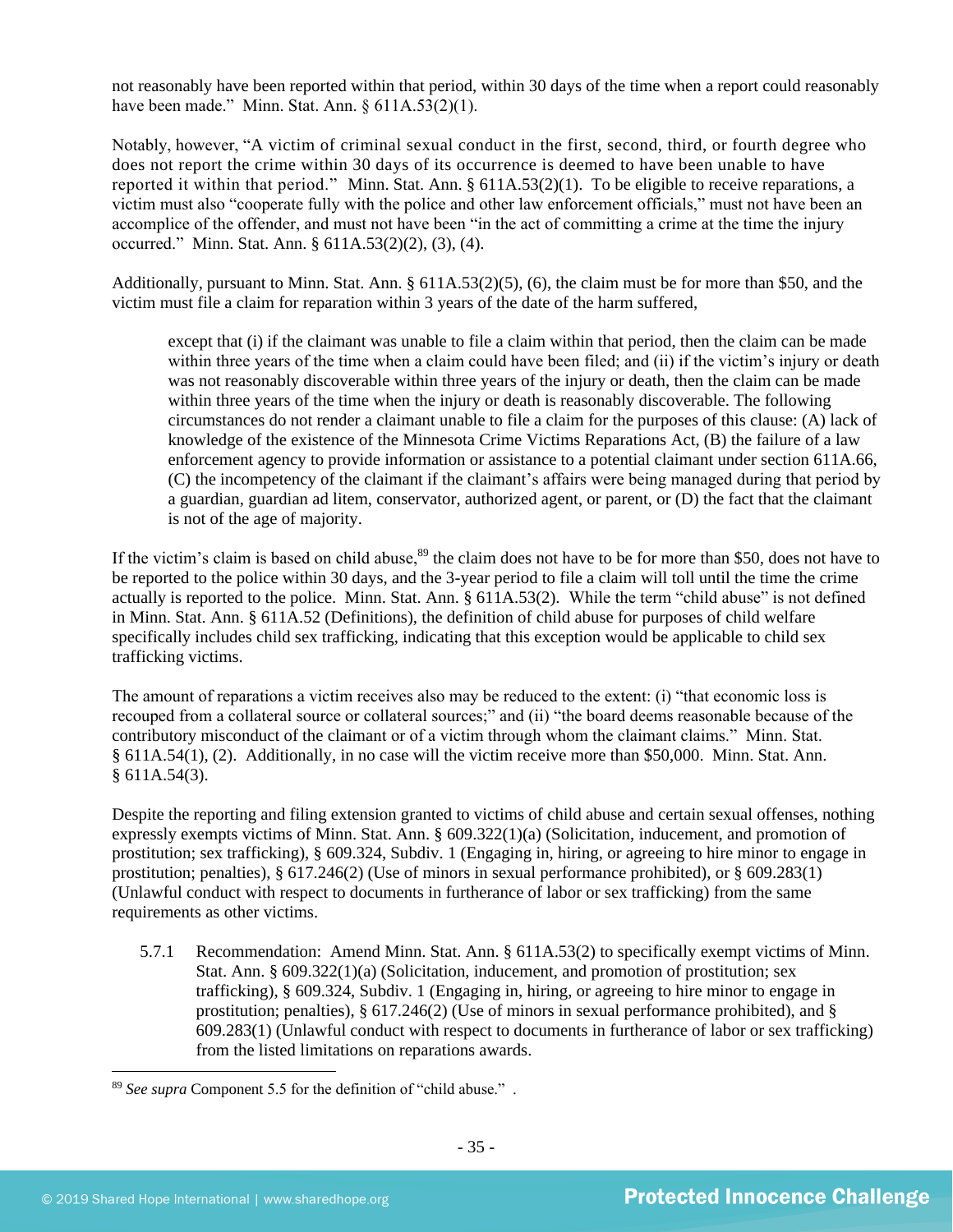not reasonably have been reported within that period, within 30 days of the time when a report could reasonably have been made." Minn. Stat. Ann. § 611A.53(2)(1).

Notably, however, "A victim of criminal sexual conduct in the first, second, third, or fourth degree who does not report the crime within 30 days of its occurrence is deemed to have been unable to have reported it within that period." Minn. Stat. Ann. § 611A.53(2)(1). To be eligible to receive reparations, a victim must also "cooperate fully with the police and other law enforcement officials," must not have been an accomplice of the offender, and must not have been "in the act of committing a crime at the time the injury occurred." Minn. Stat. Ann. § 611A.53(2)(2), (3), (4).

Additionally, pursuant to Minn. Stat. Ann. § 611A.53(2)(5), (6), the claim must be for more than $50, and the victim must file a claim for reparation within 3 years of the date of the harm suffered,

> except that (i) if the claimant was unable to file a claim within that period, then the claim can be made within three years of the time when a claim could have been filed; and (ii) if the victim's injury or death was not reasonably discoverable within three years of the injury or death, then the claim can be made within three years of the time when the injury or death is reasonably discoverable. The following circumstances do not render a claimant unable to file a claim for the purposes of this clause: (A) lack of knowledge of the existence of the Minnesota Crime Victims Reparations Act, (B) the failure of a law enforcement agency to provide information or assistance to a potential claimant under section 611A.66, (C) the incompetency of the claimant if the claimant's affairs were being managed during that period by a guardian, guardian ad litem, conservator, authorized agent, or parent, or (D) the fact that the claimant is not of the age of majority.

If the victim's claim is based on child abuse,[89] the claim does not have to be for more than $50, does not have to be reported to the police within 30 days, and the 3-year period to file a claim will toll until the time the crime actually is reported to the police. Minn. Stat. Ann. § 611A.53(2). While the term "child abuse" is not defined in Minn. Stat. Ann. § 611A.52 (Definitions), the definition of child abuse for purposes of child welfare specifically includes child sex trafficking, indicating that this exception would be applicable to child sex trafficking victims.

The amount of reparations a victim receives also may be reduced to the extent: (i) "that economic loss is recouped from a collateral source or collateral sources;" and (ii) "the board deems reasonable because of the contributory misconduct of the claimant or of a victim through whom the claimant claims." Minn. Stat. § 611A.54(1), (2). Additionally, in no case will the victim receive more than $50,000. Minn. Stat. Ann. § 611A.54(3).

Despite the reporting and filing extension granted to victims of child abuse and certain sexual offenses, nothing expressly exempts victims of Minn. Stat. Ann. § 609.322(1)(a) (Solicitation, inducement, and promotion of prostitution; sex trafficking), § 609.324, Subdiv. 1 (Engaging in, hiring, or agreeing to hire minor to engage in prostitution; penalties), § 617.246(2) (Use of minors in sexual performance prohibited), or § 609.283(1) (Unlawful conduct with respect to documents in furtherance of labor or sex trafficking) from the same requirements as other victims.

5.7.1 Recommendation: Amend Minn. Stat. Ann. § 611A.53(2) to specifically exempt victims of Minn. Stat. Ann. § 609.322(1)(a) (Solicitation, inducement, and promotion of prostitution; sex trafficking), § 609.324, Subdiv. 1 (Engaging in, hiring, or agreeing to hire minor to engage in prostitution; penalties), § 617.246(2) (Use of minors in sexual performance prohibited), and § 609.283(1) (Unlawful conduct with respect to documents in furtherance of labor or sex trafficking) from the listed limitations on reparations awards.

---

[89] *See supra* Component 5.5 for the definition of "child abuse." .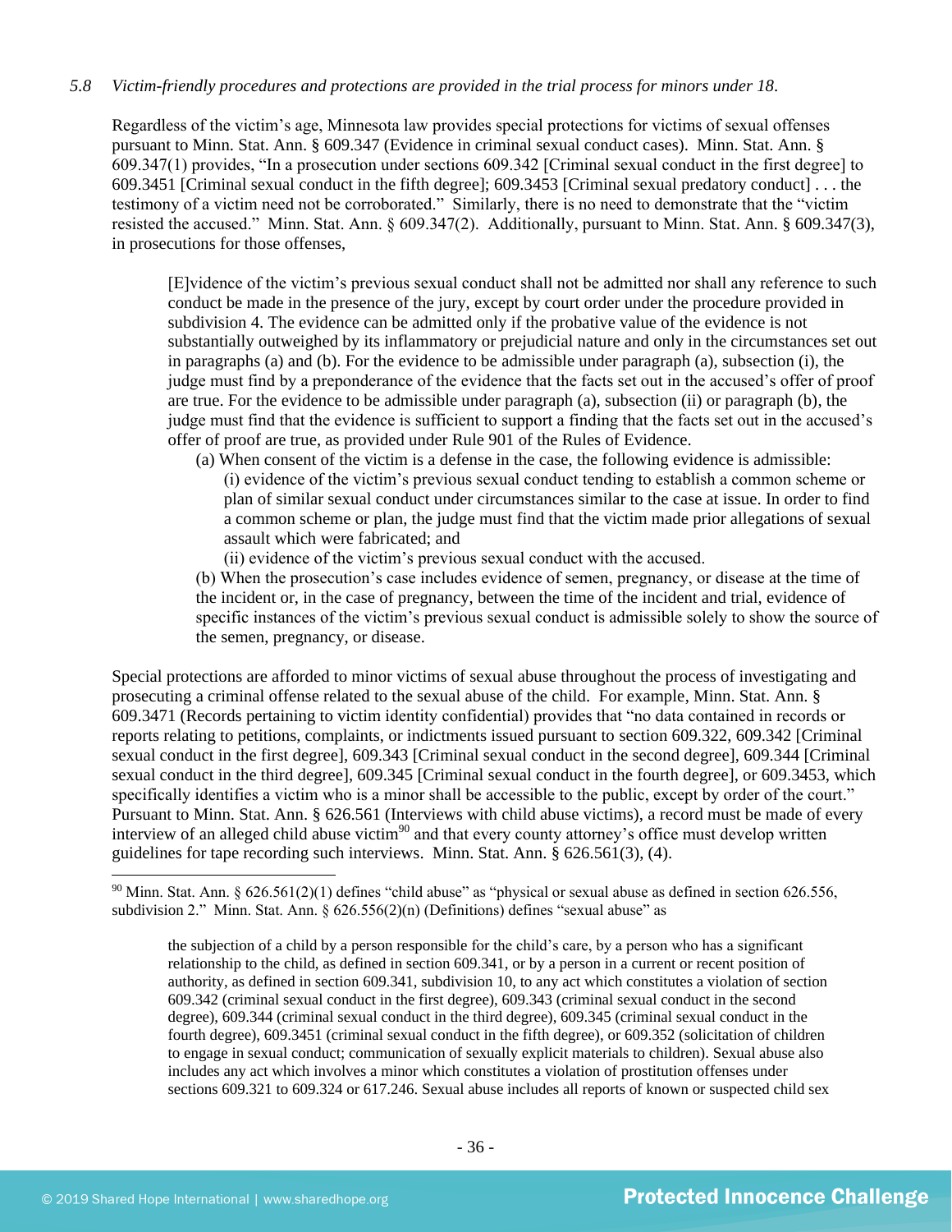*5.8 Victim-friendly procedures and protections are provided in the trial process for minors under 18.*

Regardless of the victim's age, Minnesota law provides special protections for victims of sexual offenses pursuant to Minn. Stat. Ann. § 609.347 (Evidence in criminal sexual conduct cases). Minn. Stat. Ann. § 609.347(1) provides, "In a prosecution under sections 609.342 [Criminal sexual conduct in the first degree] to 609.3451 [Criminal sexual conduct in the fifth degree]; 609.3453 [Criminal sexual predatory conduct] . . . the testimony of a victim need not be corroborated." Similarly, there is no need to demonstrate that the "victim resisted the accused." Minn. Stat. Ann. § 609.347(2). Additionally, pursuant to Minn. Stat. Ann. § 609.347(3), in prosecutions for those offenses,

> [E]vidence of the victim's previous sexual conduct shall not be admitted nor shall any reference to such conduct be made in the presence of the jury, except by court order under the procedure provided in subdivision 4. The evidence can be admitted only if the probative value of the evidence is not substantially outweighed by its inflammatory or prejudicial nature and only in the circumstances set out in paragraphs (a) and (b). For the evidence to be admissible under paragraph (a), subsection (i), the judge must find by a preponderance of the evidence that the facts set out in the accused's offer of proof are true. For the evidence to be admissible under paragraph (a), subsection (ii) or paragraph (b), the judge must find that the evidence is sufficient to support a finding that the facts set out in the accused's offer of proof are true, as provided under Rule 901 of the Rules of Evidence.
>
> (a) When consent of the victim is a defense in the case, the following evidence is admissible:
>
> (i) evidence of the victim's previous sexual conduct tending to establish a common scheme or plan of similar sexual conduct under circumstances similar to the case at issue. In order to find a common scheme or plan, the judge must find that the victim made prior allegations of sexual assault which were fabricated; and
>
> (ii) evidence of the victim's previous sexual conduct with the accused.
>
> (b) When the prosecution's case includes evidence of semen, pregnancy, or disease at the time of the incident or, in the case of pregnancy, between the time of the incident and trial, evidence of specific instances of the victim's previous sexual conduct is admissible solely to show the source of the semen, pregnancy, or disease.

Special protections are afforded to minor victims of sexual abuse throughout the process of investigating and prosecuting a criminal offense related to the sexual abuse of the child. For example, Minn. Stat. Ann. § 609.3471 (Records pertaining to victim identity confidential) provides that "no data contained in records or reports relating to petitions, complaints, or indictments issued pursuant to section 609.322, 609.342 [Criminal sexual conduct in the first degree], 609.343 [Criminal sexual conduct in the second degree], 609.344 [Criminal sexual conduct in the third degree], 609.345 [Criminal sexual conduct in the fourth degree], or 609.3453, which specifically identifies a victim who is a minor shall be accessible to the public, except by order of the court." Pursuant to Minn. Stat. Ann. § 626.561 (Interviews with child abuse victims), a record must be made of every interview of an alleged child abuse victim[90] and that every county attorney's office must develop written guidelines for tape recording such interviews. Minn. Stat. Ann. § 626.561(3), (4).

---

[90] Minn. Stat. Ann. § 626.561(2)(1) defines "child abuse" as "physical or sexual abuse as defined in section 626.556, subdivision 2." Minn. Stat. Ann. § 626.556(2)(n) (Definitions) defines "sexual abuse" as

> the subjection of a child by a person responsible for the child's care, by a person who has a significant relationship to the child, as defined in section 609.341, or by a person in a current or recent position of authority, as defined in section 609.341, subdivision 10, to any act which constitutes a violation of section 609.342 (criminal sexual conduct in the first degree), 609.343 (criminal sexual conduct in the second degree), 609.344 (criminal sexual conduct in the third degree), 609.345 (criminal sexual conduct in the fourth degree), 609.3451 (criminal sexual conduct in the fifth degree), or 609.352 (solicitation of children to engage in sexual conduct; communication of sexually explicit materials to children). Sexual abuse also includes any act which involves a minor which constitutes a violation of prostitution offenses under sections 609.321 to 609.324 or 617.246. Sexual abuse includes all reports of known or suspected child sex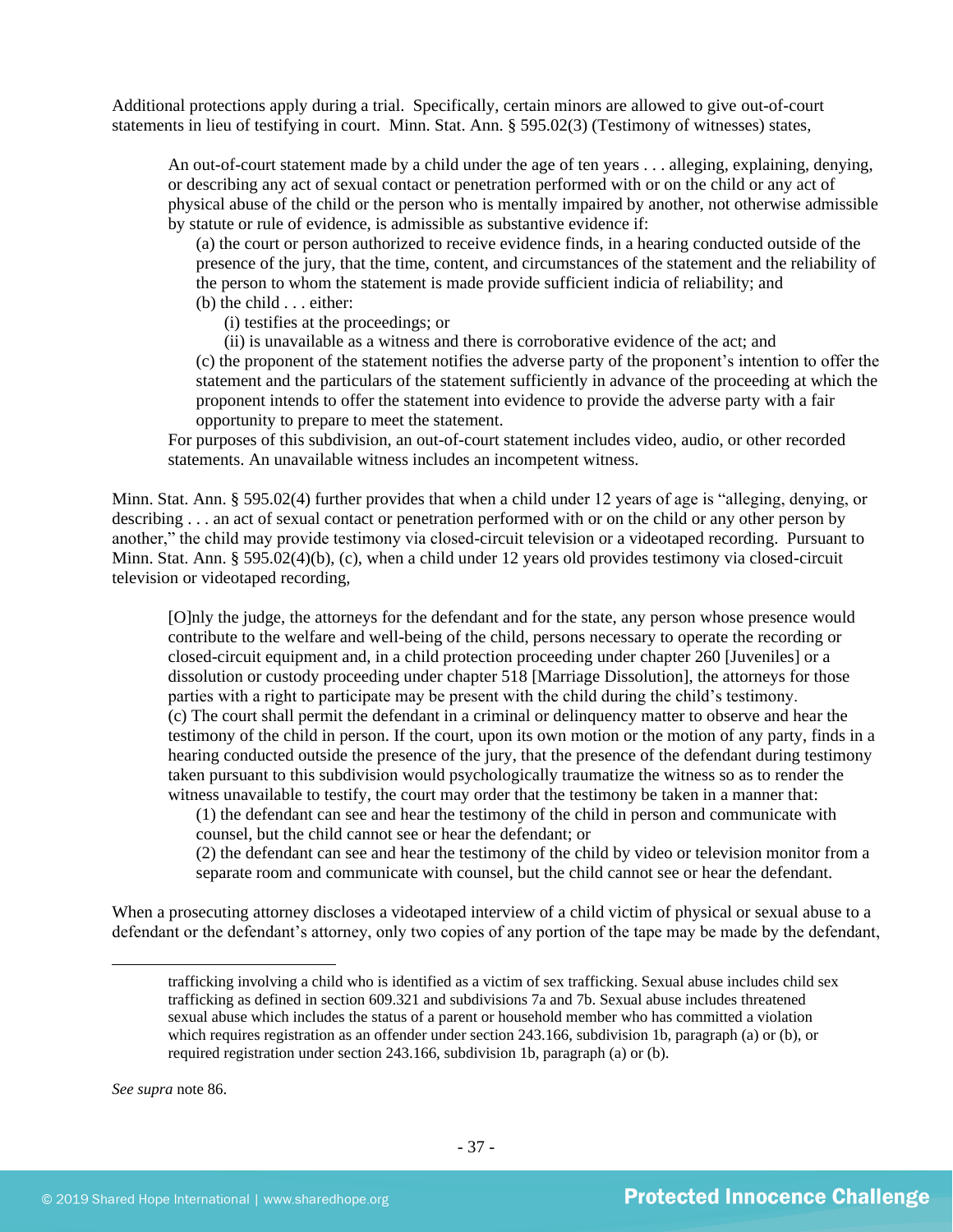Additional protections apply during a trial. Specifically, certain minors are allowed to give out-of-court statements in lieu of testifying in court. Minn. Stat. Ann. § 595.02(3) (Testimony of witnesses) states,

> An out-of-court statement made by a child under the age of ten years . . . alleging, explaining, denying, or describing any act of sexual contact or penetration performed with or on the child or any act of physical abuse of the child or the person who is mentally impaired by another, not otherwise admissible by statute or rule of evidence, is admissible as substantive evidence if:
>
> (a) the court or person authorized to receive evidence finds, in a hearing conducted outside of the presence of the jury, that the time, content, and circumstances of the statement and the reliability of the person to whom the statement is made provide sufficient indicia of reliability; and
>
> (b) the child . . . either:
>
> (i) testifies at the proceedings; or
>
> (ii) is unavailable as a witness and there is corroborative evidence of the act; and
>
> (c) the proponent of the statement notifies the adverse party of the proponent's intention to offer the statement and the particulars of the statement sufficiently in advance of the proceeding at which the proponent intends to offer the statement into evidence to provide the adverse party with a fair opportunity to prepare to meet the statement.
>
> For purposes of this subdivision, an out-of-court statement includes video, audio, or other recorded statements. An unavailable witness includes an incompetent witness.

Minn. Stat. Ann. § 595.02(4) further provides that when a child under 12 years of age is "alleging, denying, or describing . . . an act of sexual contact or penetration performed with or on the child or any other person by another," the child may provide testimony via closed-circuit television or a videotaped recording. Pursuant to Minn. Stat. Ann. § 595.02(4)(b), (c), when a child under 12 years old provides testimony via closed-circuit television or videotaped recording,

> [O]nly the judge, the attorneys for the defendant and for the state, any person whose presence would contribute to the welfare and well-being of the child, persons necessary to operate the recording or closed-circuit equipment and, in a child protection proceeding under chapter 260 [Juveniles] or a dissolution or custody proceeding under chapter 518 [Marriage Dissolution], the attorneys for those parties with a right to participate may be present with the child during the child's testimony.
>
> (c) The court shall permit the defendant in a criminal or delinquency matter to observe and hear the testimony of the child in person. If the court, upon its own motion or the motion of any party, finds in a hearing conducted outside the presence of the jury, that the presence of the defendant during testimony taken pursuant to this subdivision would psychologically traumatize the witness so as to render the witness unavailable to testify, the court may order that the testimony be taken in a manner that:
>
> (1) the defendant can see and hear the testimony of the child in person and communicate with counsel, but the child cannot see or hear the defendant; or
>
> (2) the defendant can see and hear the testimony of the child by video or television monitor from a separate room and communicate with counsel, but the child cannot see or hear the defendant.

When a prosecuting attorney discloses a videotaped interview of a child victim of physical or sexual abuse to a defendant or the defendant's attorney, only two copies of any portion of the tape may be made by the defendant,

---

> trafficking involving a child who is identified as a victim of sex trafficking. Sexual abuse includes child sex trafficking as defined in section 609.321 and subdivisions 7a and 7b. Sexual abuse includes threatened sexual abuse which includes the status of a parent or household member who has committed a violation which requires registration as an offender under section 243.166, subdivision 1b, paragraph (a) or (b), or required registration under section 243.166, subdivision 1b, paragraph (a) or (b).

*See supra* note 86.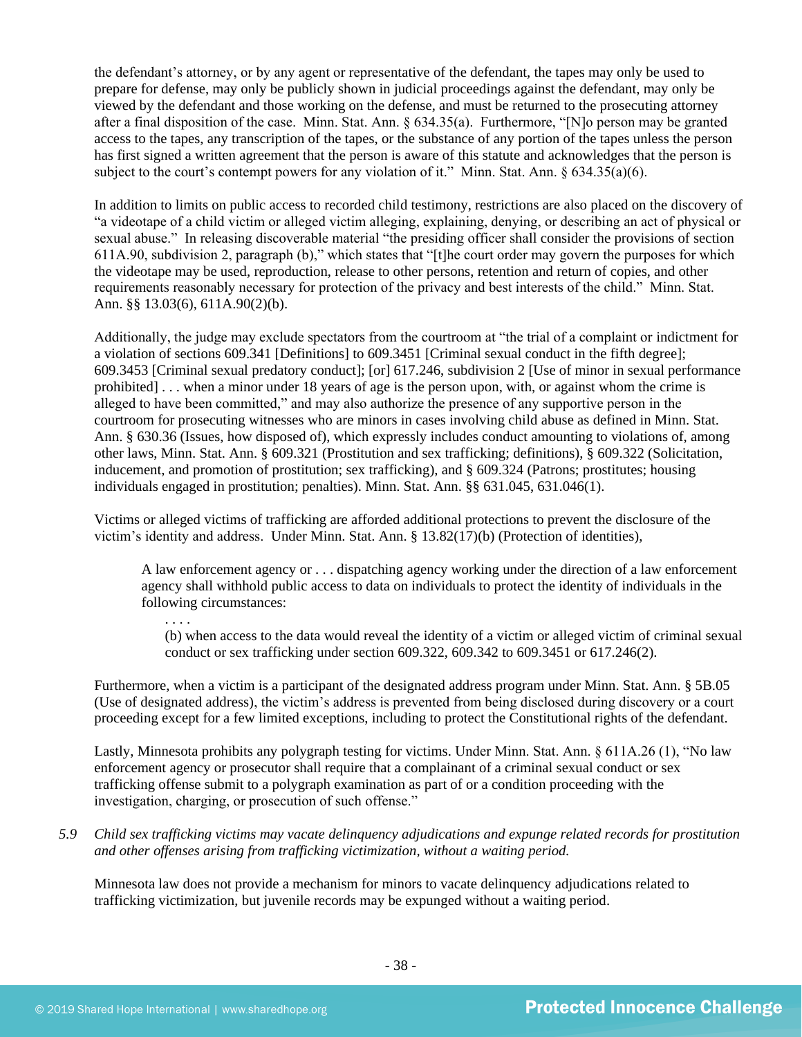the defendant's attorney, or by any agent or representative of the defendant, the tapes may only be used to prepare for defense, may only be publicly shown in judicial proceedings against the defendant, may only be viewed by the defendant and those working on the defense, and must be returned to the prosecuting attorney after a final disposition of the case. Minn. Stat. Ann. § 634.35(a). Furthermore, "[N]o person may be granted access to the tapes, any transcription of the tapes, or the substance of any portion of the tapes unless the person has first signed a written agreement that the person is aware of this statute and acknowledges that the person is subject to the court's contempt powers for any violation of it." Minn. Stat. Ann. § 634.35(a)(6).

In addition to limits on public access to recorded child testimony, restrictions are also placed on the discovery of "a videotape of a child victim or alleged victim alleging, explaining, denying, or describing an act of physical or sexual abuse." In releasing discoverable material "the presiding officer shall consider the provisions of section 611A.90, subdivision 2, paragraph (b)," which states that "[t]he court order may govern the purposes for which the videotape may be used, reproduction, release to other persons, retention and return of copies, and other requirements reasonably necessary for protection of the privacy and best interests of the child." Minn. Stat. Ann. §§ 13.03(6), 611A.90(2)(b).

Additionally, the judge may exclude spectators from the courtroom at "the trial of a complaint or indictment for a violation of sections 609.341 [Definitions] to 609.3451 [Criminal sexual conduct in the fifth degree]; 609.3453 [Criminal sexual predatory conduct]; [or] 617.246, subdivision 2 [Use of minor in sexual performance prohibited] . . . when a minor under 18 years of age is the person upon, with, or against whom the crime is alleged to have been committed," and may also authorize the presence of any supportive person in the courtroom for prosecuting witnesses who are minors in cases involving child abuse as defined in Minn. Stat. Ann. § 630.36 (Issues, how disposed of), which expressly includes conduct amounting to violations of, among other laws, Minn. Stat. Ann. § 609.321 (Prostitution and sex trafficking; definitions), § 609.322 (Solicitation, inducement, and promotion of prostitution; sex trafficking), and § 609.324 (Patrons; prostitutes; housing individuals engaged in prostitution; penalties). Minn. Stat. Ann. §§ 631.045, 631.046(1).

Victims or alleged victims of trafficking are afforded additional protections to prevent the disclosure of the victim's identity and address. Under Minn. Stat. Ann. § 13.82(17)(b) (Protection of identities),

> A law enforcement agency or . . . dispatching agency working under the direction of a law enforcement agency shall withhold public access to data on individuals to protect the identity of individuals in the following circumstances:
>
> . . . .
>
> (b) when access to the data would reveal the identity of a victim or alleged victim of criminal sexual conduct or sex trafficking under section 609.322, 609.342 to 609.3451 or 617.246(2).

Furthermore, when a victim is a participant of the designated address program under Minn. Stat. Ann. § 5B.05 (Use of designated address), the victim's address is prevented from being disclosed during discovery or a court proceeding except for a few limited exceptions, including to protect the Constitutional rights of the defendant.

Lastly, Minnesota prohibits any polygraph testing for victims. Under Minn. Stat. Ann. § 611A.26 (1), "No law enforcement agency or prosecutor shall require that a complainant of a criminal sexual conduct or sex trafficking offense submit to a polygraph examination as part of or a condition proceeding with the investigation, charging, or prosecution of such offense."

*5.9 Child sex trafficking victims may vacate delinquency adjudications and expunge related records for prostitution and other offenses arising from trafficking victimization, without a waiting period.*

Minnesota law does not provide a mechanism for minors to vacate delinquency adjudications related to trafficking victimization, but juvenile records may be expunged without a waiting period.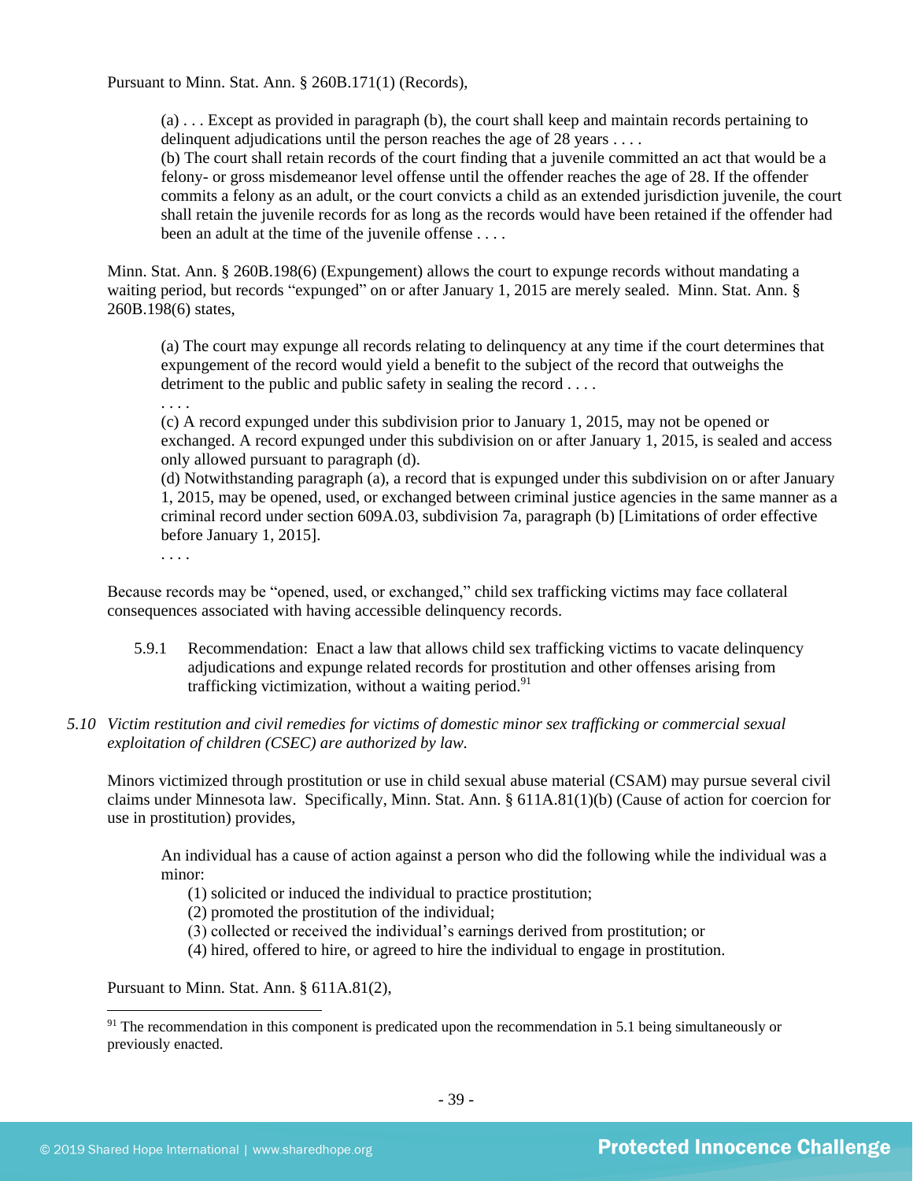Pursuant to Minn. Stat. Ann. § 260B.171(1) (Records),

> (a) . . . Except as provided in paragraph (b), the court shall keep and maintain records pertaining to delinquent adjudications until the person reaches the age of 28 years . . . .
> (b) The court shall retain records of the court finding that a juvenile committed an act that would be a felony- or gross misdemeanor level offense until the offender reaches the age of 28. If the offender commits a felony as an adult, or the court convicts a child as an extended jurisdiction juvenile, the court shall retain the juvenile records for as long as the records would have been retained if the offender had been an adult at the time of the juvenile offense . . . .

Minn. Stat. Ann. § 260B.198(6) (Expungement) allows the court to expunge records without mandating a waiting period, but records "expunged" on or after January 1, 2015 are merely sealed. Minn. Stat. Ann. § 260B.198(6) states,

> (a) The court may expunge all records relating to delinquency at any time if the court determines that expungement of the record would yield a benefit to the subject of the record that outweighs the detriment to the public and public safety in sealing the record . . . .
> . . . .
> (c) A record expunged under this subdivision prior to January 1, 2015, may not be opened or exchanged. A record expunged under this subdivision on or after January 1, 2015, is sealed and access only allowed pursuant to paragraph (d).
> (d) Notwithstanding paragraph (a), a record that is expunged under this subdivision on or after January 1, 2015, may be opened, used, or exchanged between criminal justice agencies in the same manner as a criminal record under section 609A.03, subdivision 7a, paragraph (b) [Limitations of order effective before January 1, 2015].
> . . . .

Because records may be "opened, used, or exchanged," child sex trafficking victims may face collateral consequences associated with having accessible delinquency records.

5.9.1 Recommendation: Enact a law that allows child sex trafficking victims to vacate delinquency adjudications and expunge related records for prostitution and other offenses arising from trafficking victimization, without a waiting period.[91]

*5.10 Victim restitution and civil remedies for victims of domestic minor sex trafficking or commercial sexual exploitation of children (CSEC) are authorized by law.*

Minors victimized through prostitution or use in child sexual abuse material (CSAM) may pursue several civil claims under Minnesota law. Specifically, Minn. Stat. Ann. § 611A.81(1)(b) (Cause of action for coercion for use in prostitution) provides,

> An individual has a cause of action against a person who did the following while the individual was a minor:
> (1) solicited or induced the individual to practice prostitution;
> (2) promoted the prostitution of the individual;
> (3) collected or received the individual's earnings derived from prostitution; or
> (4) hired, offered to hire, or agreed to hire the individual to engage in prostitution.

Pursuant to Minn. Stat. Ann. § 611A.81(2),

[91] The recommendation in this component is predicated upon the recommendation in 5.1 being simultaneously or previously enacted.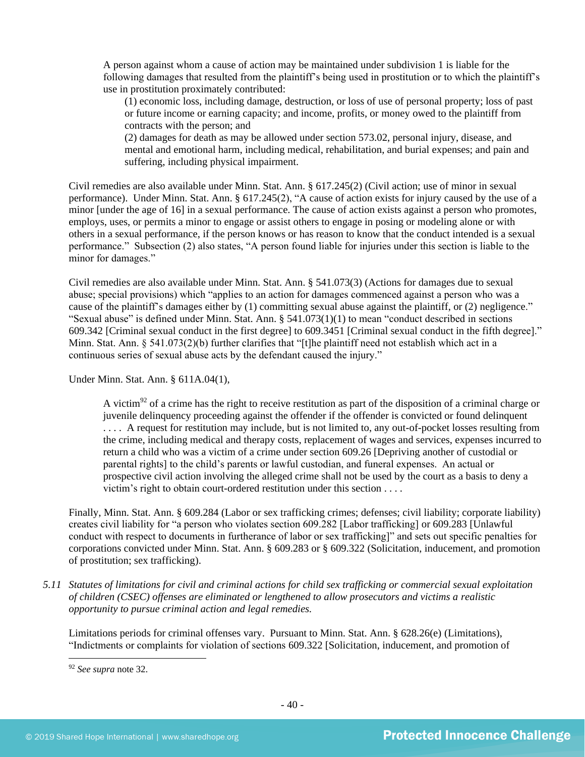> A person against whom a cause of action may be maintained under subdivision 1 is liable for the following damages that resulted from the plaintiff's being used in prostitution or to which the plaintiff's use in prostitution proximately contributed:
>
> > (1) economic loss, including damage, destruction, or loss of use of personal property; loss of past or future income or earning capacity; and income, profits, or money owed to the plaintiff from contracts with the person; and
> >
> > (2) damages for death as may be allowed under section 573.02, personal injury, disease, and mental and emotional harm, including medical, rehabilitation, and burial expenses; and pain and suffering, including physical impairment.

Civil remedies are also available under Minn. Stat. Ann. § 617.245(2) (Civil action; use of minor in sexual performance). Under Minn. Stat. Ann. § 617.245(2), "A cause of action exists for injury caused by the use of a minor [under the age of 16] in a sexual performance. The cause of action exists against a person who promotes, employs, uses, or permits a minor to engage or assist others to engage in posing or modeling alone or with others in a sexual performance, if the person knows or has reason to know that the conduct intended is a sexual performance." Subsection (2) also states, "A person found liable for injuries under this section is liable to the minor for damages."

Civil remedies are also available under Minn. Stat. Ann. § 541.073(3) (Actions for damages due to sexual abuse; special provisions) which "applies to an action for damages commenced against a person who was a cause of the plaintiff's damages either by (1) committing sexual abuse against the plaintiff, or (2) negligence." "Sexual abuse" is defined under Minn. Stat. Ann. § 541.073(1)(1) to mean "conduct described in sections 609.342 [Criminal sexual conduct in the first degree] to 609.3451 [Criminal sexual conduct in the fifth degree]." Minn. Stat. Ann. § 541.073(2)(b) further clarifies that "[t]he plaintiff need not establish which act in a continuous series of sexual abuse acts by the defendant caused the injury."

Under Minn. Stat. Ann. § 611A.04(1),

> A victim[92] of a crime has the right to receive restitution as part of the disposition of a criminal charge or juvenile delinquency proceeding against the offender if the offender is convicted or found delinquent . . . . A request for restitution may include, but is not limited to, any out-of-pocket losses resulting from the crime, including medical and therapy costs, replacement of wages and services, expenses incurred to return a child who was a victim of a crime under section 609.26 [Depriving another of custodial or parental rights] to the child's parents or lawful custodian, and funeral expenses. An actual or prospective civil action involving the alleged crime shall not be used by the court as a basis to deny a victim's right to obtain court-ordered restitution under this section . . . .

Finally, Minn. Stat. Ann. § 609.284 (Labor or sex trafficking crimes; defenses; civil liability; corporate liability) creates civil liability for "a person who violates section 609.282 [Labor trafficking] or 609.283 [Unlawful conduct with respect to documents in furtherance of labor or sex trafficking]" and sets out specific penalties for corporations convicted under Minn. Stat. Ann. § 609.283 or § 609.322 (Solicitation, inducement, and promotion of prostitution; sex trafficking).

*5.11 Statutes of limitations for civil and criminal actions for child sex trafficking or commercial sexual exploitation of children (CSEC) offenses are eliminated or lengthened to allow prosecutors and victims a realistic opportunity to pursue criminal action and legal remedies.*

Limitations periods for criminal offenses vary. Pursuant to Minn. Stat. Ann. § 628.26(e) (Limitations), "Indictments or complaints for violation of sections 609.322 [Solicitation, inducement, and promotion of

---

[92] *See supra* note 32.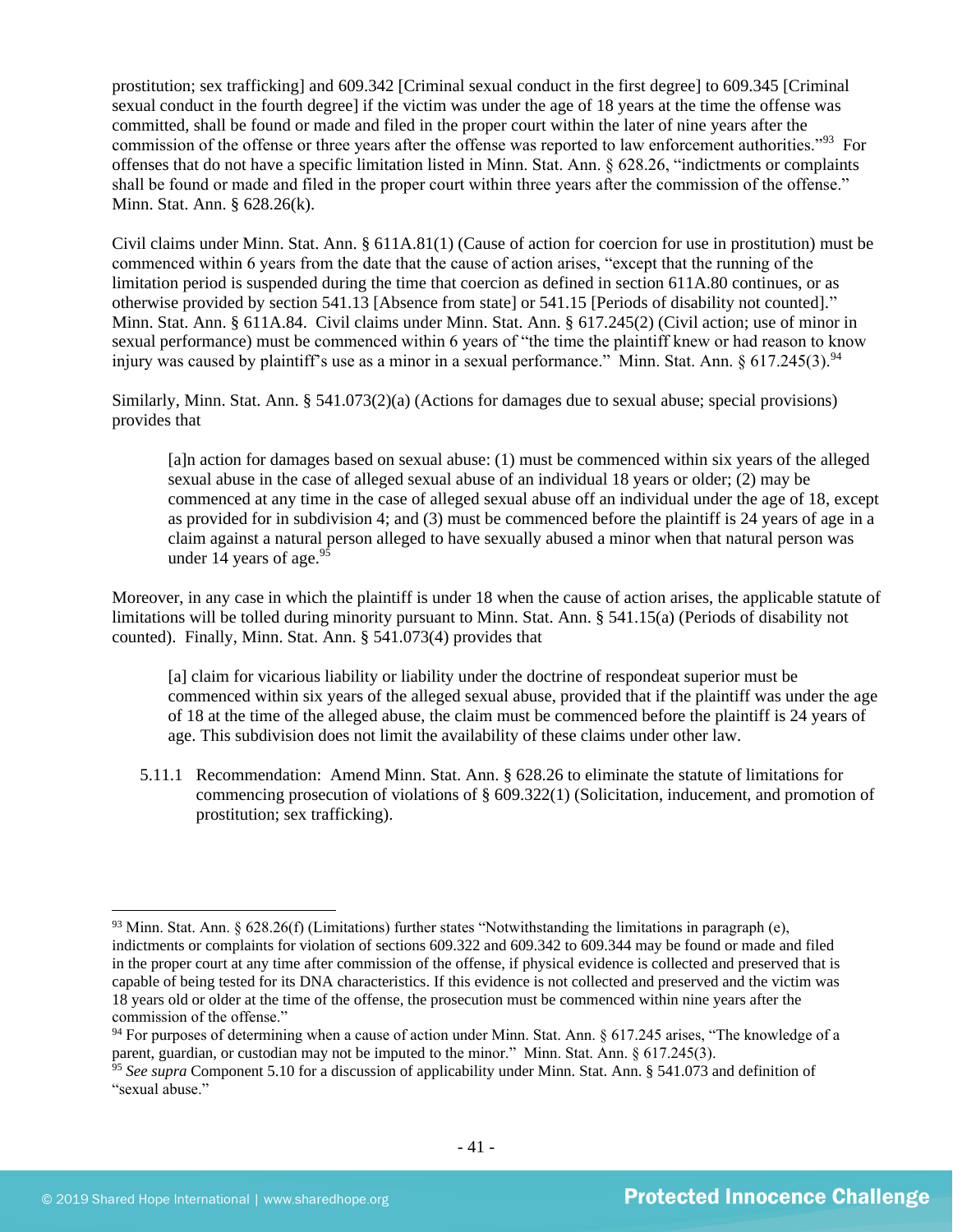prostitution; sex trafficking] and 609.342 [Criminal sexual conduct in the first degree] to 609.345 [Criminal sexual conduct in the fourth degree] if the victim was under the age of 18 years at the time the offense was committed, shall be found or made and filed in the proper court within the later of nine years after the commission of the offense or three years after the offense was reported to law enforcement authorities."[93] For offenses that do not have a specific limitation listed in Minn. Stat. Ann. § 628.26, "indictments or complaints shall be found or made and filed in the proper court within three years after the commission of the offense." Minn. Stat. Ann. § 628.26(k).

Civil claims under Minn. Stat. Ann. § 611A.81(1) (Cause of action for coercion for use in prostitution) must be commenced within 6 years from the date that the cause of action arises, "except that the running of the limitation period is suspended during the time that coercion as defined in section 611A.80 continues, or as otherwise provided by section 541.13 [Absence from state] or 541.15 [Periods of disability not counted]." Minn. Stat. Ann. § 611A.84. Civil claims under Minn. Stat. Ann. § 617.245(2) (Civil action; use of minor in sexual performance) must be commenced within 6 years of "the time the plaintiff knew or had reason to know injury was caused by plaintiff's use as a minor in a sexual performance." Minn. Stat. Ann. § 617.245(3).[94]

Similarly, Minn. Stat. Ann. § 541.073(2)(a) (Actions for damages due to sexual abuse; special provisions) provides that

> [a]n action for damages based on sexual abuse: (1) must be commenced within six years of the alleged sexual abuse in the case of alleged sexual abuse of an individual 18 years or older; (2) may be commenced at any time in the case of alleged sexual abuse off an individual under the age of 18, except as provided for in subdivision 4; and (3) must be commenced before the plaintiff is 24 years of age in a claim against a natural person alleged to have sexually abused a minor when that natural person was under 14 years of age.[95]

Moreover, in any case in which the plaintiff is under 18 when the cause of action arises, the applicable statute of limitations will be tolled during minority pursuant to Minn. Stat. Ann. § 541.15(a) (Periods of disability not counted). Finally, Minn. Stat. Ann. § 541.073(4) provides that

> [a] claim for vicarious liability or liability under the doctrine of respondeat superior must be commenced within six years of the alleged sexual abuse, provided that if the plaintiff was under the age of 18 at the time of the alleged abuse, the claim must be commenced before the plaintiff is 24 years of age. This subdivision does not limit the availability of these claims under other law.

5.11.1 Recommendation: Amend Minn. Stat. Ann. § 628.26 to eliminate the statute of limitations for commencing prosecution of violations of § 609.322(1) (Solicitation, inducement, and promotion of prostitution; sex trafficking).

---

[93] Minn. Stat. Ann. § 628.26(f) (Limitations) further states "Notwithstanding the limitations in paragraph (e), indictments or complaints for violation of sections 609.322 and 609.342 to 609.344 may be found or made and filed in the proper court at any time after commission of the offense, if physical evidence is collected and preserved that is capable of being tested for its DNA characteristics. If this evidence is not collected and preserved and the victim was 18 years old or older at the time of the offense, the prosecution must be commenced within nine years after the commission of the offense."

[94] For purposes of determining when a cause of action under Minn. Stat. Ann. § 617.245 arises, "The knowledge of a parent, guardian, or custodian may not be imputed to the minor." Minn. Stat. Ann. § 617.245(3).

[95] *See supra* Component 5.10 for a discussion of applicability under Minn. Stat. Ann. § 541.073 and definition of "sexual abuse."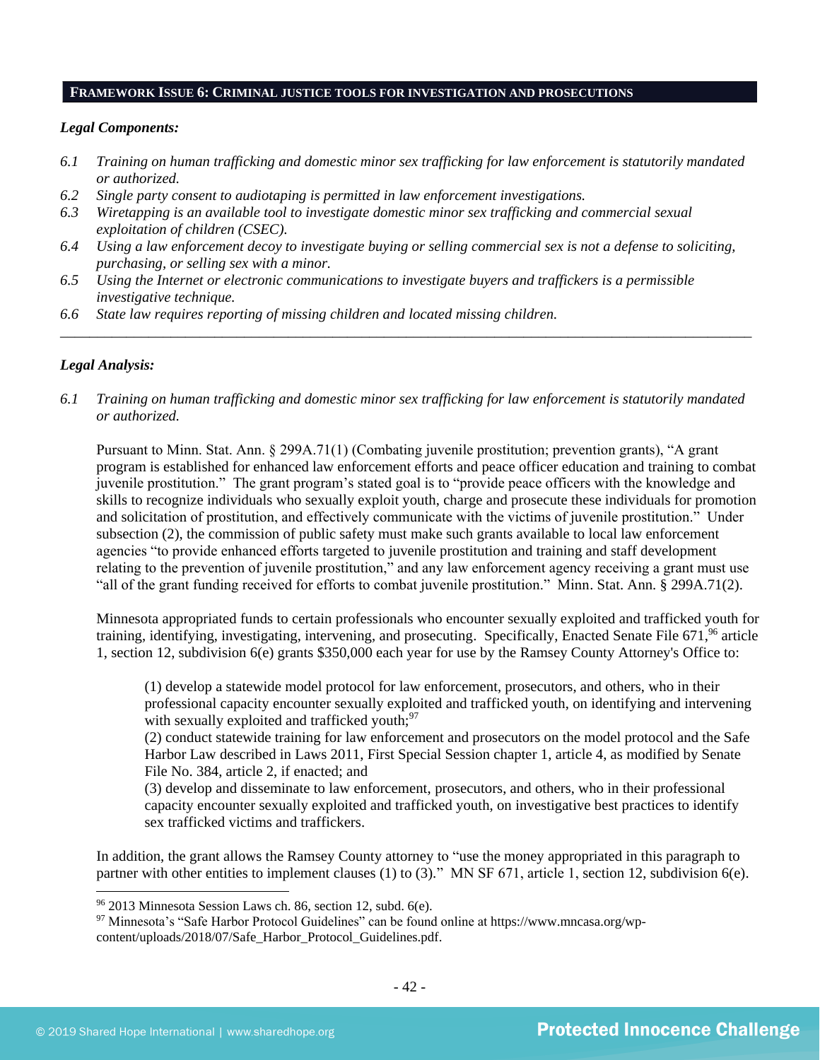## FRAMEWORK ISSUE 6: CRIMINAL JUSTICE TOOLS FOR INVESTIGATION AND PROSECUTIONS

***Legal Components:***

*6.1 Training on human trafficking and domestic minor sex trafficking for law enforcement is statutorily mandated or authorized.*
*6.2 Single party consent to audiotaping is permitted in law enforcement investigations.*
*6.3 Wiretapping is an available tool to investigate domestic minor sex trafficking and commercial sexual exploitation of children (CSEC).*
*6.4 Using a law enforcement decoy to investigate buying or selling commercial sex is not a defense to soliciting, purchasing, or selling sex with a minor.*
*6.5 Using the Internet or electronic communications to investigate buyers and traffickers is a permissible investigative technique.*
*6.6 State law requires reporting of missing children and located missing children.*

---

***Legal Analysis:***

*6.1 Training on human trafficking and domestic minor sex trafficking for law enforcement is statutorily mandated or authorized.*

Pursuant to Minn. Stat. Ann. § 299A.71(1) (Combating juvenile prostitution; prevention grants), "A grant program is established for enhanced law enforcement efforts and peace officer education and training to combat juvenile prostitution." The grant program's stated goal is to "provide peace officers with the knowledge and skills to recognize individuals who sexually exploit youth, charge and prosecute these individuals for promotion and solicitation of prostitution, and effectively communicate with the victims of juvenile prostitution." Under subsection (2), the commission of public safety must make such grants available to local law enforcement agencies "to provide enhanced efforts targeted to juvenile prostitution and training and staff development relating to the prevention of juvenile prostitution," and any law enforcement agency receiving a grant must use "all of the grant funding received for efforts to combat juvenile prostitution." Minn. Stat. Ann. § 299A.71(2).

Minnesota appropriated funds to certain professionals who encounter sexually exploited and trafficked youth for training, identifying, investigating, intervening, and prosecuting. Specifically, Enacted Senate File 671,[96] article 1, section 12, subdivision 6(e) grants $350,000 each year for use by the Ramsey County Attorney's Office to:

> (1) develop a statewide model protocol for law enforcement, prosecutors, and others, who in their professional capacity encounter sexually exploited and trafficked youth, on identifying and intervening with sexually exploited and trafficked youth;[97]
> (2) conduct statewide training for law enforcement and prosecutors on the model protocol and the Safe Harbor Law described in Laws 2011, First Special Session chapter 1, article 4, as modified by Senate File No. 384, article 2, if enacted; and
> (3) develop and disseminate to law enforcement, prosecutors, and others, who in their professional capacity encounter sexually exploited and trafficked youth, on investigative best practices to identify sex trafficked victims and traffickers.

In addition, the grant allows the Ramsey County attorney to "use the money appropriated in this paragraph to partner with other entities to implement clauses (1) to (3)." MN SF 671, article 1, section 12, subdivision 6(e).

---

[96] 2013 Minnesota Session Laws ch. 86, section 12, subd. 6(e).
[97] Minnesota's "Safe Harbor Protocol Guidelines" can be found online at https://www.mncasa.org/wp-content/uploads/2018/07/Safe_Harbor_Protocol_Guidelines.pdf.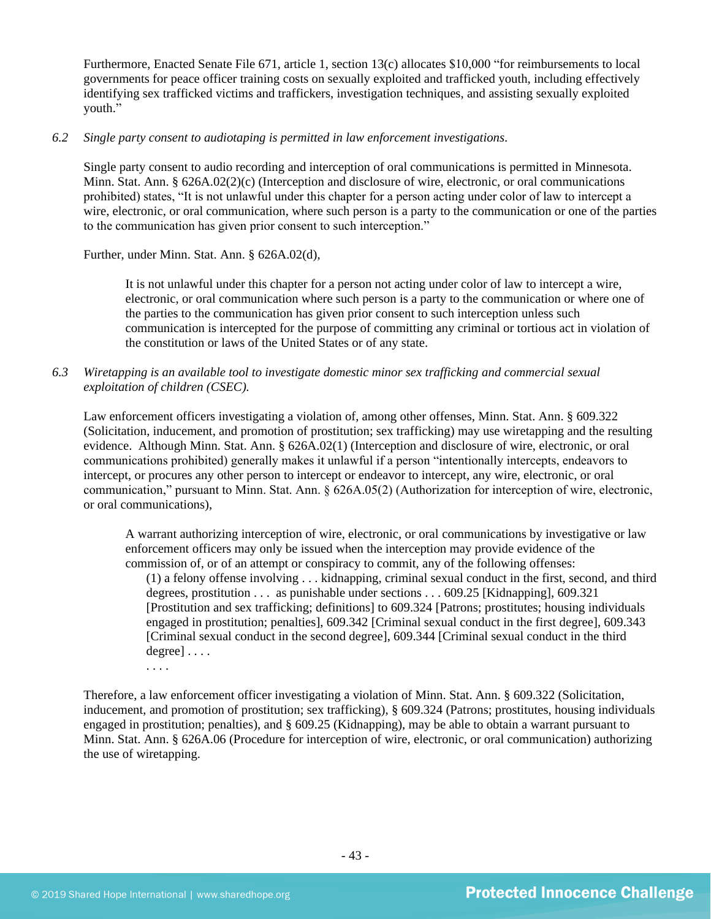Furthermore, Enacted Senate File 671, article 1, section 13(c) allocates $10,000 "for reimbursements to local governments for peace officer training costs on sexually exploited and trafficked youth, including effectively identifying sex trafficked victims and traffickers, investigation techniques, and assisting sexually exploited youth."

*6.2 Single party consent to audiotaping is permitted in law enforcement investigations.*

Single party consent to audio recording and interception of oral communications is permitted in Minnesota. Minn. Stat. Ann. § 626A.02(2)(c) (Interception and disclosure of wire, electronic, or oral communications prohibited) states, "It is not unlawful under this chapter for a person acting under color of law to intercept a wire, electronic, or oral communication, where such person is a party to the communication or one of the parties to the communication has given prior consent to such interception."

Further, under Minn. Stat. Ann. § 626A.02(d),

> It is not unlawful under this chapter for a person not acting under color of law to intercept a wire, electronic, or oral communication where such person is a party to the communication or where one of the parties to the communication has given prior consent to such interception unless such communication is intercepted for the purpose of committing any criminal or tortious act in violation of the constitution or laws of the United States or of any state.

*6.3 Wiretapping is an available tool to investigate domestic minor sex trafficking and commercial sexual exploitation of children (CSEC).*

Law enforcement officers investigating a violation of, among other offenses, Minn. Stat. Ann. § 609.322 (Solicitation, inducement, and promotion of prostitution; sex trafficking) may use wiretapping and the resulting evidence. Although Minn. Stat. Ann. § 626A.02(1) (Interception and disclosure of wire, electronic, or oral communications prohibited) generally makes it unlawful if a person "intentionally intercepts, endeavors to intercept, or procures any other person to intercept or endeavor to intercept, any wire, electronic, or oral communication," pursuant to Minn. Stat. Ann. § 626A.05(2) (Authorization for interception of wire, electronic, or oral communications),

> A warrant authorizing interception of wire, electronic, or oral communications by investigative or law enforcement officers may only be issued when the interception may provide evidence of the commission of, or of an attempt or conspiracy to commit, any of the following offenses:
>
> (1) a felony offense involving . . . kidnapping, criminal sexual conduct in the first, second, and third degrees, prostitution . . . as punishable under sections . . . 609.25 [Kidnapping], 609.321 [Prostitution and sex trafficking; definitions] to 609.324 [Patrons; prostitutes; housing individuals engaged in prostitution; penalties], 609.342 [Criminal sexual conduct in the first degree], 609.343 [Criminal sexual conduct in the second degree], 609.344 [Criminal sexual conduct in the third degree] . . . .
>
> . . . .

Therefore, a law enforcement officer investigating a violation of Minn. Stat. Ann. § 609.322 (Solicitation, inducement, and promotion of prostitution; sex trafficking), § 609.324 (Patrons; prostitutes, housing individuals engaged in prostitution; penalties), and § 609.25 (Kidnapping), may be able to obtain a warrant pursuant to Minn. Stat. Ann. § 626A.06 (Procedure for interception of wire, electronic, or oral communication) authorizing the use of wiretapping.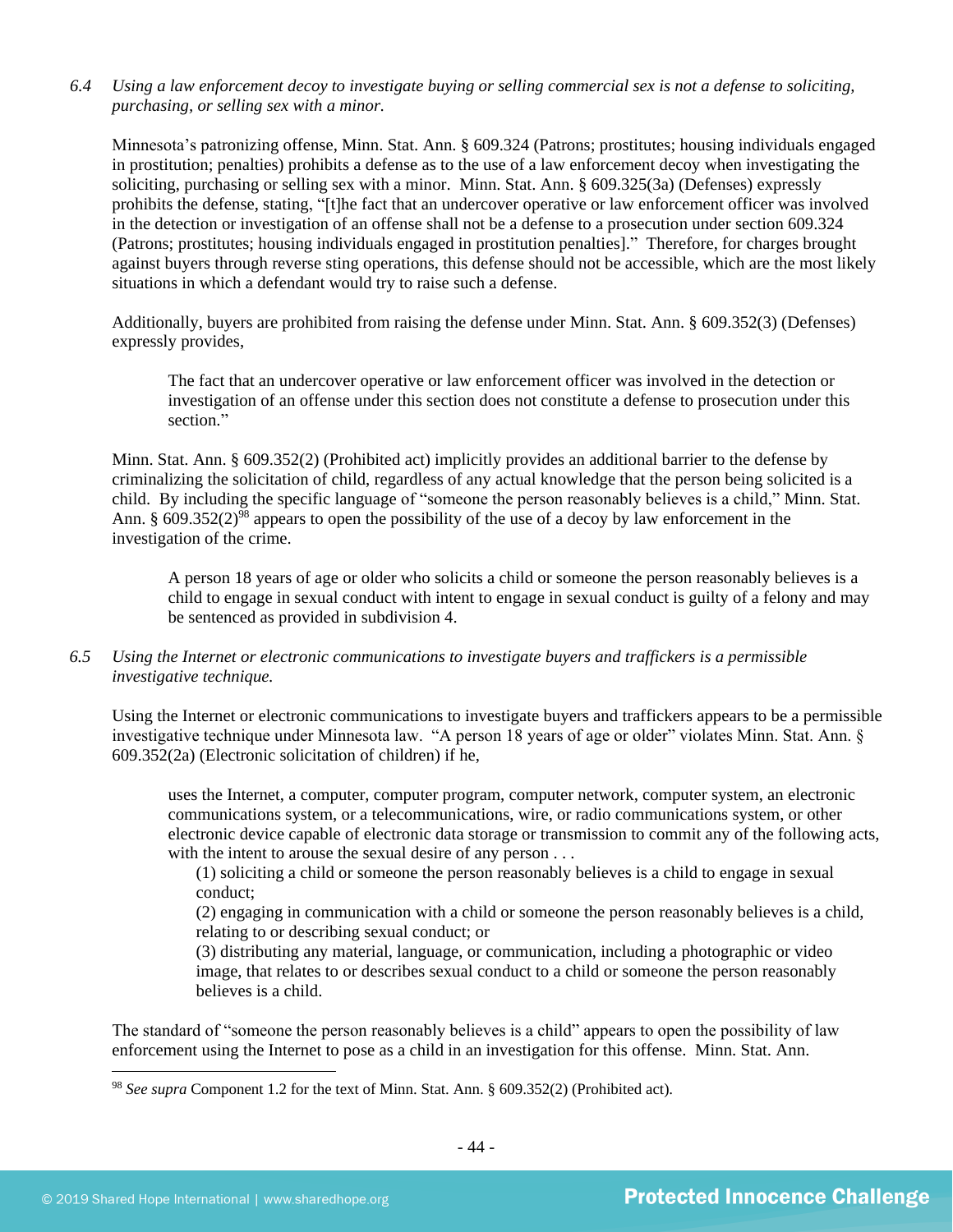*6.4 Using a law enforcement decoy to investigate buying or selling commercial sex is not a defense to soliciting, purchasing, or selling sex with a minor.*

Minnesota's patronizing offense, Minn. Stat. Ann. § 609.324 (Patrons; prostitutes; housing individuals engaged in prostitution; penalties) prohibits a defense as to the use of a law enforcement decoy when investigating the soliciting, purchasing or selling sex with a minor. Minn. Stat. Ann. § 609.325(3a) (Defenses) expressly prohibits the defense, stating, "[t]he fact that an undercover operative or law enforcement officer was involved in the detection or investigation of an offense shall not be a defense to a prosecution under section 609.324 (Patrons; prostitutes; housing individuals engaged in prostitution penalties]." Therefore, for charges brought against buyers through reverse sting operations, this defense should not be accessible, which are the most likely situations in which a defendant would try to raise such a defense.

Additionally, buyers are prohibited from raising the defense under Minn. Stat. Ann. § 609.352(3) (Defenses) expressly provides,

> The fact that an undercover operative or law enforcement officer was involved in the detection or investigation of an offense under this section does not constitute a defense to prosecution under this section."

Minn. Stat. Ann. § 609.352(2) (Prohibited act) implicitly provides an additional barrier to the defense by criminalizing the solicitation of child, regardless of any actual knowledge that the person being solicited is a child. By including the specific language of "someone the person reasonably believes is a child," Minn. Stat. Ann. § 609.352(2)[98] appears to open the possibility of the use of a decoy by law enforcement in the investigation of the crime.

> A person 18 years of age or older who solicits a child or someone the person reasonably believes is a child to engage in sexual conduct with intent to engage in sexual conduct is guilty of a felony and may be sentenced as provided in subdivision 4.

*6.5 Using the Internet or electronic communications to investigate buyers and traffickers is a permissible investigative technique.*

Using the Internet or electronic communications to investigate buyers and traffickers appears to be a permissible investigative technique under Minnesota law. "A person 18 years of age or older" violates Minn. Stat. Ann. § 609.352(2a) (Electronic solicitation of children) if he,

> uses the Internet, a computer, computer program, computer network, computer system, an electronic communications system, or a telecommunications, wire, or radio communications system, or other electronic device capable of electronic data storage or transmission to commit any of the following acts, with the intent to arouse the sexual desire of any person . . .
>
> (1) soliciting a child or someone the person reasonably believes is a child to engage in sexual conduct;
>
> (2) engaging in communication with a child or someone the person reasonably believes is a child, relating to or describing sexual conduct; or
>
> (3) distributing any material, language, or communication, including a photographic or video image, that relates to or describes sexual conduct to a child or someone the person reasonably believes is a child.

The standard of "someone the person reasonably believes is a child" appears to open the possibility of law enforcement using the Internet to pose as a child in an investigation for this offense. Minn. Stat. Ann.

---

[98] *See supra* Component 1.2 for the text of Minn. Stat. Ann. § 609.352(2) (Prohibited act).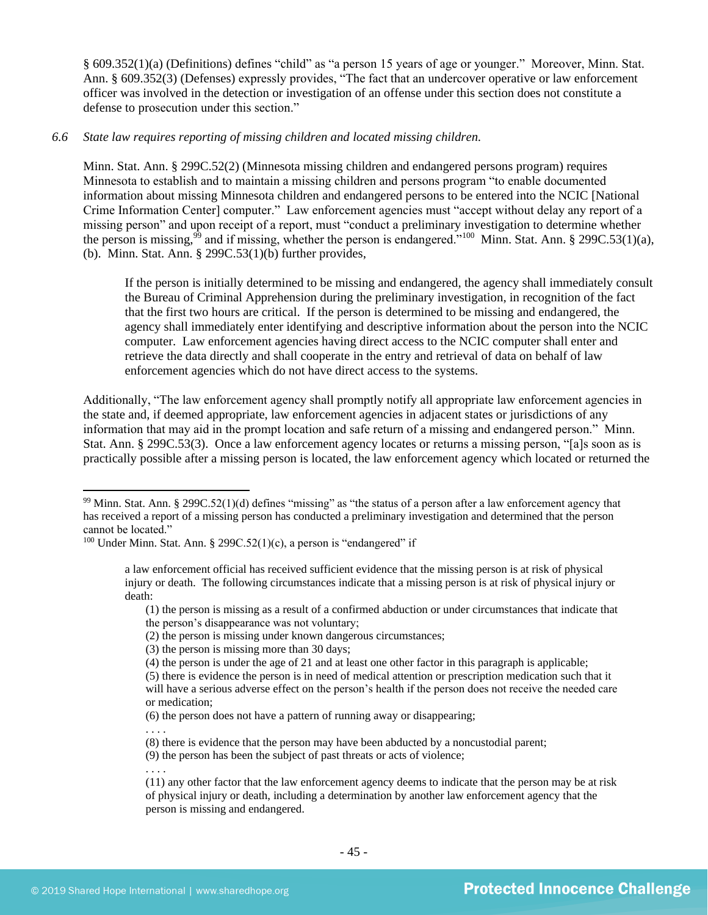§ 609.352(1)(a) (Definitions) defines "child" as "a person 15 years of age or younger." Moreover, Minn. Stat. Ann. § 609.352(3) (Defenses) expressly provides, "The fact that an undercover operative or law enforcement officer was involved in the detection or investigation of an offense under this section does not constitute a defense to prosecution under this section."

*6.6 State law requires reporting of missing children and located missing children.*

Minn. Stat. Ann. § 299C.52(2) (Minnesota missing children and endangered persons program) requires Minnesota to establish and to maintain a missing children and persons program "to enable documented information about missing Minnesota children and endangered persons to be entered into the NCIC [National Crime Information Center] computer." Law enforcement agencies must "accept without delay any report of a missing person" and upon receipt of a report, must "conduct a preliminary investigation to determine whether the person is missing,[99] and if missing, whether the person is endangered."[100] Minn. Stat. Ann. § 299C.53(1)(a), (b). Minn. Stat. Ann. § 299C.53(1)(b) further provides,

> If the person is initially determined to be missing and endangered, the agency shall immediately consult the Bureau of Criminal Apprehension during the preliminary investigation, in recognition of the fact that the first two hours are critical. If the person is determined to be missing and endangered, the agency shall immediately enter identifying and descriptive information about the person into the NCIC computer. Law enforcement agencies having direct access to the NCIC computer shall enter and retrieve the data directly and shall cooperate in the entry and retrieval of data on behalf of law enforcement agencies which do not have direct access to the systems.

Additionally, "The law enforcement agency shall promptly notify all appropriate law enforcement agencies in the state and, if deemed appropriate, law enforcement agencies in adjacent states or jurisdictions of any information that may aid in the prompt location and safe return of a missing and endangered person." Minn. Stat. Ann. § 299C.53(3). Once a law enforcement agency locates or returns a missing person, "[a]s soon as is practically possible after a missing person is located, the law enforcement agency which located or returned the

---

[99] Minn. Stat. Ann. § 299C.52(1)(d) defines "missing" as "the status of a person after a law enforcement agency that has received a report of a missing person has conducted a preliminary investigation and determined that the person cannot be located."

[100] Under Minn. Stat. Ann. § 299C.52(1)(c), a person is "endangered" if

> a law enforcement official has received sufficient evidence that the missing person is at risk of physical injury or death. The following circumstances indicate that a missing person is at risk of physical injury or death:
>
> (1) the person is missing as a result of a confirmed abduction or under circumstances that indicate that the person's disappearance was not voluntary;
> (2) the person is missing under known dangerous circumstances;
> (3) the person is missing more than 30 days;
> (4) the person is under the age of 21 and at least one other factor in this paragraph is applicable;
> (5) there is evidence the person is in need of medical attention or prescription medication such that it will have a serious adverse effect on the person's health if the person does not receive the needed care or medication;
> (6) the person does not have a pattern of running away or disappearing;
> . . . .
> (8) there is evidence that the person may have been abducted by a noncustodial parent;
> (9) the person has been the subject of past threats or acts of violence;
> . . . .
> (11) any other factor that the law enforcement agency deems to indicate that the person may be at risk of physical injury or death, including a determination by another law enforcement agency that the person is missing and endangered.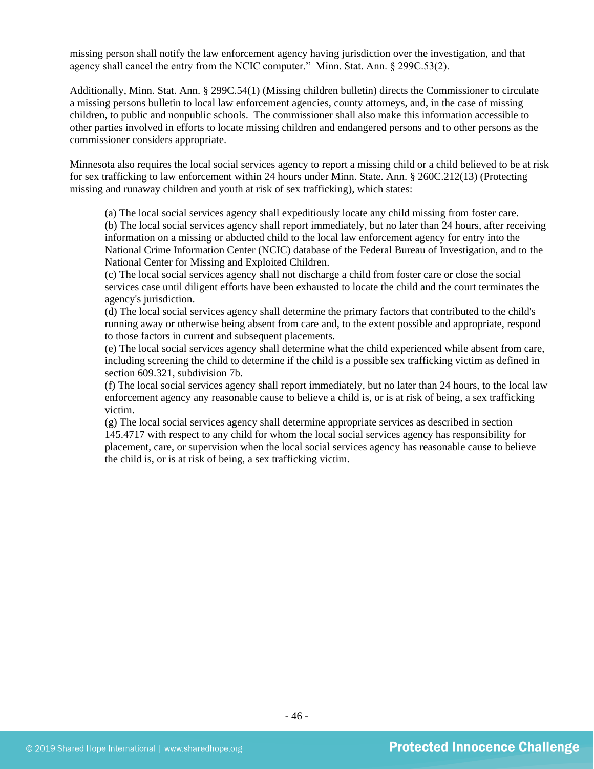missing person shall notify the law enforcement agency having jurisdiction over the investigation, and that agency shall cancel the entry from the NCIC computer." Minn. Stat. Ann. § 299C.53(2).

Additionally, Minn. Stat. Ann. § 299C.54(1) (Missing children bulletin) directs the Commissioner to circulate a missing persons bulletin to local law enforcement agencies, county attorneys, and, in the case of missing children, to public and nonpublic schools. The commissioner shall also make this information accessible to other parties involved in efforts to locate missing children and endangered persons and to other persons as the commissioner considers appropriate.

Minnesota also requires the local social services agency to report a missing child or a child believed to be at risk for sex trafficking to law enforcement within 24 hours under Minn. State. Ann. § 260C.212(13) (Protecting missing and runaway children and youth at risk of sex trafficking), which states:

> (a) The local social services agency shall expeditiously locate any child missing from foster care.
> (b) The local social services agency shall report immediately, but no later than 24 hours, after receiving information on a missing or abducted child to the local law enforcement agency for entry into the National Crime Information Center (NCIC) database of the Federal Bureau of Investigation, and to the National Center for Missing and Exploited Children.
> (c) The local social services agency shall not discharge a child from foster care or close the social services case until diligent efforts have been exhausted to locate the child and the court terminates the agency's jurisdiction.
> (d) The local social services agency shall determine the primary factors that contributed to the child's running away or otherwise being absent from care and, to the extent possible and appropriate, respond to those factors in current and subsequent placements.
> (e) The local social services agency shall determine what the child experienced while absent from care, including screening the child to determine if the child is a possible sex trafficking victim as defined in section 609.321, subdivision 7b.
> (f) The local social services agency shall report immediately, but no later than 24 hours, to the local law enforcement agency any reasonable cause to believe a child is, or is at risk of being, a sex trafficking victim.
> (g) The local social services agency shall determine appropriate services as described in section 145.4717 with respect to any child for whom the local social services agency has responsibility for placement, care, or supervision when the local social services agency has reasonable cause to believe the child is, or is at risk of being, a sex trafficking victim.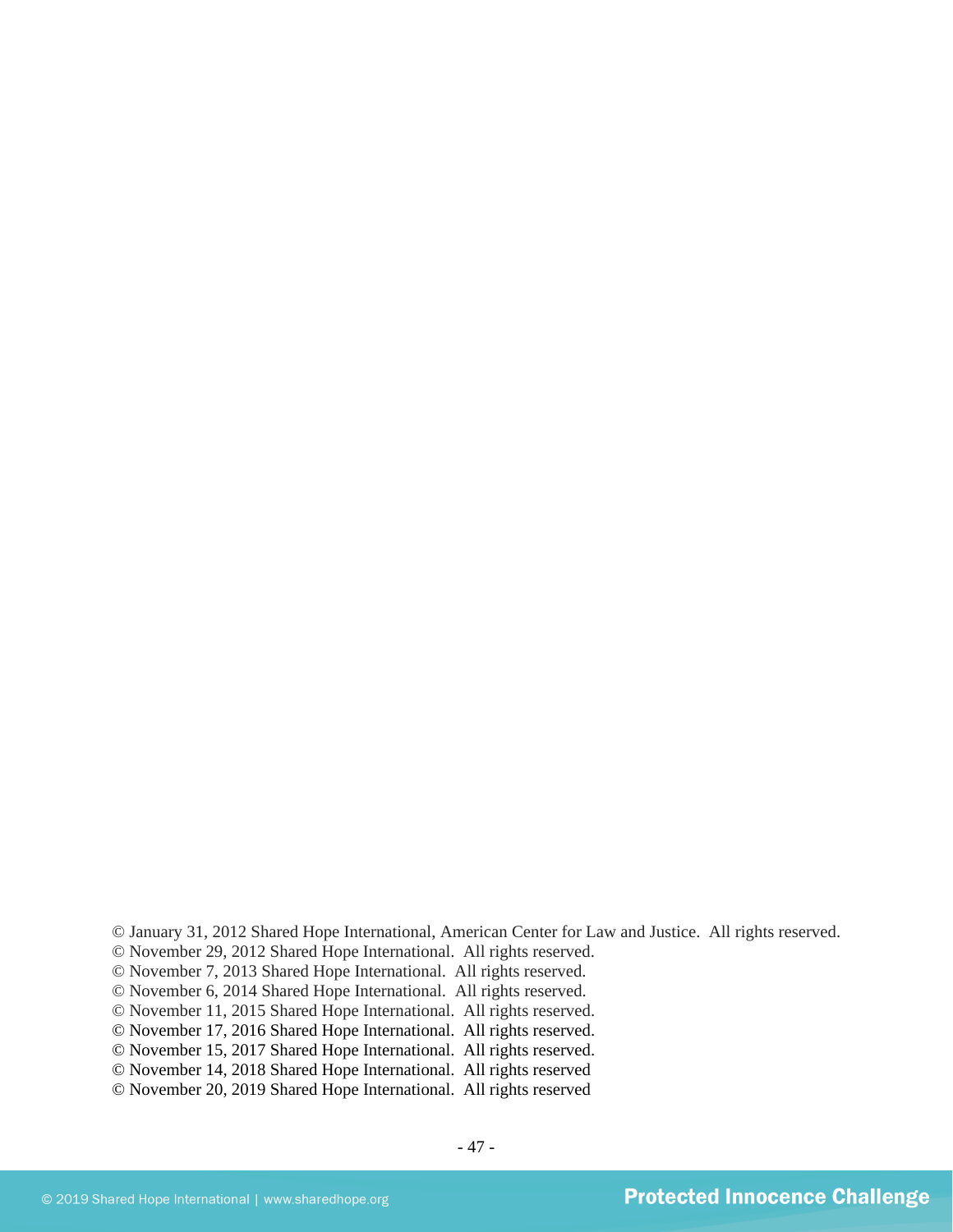© January 31, 2012 Shared Hope International, American Center for Law and Justice. All rights reserved.
© November 29, 2012 Shared Hope International. All rights reserved.
© November 7, 2013 Shared Hope International. All rights reserved.
© November 6, 2014 Shared Hope International. All rights reserved.
© November 11, 2015 Shared Hope International. All rights reserved.
© November 17, 2016 Shared Hope International. All rights reserved.
© November 15, 2017 Shared Hope International. All rights reserved.
© November 14, 2018 Shared Hope International. All rights reserved
© November 20, 2019 Shared Hope International. All rights reserved